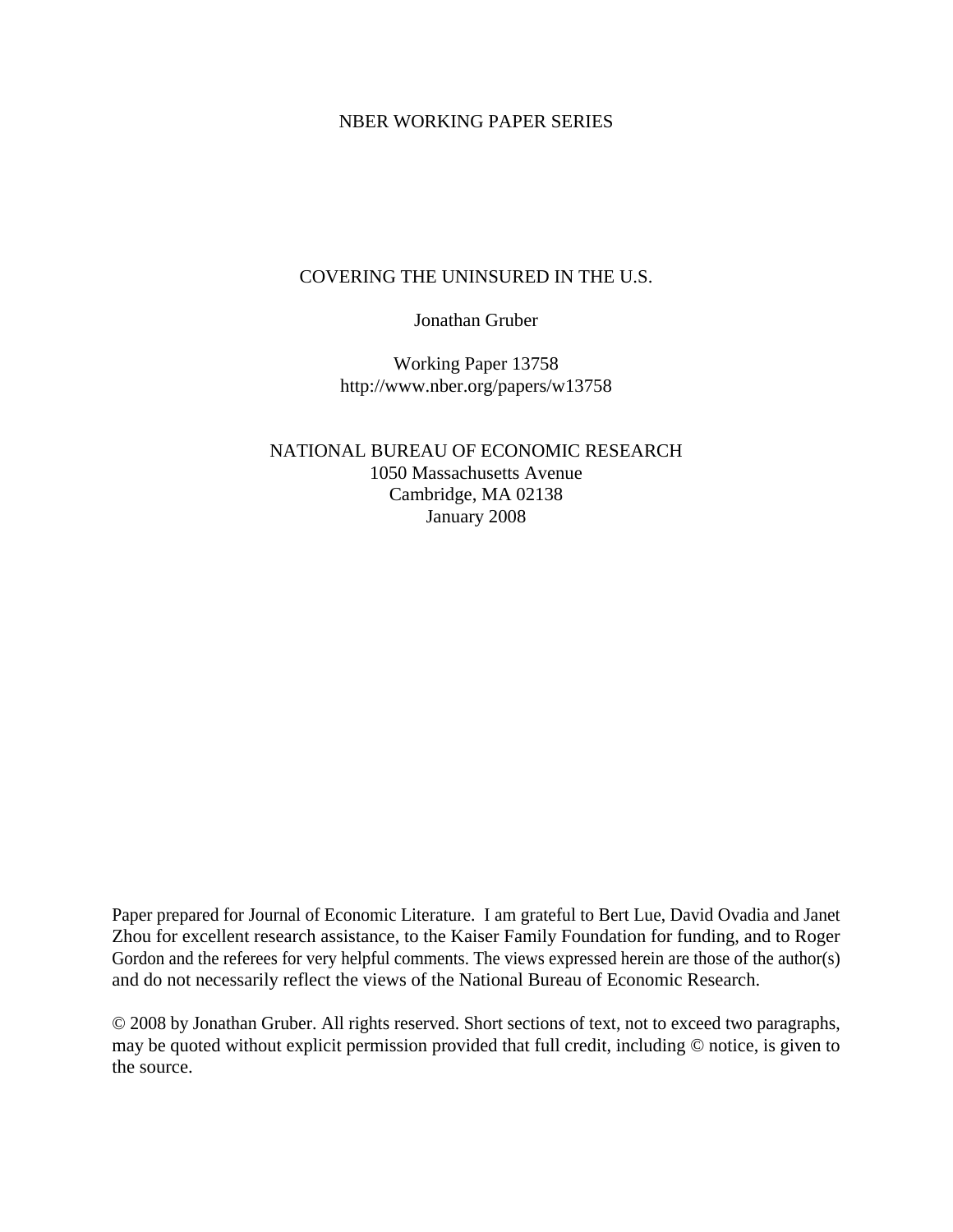NBER WORKING PAPER SERIES

# COVERING THE UNINSURED IN THE U.S.

Jonathan Gruber

Working Paper 13758
http://www.nber.org/papers/w13758

NATIONAL BUREAU OF ECONOMIC RESEARCH
1050 Massachusetts Avenue
Cambridge, MA 02138
January 2008

Paper prepared for Journal of Economic Literature. I am grateful to Bert Lue, David Ovadia and Janet Zhou for excellent research assistance, to the Kaiser Family Foundation for funding, and to Roger Gordon and the referees for very helpful comments. The views expressed herein are those of the author(s) and do not necessarily reflect the views of the National Bureau of Economic Research.

© 2008 by Jonathan Gruber. All rights reserved. Short sections of text, not to exceed two paragraphs, may be quoted without explicit permission provided that full credit, including © notice, is given to the source.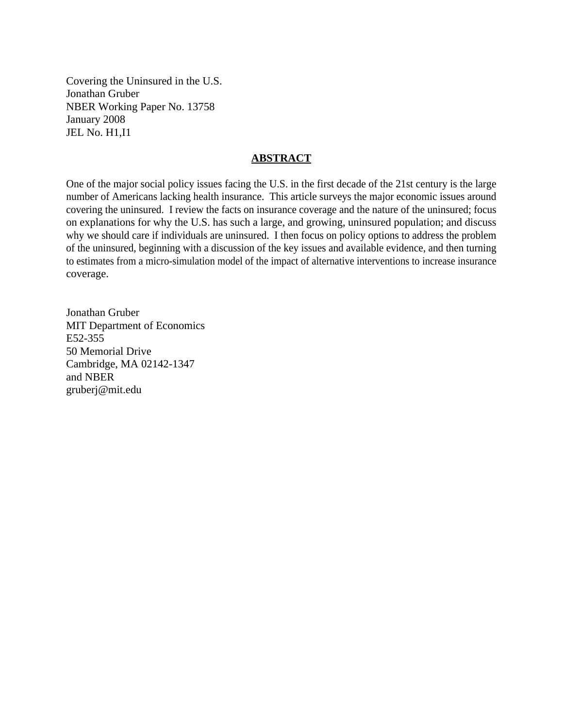Covering the Uninsured in the U.S.
Jonathan Gruber
NBER Working Paper No. 13758
January 2008
JEL No. H1,I1

## ABSTRACT

One of the major social policy issues facing the U.S. in the first decade of the 21st century is the large number of Americans lacking health insurance. This article surveys the major economic issues around covering the uninsured. I review the facts on insurance coverage and the nature of the uninsured; focus on explanations for why the U.S. has such a large, and growing, uninsured population; and discuss why we should care if individuals are uninsured. I then focus on policy options to address the problem of the uninsured, beginning with a discussion of the key issues and available evidence, and then turning to estimates from a micro-simulation model of the impact of alternative interventions to increase insurance coverage.

Jonathan Gruber
MIT Department of Economics
E52-355
50 Memorial Drive
Cambridge, MA 02142-1347
and NBER
gruberj@mit.edu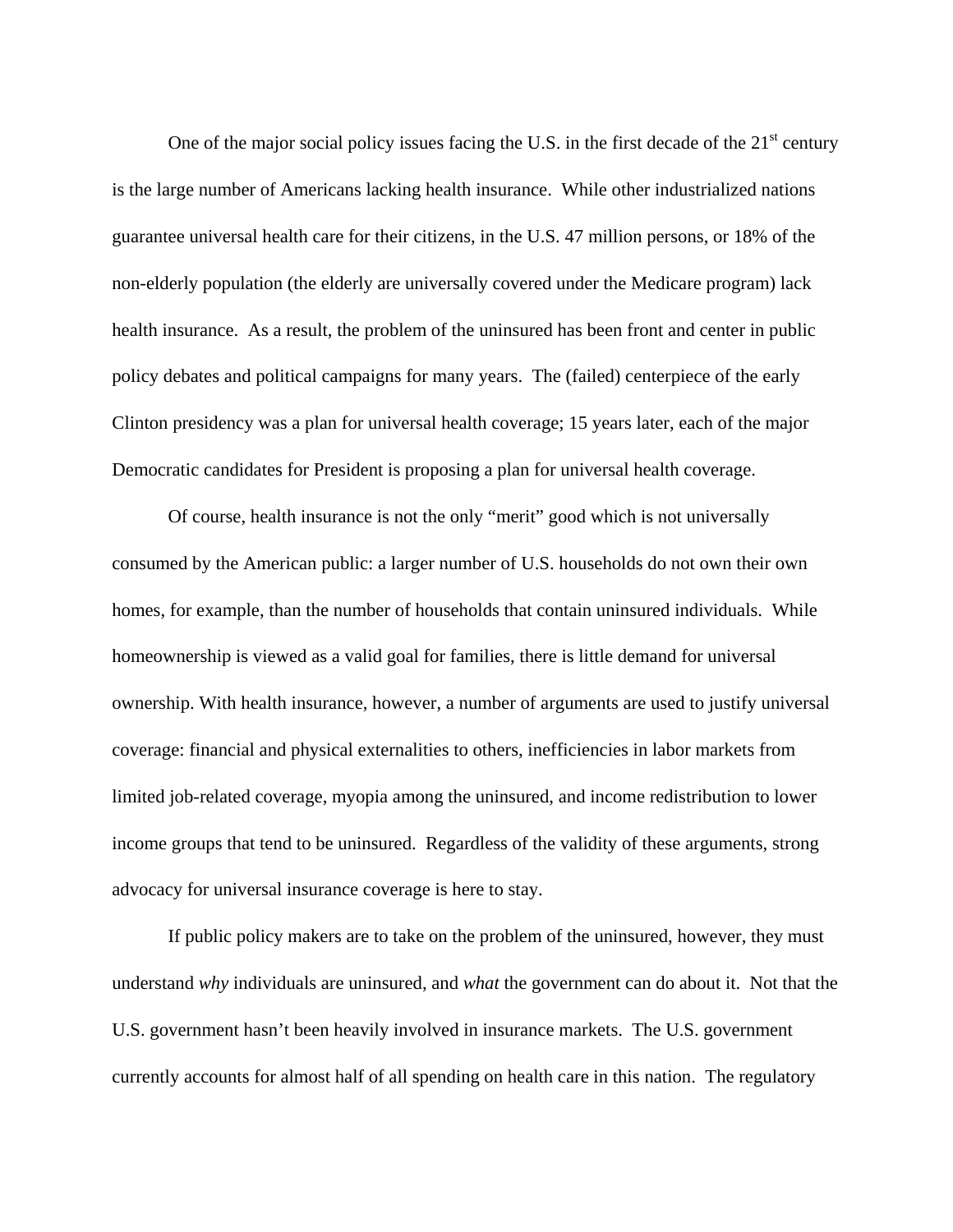One of the major social policy issues facing the U.S. in the first decade of the 21st century is the large number of Americans lacking health insurance. While other industrialized nations guarantee universal health care for their citizens, in the U.S. 47 million persons, or 18% of the non-elderly population (the elderly are universally covered under the Medicare program) lack health insurance. As a result, the problem of the uninsured has been front and center in public policy debates and political campaigns for many years. The (failed) centerpiece of the early Clinton presidency was a plan for universal health coverage; 15 years later, each of the major Democratic candidates for President is proposing a plan for universal health coverage.

Of course, health insurance is not the only "merit" good which is not universally consumed by the American public: a larger number of U.S. households do not own their own homes, for example, than the number of households that contain uninsured individuals. While homeownership is viewed as a valid goal for families, there is little demand for universal ownership. With health insurance, however, a number of arguments are used to justify universal coverage: financial and physical externalities to others, inefficiencies in labor markets from limited job-related coverage, myopia among the uninsured, and income redistribution to lower income groups that tend to be uninsured. Regardless of the validity of these arguments, strong advocacy for universal insurance coverage is here to stay.

If public policy makers are to take on the problem of the uninsured, however, they must understand *why* individuals are uninsured, and *what* the government can do about it. Not that the U.S. government hasn't been heavily involved in insurance markets. The U.S. government currently accounts for almost half of all spending on health care in this nation. The regulatory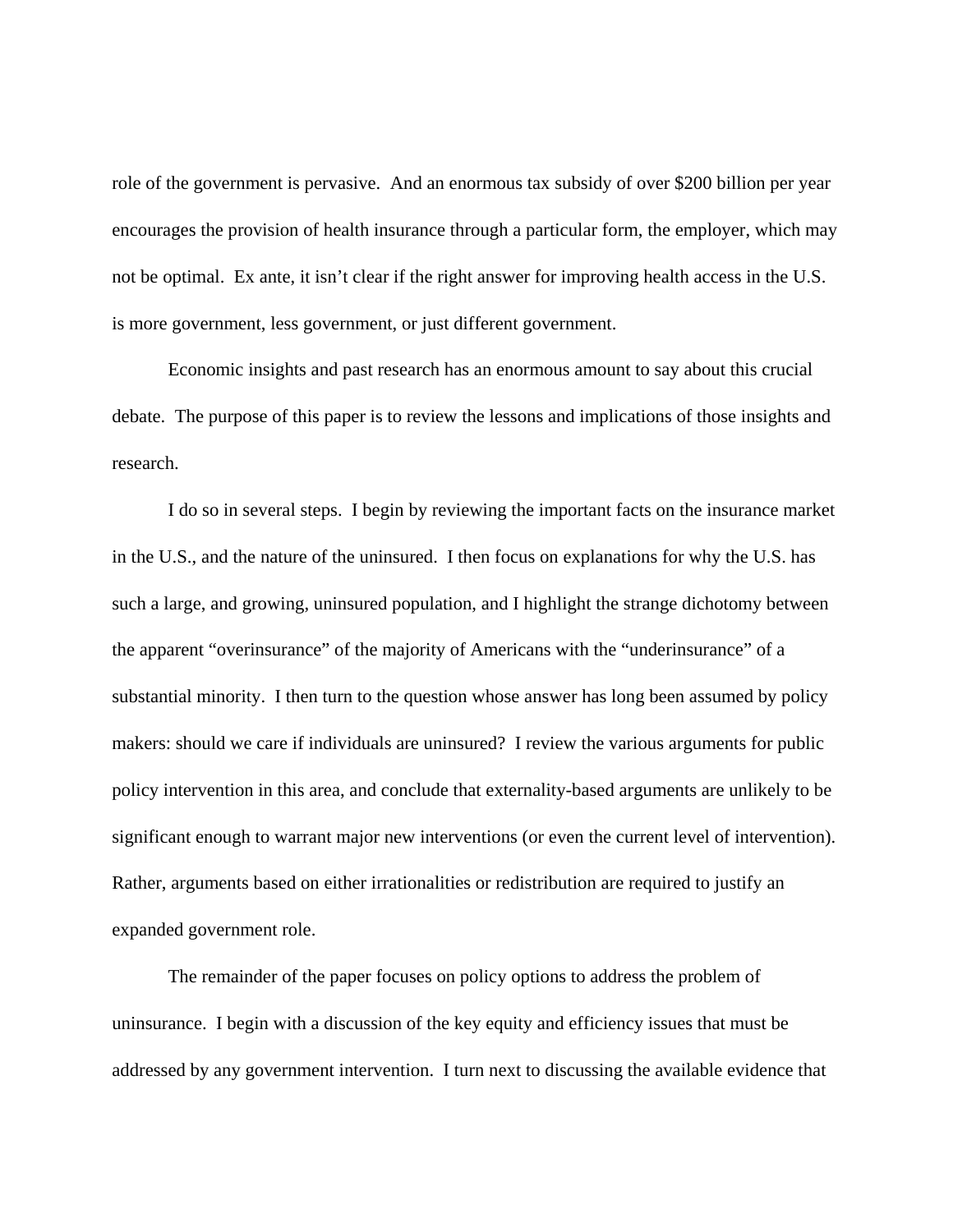role of the government is pervasive. And an enormous tax subsidy of over $200 billion per year encourages the provision of health insurance through a particular form, the employer, which may not be optimal. Ex ante, it isn't clear if the right answer for improving health access in the U.S. is more government, less government, or just different government.

Economic insights and past research has an enormous amount to say about this crucial debate. The purpose of this paper is to review the lessons and implications of those insights and research.

I do so in several steps. I begin by reviewing the important facts on the insurance market in the U.S., and the nature of the uninsured. I then focus on explanations for why the U.S. has such a large, and growing, uninsured population, and I highlight the strange dichotomy between the apparent "overinsurance" of the majority of Americans with the "underinsurance" of a substantial minority. I then turn to the question whose answer has long been assumed by policy makers: should we care if individuals are uninsured? I review the various arguments for public policy intervention in this area, and conclude that externality-based arguments are unlikely to be significant enough to warrant major new interventions (or even the current level of intervention). Rather, arguments based on either irrationalities or redistribution are required to justify an expanded government role.

The remainder of the paper focuses on policy options to address the problem of uninsurance. I begin with a discussion of the key equity and efficiency issues that must be addressed by any government intervention. I turn next to discussing the available evidence that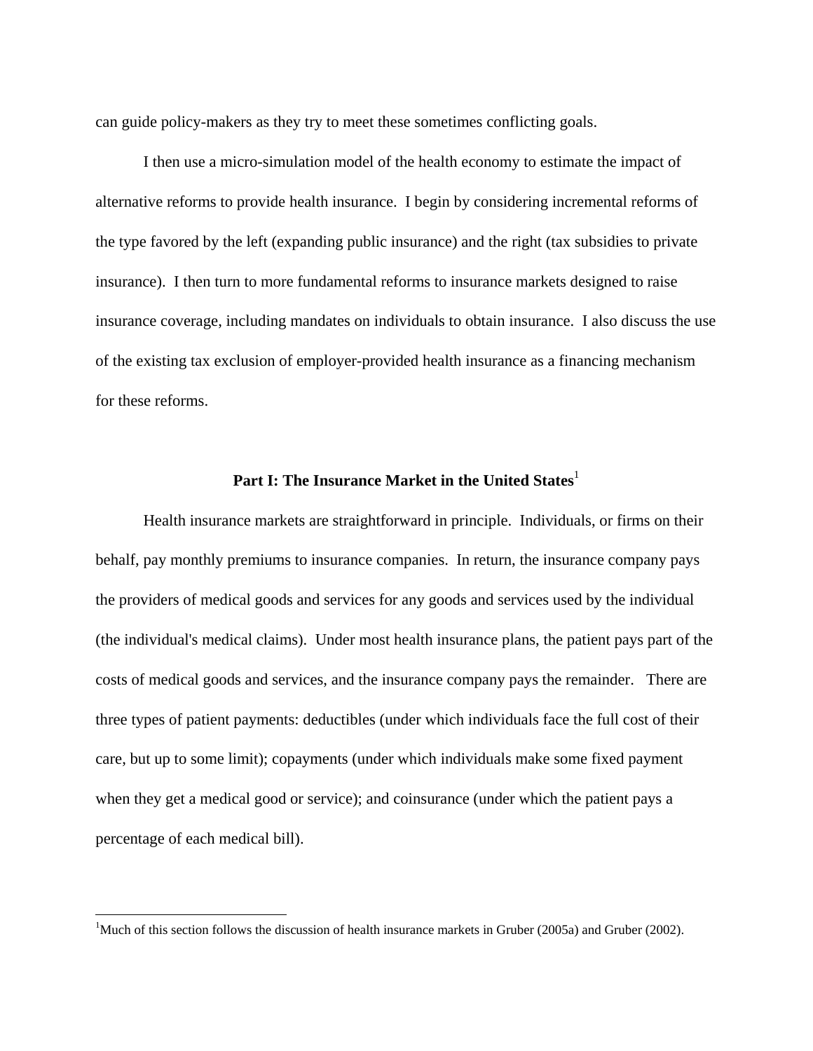can guide policy-makers as they try to meet these sometimes conflicting goals.

I then use a micro-simulation model of the health economy to estimate the impact of alternative reforms to provide health insurance. I begin by considering incremental reforms of the type favored by the left (expanding public insurance) and the right (tax subsidies to private insurance). I then turn to more fundamental reforms to insurance markets designed to raise insurance coverage, including mandates on individuals to obtain insurance. I also discuss the use of the existing tax exclusion of employer-provided health insurance as a financing mechanism for these reforms.

## Part I: The Insurance Market in the United States[1]

Health insurance markets are straightforward in principle. Individuals, or firms on their behalf, pay monthly premiums to insurance companies. In return, the insurance company pays the providers of medical goods and services for any goods and services used by the individual (the individual's medical claims). Under most health insurance plans, the patient pays part of the costs of medical goods and services, and the insurance company pays the remainder. There are three types of patient payments: deductibles (under which individuals face the full cost of their care, but up to some limit); copayments (under which individuals make some fixed payment when they get a medical good or service); and coinsurance (under which the patient pays a percentage of each medical bill).

---

[1]Much of this section follows the discussion of health insurance markets in Gruber (2005a) and Gruber (2002).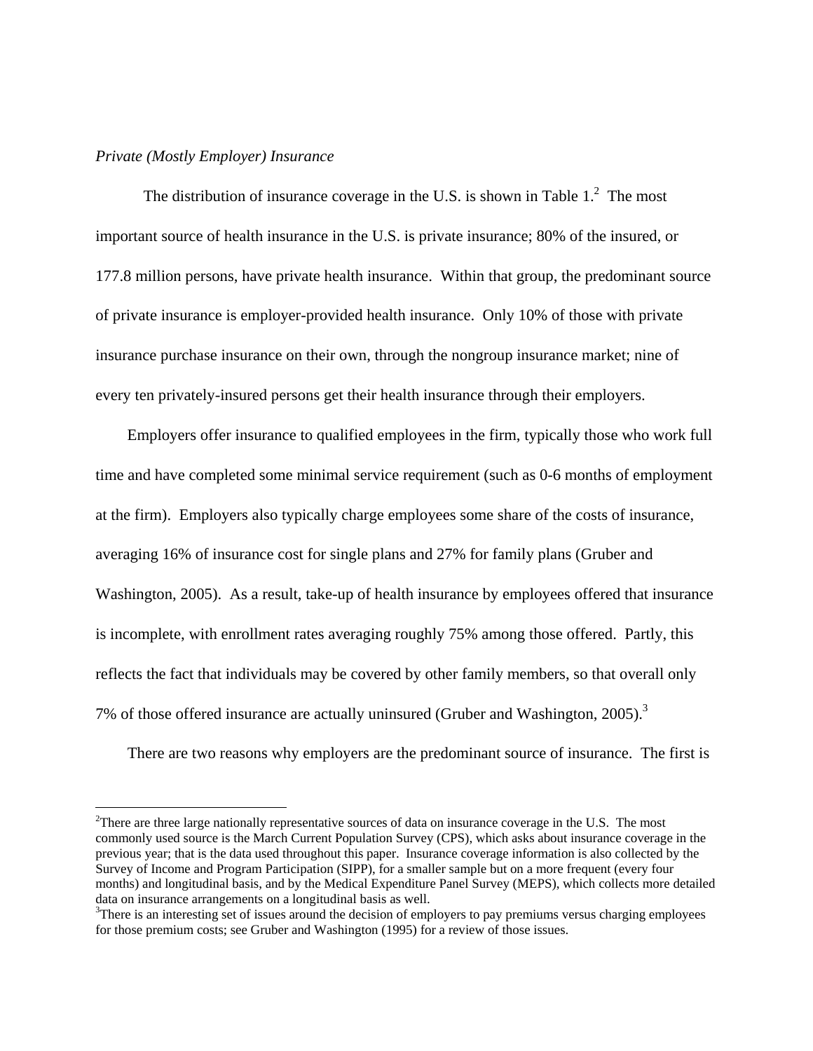*Private (Mostly Employer) Insurance*

The distribution of insurance coverage in the U.S. is shown in Table 1.[2] The most important source of health insurance in the U.S. is private insurance; 80% of the insured, or 177.8 million persons, have private health insurance. Within that group, the predominant source of private insurance is employer-provided health insurance. Only 10% of those with private insurance purchase insurance on their own, through the nongroup insurance market; nine of every ten privately-insured persons get their health insurance through their employers.

Employers offer insurance to qualified employees in the firm, typically those who work full time and have completed some minimal service requirement (such as 0-6 months of employment at the firm). Employers also typically charge employees some share of the costs of insurance, averaging 16% of insurance cost for single plans and 27% for family plans (Gruber and Washington, 2005). As a result, take-up of health insurance by employees offered that insurance is incomplete, with enrollment rates averaging roughly 75% among those offered. Partly, this reflects the fact that individuals may be covered by other family members, so that overall only 7% of those offered insurance are actually uninsured (Gruber and Washington, 2005).[3]

There are two reasons why employers are the predominant source of insurance. The first is

---

[2]There are three large nationally representative sources of data on insurance coverage in the U.S. The most commonly used source is the March Current Population Survey (CPS), which asks about insurance coverage in the previous year; that is the data used throughout this paper. Insurance coverage information is also collected by the Survey of Income and Program Participation (SIPP), for a smaller sample but on a more frequent (every four months) and longitudinal basis, and by the Medical Expenditure Panel Survey (MEPS), which collects more detailed data on insurance arrangements on a longitudinal basis as well.

[3]There is an interesting set of issues around the decision of employers to pay premiums versus charging employees for those premium costs; see Gruber and Washington (1995) for a review of those issues.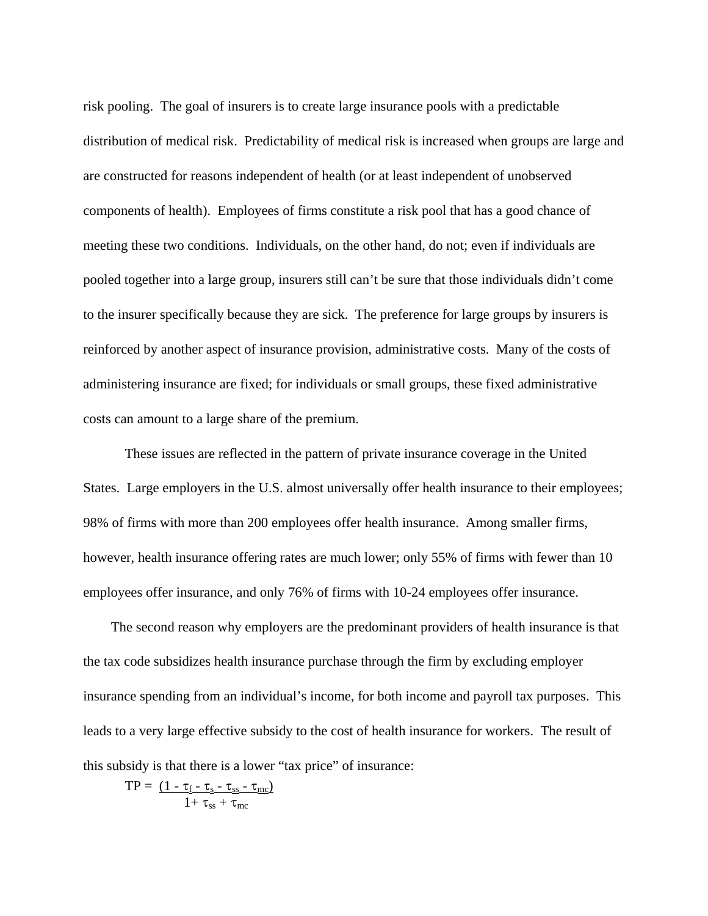risk pooling. The goal of insurers is to create large insurance pools with a predictable distribution of medical risk. Predictability of medical risk is increased when groups are large and are constructed for reasons independent of health (or at least independent of unobserved components of health). Employees of firms constitute a risk pool that has a good chance of meeting these two conditions. Individuals, on the other hand, do not; even if individuals are pooled together into a large group, insurers still can't be sure that those individuals didn't come to the insurer specifically because they are sick. The preference for large groups by insurers is reinforced by another aspect of insurance provision, administrative costs. Many of the costs of administering insurance are fixed; for individuals or small groups, these fixed administrative costs can amount to a large share of the premium.

These issues are reflected in the pattern of private insurance coverage in the United States. Large employers in the U.S. almost universally offer health insurance to their employees; 98% of firms with more than 200 employees offer health insurance. Among smaller firms, however, health insurance offering rates are much lower; only 55% of firms with fewer than 10 employees offer insurance, and only 76% of firms with 10-24 employees offer insurance.

The second reason why employers are the predominant providers of health insurance is that the tax code subsidizes health insurance purchase through the firm by excluding employer insurance spending from an individual's income, for both income and payroll tax purposes. This leads to a very large effective subsidy to the cost of health insurance for workers. The result of this subsidy is that there is a lower "tax price" of insurance:

$$TP = \frac{(1 - \tau_f - \tau_s - \tau_{ss} - \tau_{mc})}{1 + \tau_{ss} + \tau_{mc}}$$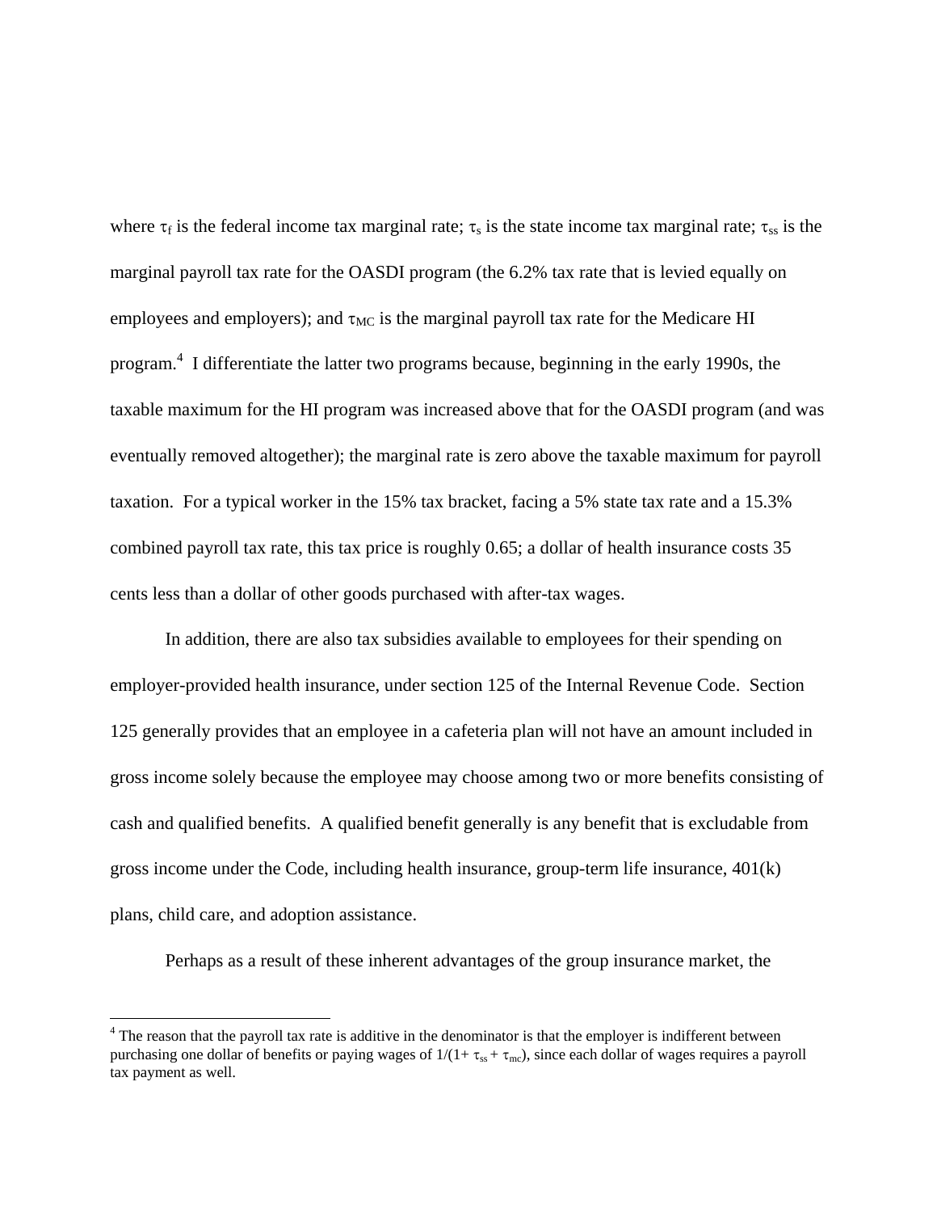where $\tau_f$ is the federal income tax marginal rate; $\tau_s$ is the state income tax marginal rate; $\tau_{ss}$ is the marginal payroll tax rate for the OASDI program (the 6.2% tax rate that is levied equally on employees and employers); and $\tau_{MC}$ is the marginal payroll tax rate for the Medicare HI program.[4] I differentiate the latter two programs because, beginning in the early 1990s, the taxable maximum for the HI program was increased above that for the OASDI program (and was eventually removed altogether); the marginal rate is zero above the taxable maximum for payroll taxation. For a typical worker in the 15% tax bracket, facing a 5% state tax rate and a 15.3% combined payroll tax rate, this tax price is roughly 0.65; a dollar of health insurance costs 35 cents less than a dollar of other goods purchased with after-tax wages.

In addition, there are also tax subsidies available to employees for their spending on employer-provided health insurance, under section 125 of the Internal Revenue Code. Section 125 generally provides that an employee in a cafeteria plan will not have an amount included in gross income solely because the employee may choose among two or more benefits consisting of cash and qualified benefits. A qualified benefit generally is any benefit that is excludable from gross income under the Code, including health insurance, group-term life insurance, 401(k) plans, child care, and adoption assistance.

Perhaps as a result of these inherent advantages of the group insurance market, the

[4] The reason that the payroll tax rate is additive in the denominator is that the employer is indifferent between purchasing one dollar of benefits or paying wages of $1/(1+ \tau_{ss} + \tau_{mc})$, since each dollar of wages requires a payroll tax payment as well.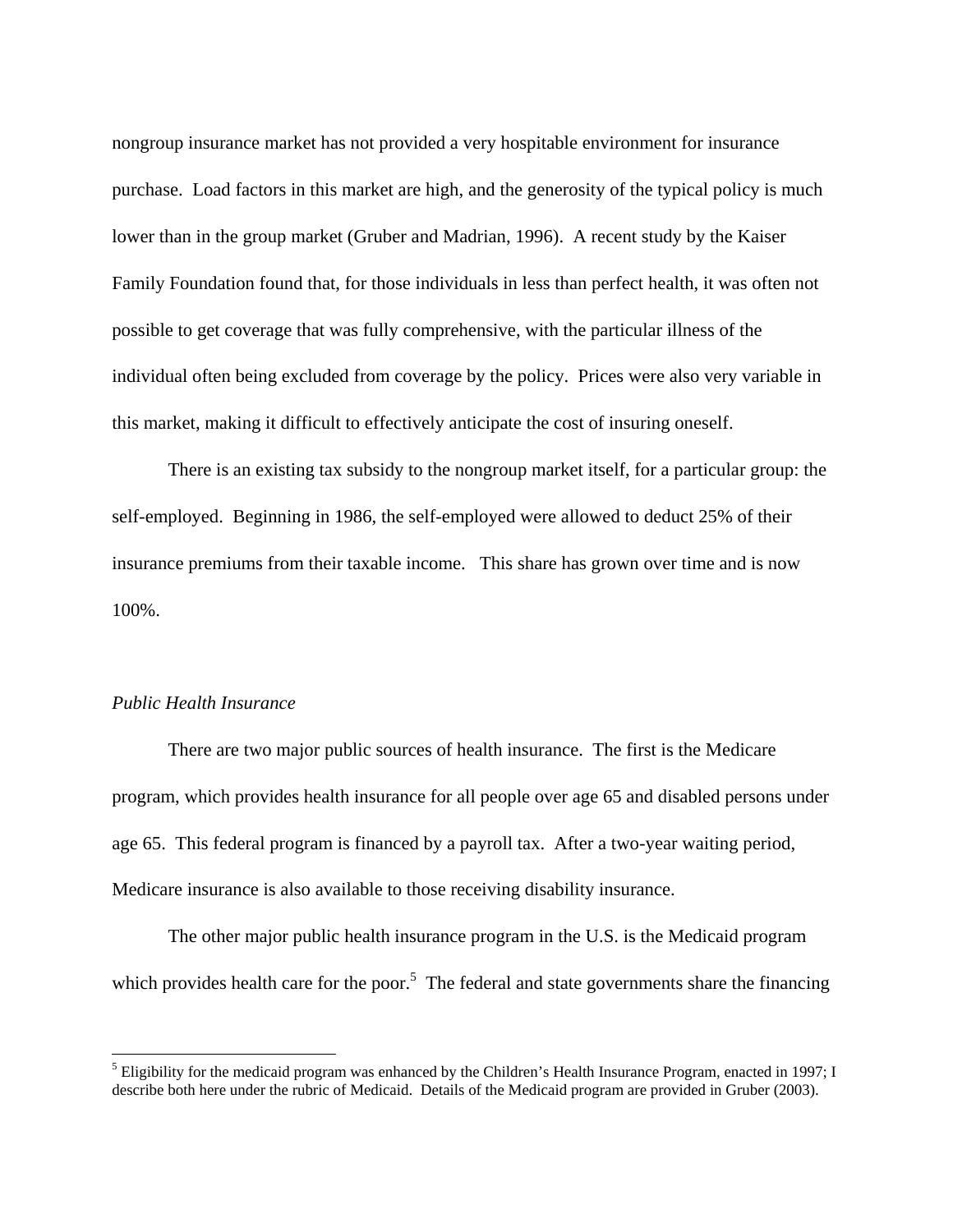nongroup insurance market has not provided a very hospitable environment for insurance purchase. Load factors in this market are high, and the generosity of the typical policy is much lower than in the group market (Gruber and Madrian, 1996). A recent study by the Kaiser Family Foundation found that, for those individuals in less than perfect health, it was often not possible to get coverage that was fully comprehensive, with the particular illness of the individual often being excluded from coverage by the policy. Prices were also very variable in this market, making it difficult to effectively anticipate the cost of insuring oneself.

There is an existing tax subsidy to the nongroup market itself, for a particular group: the self-employed. Beginning in 1986, the self-employed were allowed to deduct 25% of their insurance premiums from their taxable income. This share has grown over time and is now 100%.

*Public Health Insurance*

There are two major public sources of health insurance. The first is the Medicare program, which provides health insurance for all people over age 65 and disabled persons under age 65. This federal program is financed by a payroll tax. After a two-year waiting period, Medicare insurance is also available to those receiving disability insurance.

The other major public health insurance program in the U.S. is the Medicaid program which provides health care for the poor.[5] The federal and state governments share the financing

[5] Eligibility for the medicaid program was enhanced by the Children's Health Insurance Program, enacted in 1997; I describe both here under the rubric of Medicaid. Details of the Medicaid program are provided in Gruber (2003).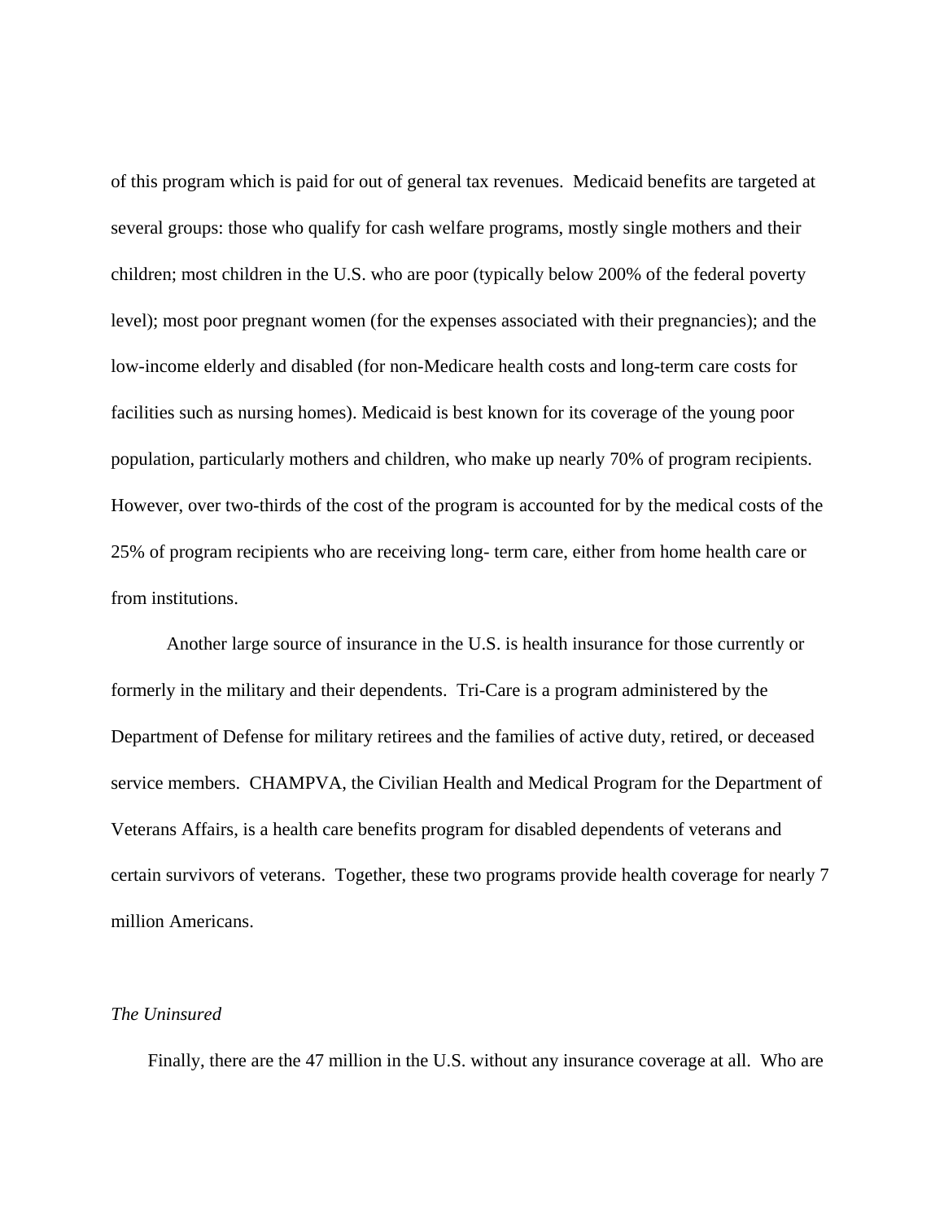of this program which is paid for out of general tax revenues. Medicaid benefits are targeted at several groups: those who qualify for cash welfare programs, mostly single mothers and their children; most children in the U.S. who are poor (typically below 200% of the federal poverty level); most poor pregnant women (for the expenses associated with their pregnancies); and the low-income elderly and disabled (for non-Medicare health costs and long-term care costs for facilities such as nursing homes). Medicaid is best known for its coverage of the young poor population, particularly mothers and children, who make up nearly 70% of program recipients. However, over two-thirds of the cost of the program is accounted for by the medical costs of the 25% of program recipients who are receiving long- term care, either from home health care or from institutions.

Another large source of insurance in the U.S. is health insurance for those currently or formerly in the military and their dependents. Tri-Care is a program administered by the Department of Defense for military retirees and the families of active duty, retired, or deceased service members. CHAMPVA, the Civilian Health and Medical Program for the Department of Veterans Affairs, is a health care benefits program for disabled dependents of veterans and certain survivors of veterans. Together, these two programs provide health coverage for nearly 7 million Americans.

*The Uninsured*

Finally, there are the 47 million in the U.S. without any insurance coverage at all. Who are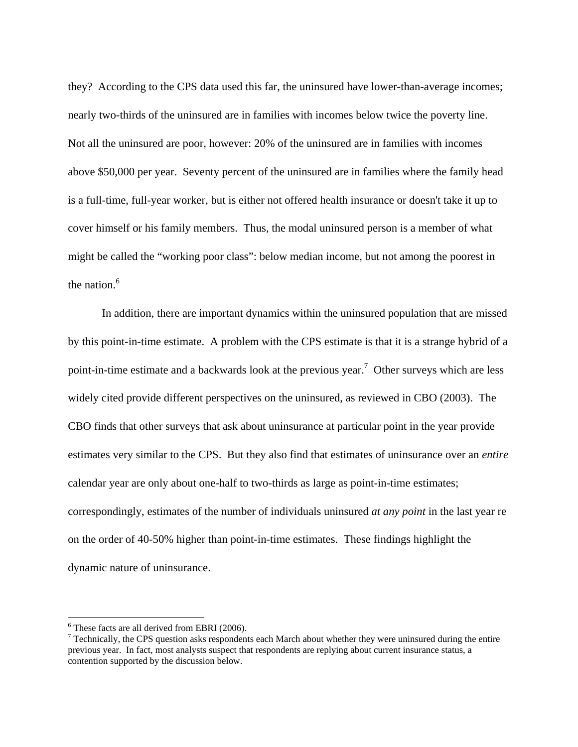they? According to the CPS data used this far, the uninsured have lower-than-average incomes; nearly two-thirds of the uninsured are in families with incomes below twice the poverty line. Not all the uninsured are poor, however: 20% of the uninsured are in families with incomes above $50,000 per year. Seventy percent of the uninsured are in families where the family head is a full-time, full-year worker, but is either not offered health insurance or doesn't take it up to cover himself or his family members. Thus, the modal uninsured person is a member of what might be called the "working poor class": below median income, but not among the poorest in the nation.[6]

In addition, there are important dynamics within the uninsured population that are missed by this point-in-time estimate. A problem with the CPS estimate is that it is a strange hybrid of a point-in-time estimate and a backwards look at the previous year.[7] Other surveys which are less widely cited provide different perspectives on the uninsured, as reviewed in CBO (2003). The CBO finds that other surveys that ask about uninsurance at particular point in the year provide estimates very similar to the CPS. But they also find that estimates of uninsurance over an *entire* calendar year are only about one-half to two-thirds as large as point-in-time estimates; correspondingly, estimates of the number of individuals uninsured *at any point* in the last year re on the order of 40-50% higher than point-in-time estimates. These findings highlight the dynamic nature of uninsurance.

---

[6] These facts are all derived from EBRI (2006).

[7] Technically, the CPS question asks respondents each March about whether they were uninsured during the entire previous year. In fact, most analysts suspect that respondents are replying about current insurance status, a contention supported by the discussion below.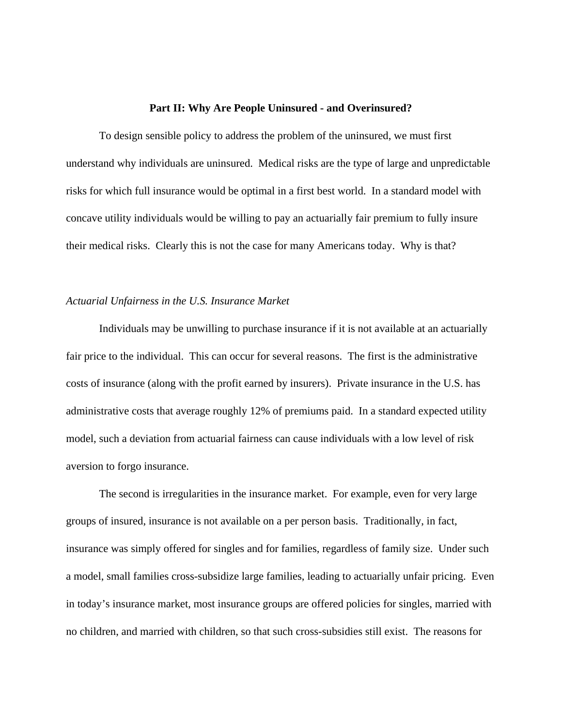## Part II: Why Are People Uninsured - and Overinsured?

To design sensible policy to address the problem of the uninsured, we must first understand why individuals are uninsured. Medical risks are the type of large and unpredictable risks for which full insurance would be optimal in a first best world. In a standard model with concave utility individuals would be willing to pay an actuarially fair premium to fully insure their medical risks. Clearly this is not the case for many Americans today. Why is that?

### *Actuarial Unfairness in the U.S. Insurance Market*

Individuals may be unwilling to purchase insurance if it is not available at an actuarially fair price to the individual. This can occur for several reasons. The first is the administrative costs of insurance (along with the profit earned by insurers). Private insurance in the U.S. has administrative costs that average roughly 12% of premiums paid. In a standard expected utility model, such a deviation from actuarial fairness can cause individuals with a low level of risk aversion to forgo insurance.

The second is irregularities in the insurance market. For example, even for very large groups of insured, insurance is not available on a per person basis. Traditionally, in fact, insurance was simply offered for singles and for families, regardless of family size. Under such a model, small families cross-subsidize large families, leading to actuarially unfair pricing. Even in today's insurance market, most insurance groups are offered policies for singles, married with no children, and married with children, so that such cross-subsidies still exist. The reasons for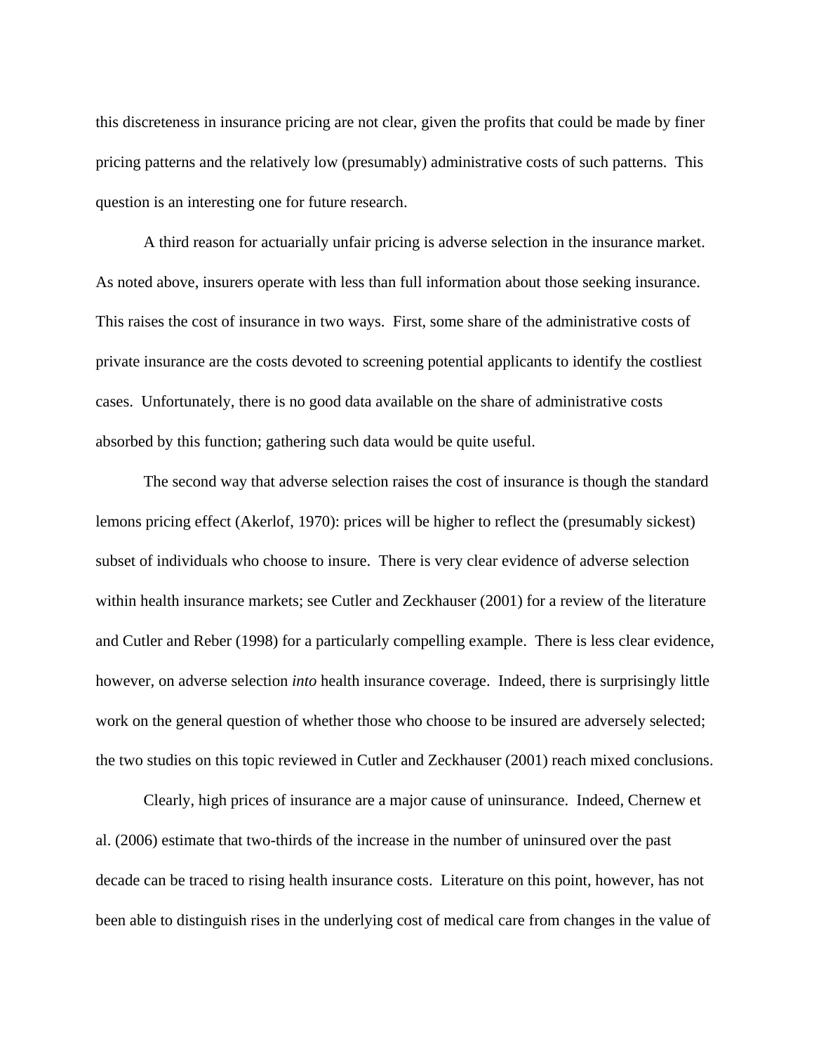this discreteness in insurance pricing are not clear, given the profits that could be made by finer pricing patterns and the relatively low (presumably) administrative costs of such patterns. This question is an interesting one for future research.

A third reason for actuarially unfair pricing is adverse selection in the insurance market. As noted above, insurers operate with less than full information about those seeking insurance. This raises the cost of insurance in two ways. First, some share of the administrative costs of private insurance are the costs devoted to screening potential applicants to identify the costliest cases. Unfortunately, there is no good data available on the share of administrative costs absorbed by this function; gathering such data would be quite useful.

The second way that adverse selection raises the cost of insurance is though the standard lemons pricing effect (Akerlof, 1970): prices will be higher to reflect the (presumably sickest) subset of individuals who choose to insure. There is very clear evidence of adverse selection within health insurance markets; see Cutler and Zeckhauser (2001) for a review of the literature and Cutler and Reber (1998) for a particularly compelling example. There is less clear evidence, however, on adverse selection *into* health insurance coverage. Indeed, there is surprisingly little work on the general question of whether those who choose to be insured are adversely selected; the two studies on this topic reviewed in Cutler and Zeckhauser (2001) reach mixed conclusions.

Clearly, high prices of insurance are a major cause of uninsurance. Indeed, Chernew et al. (2006) estimate that two-thirds of the increase in the number of uninsured over the past decade can be traced to rising health insurance costs. Literature on this point, however, has not been able to distinguish rises in the underlying cost of medical care from changes in the value of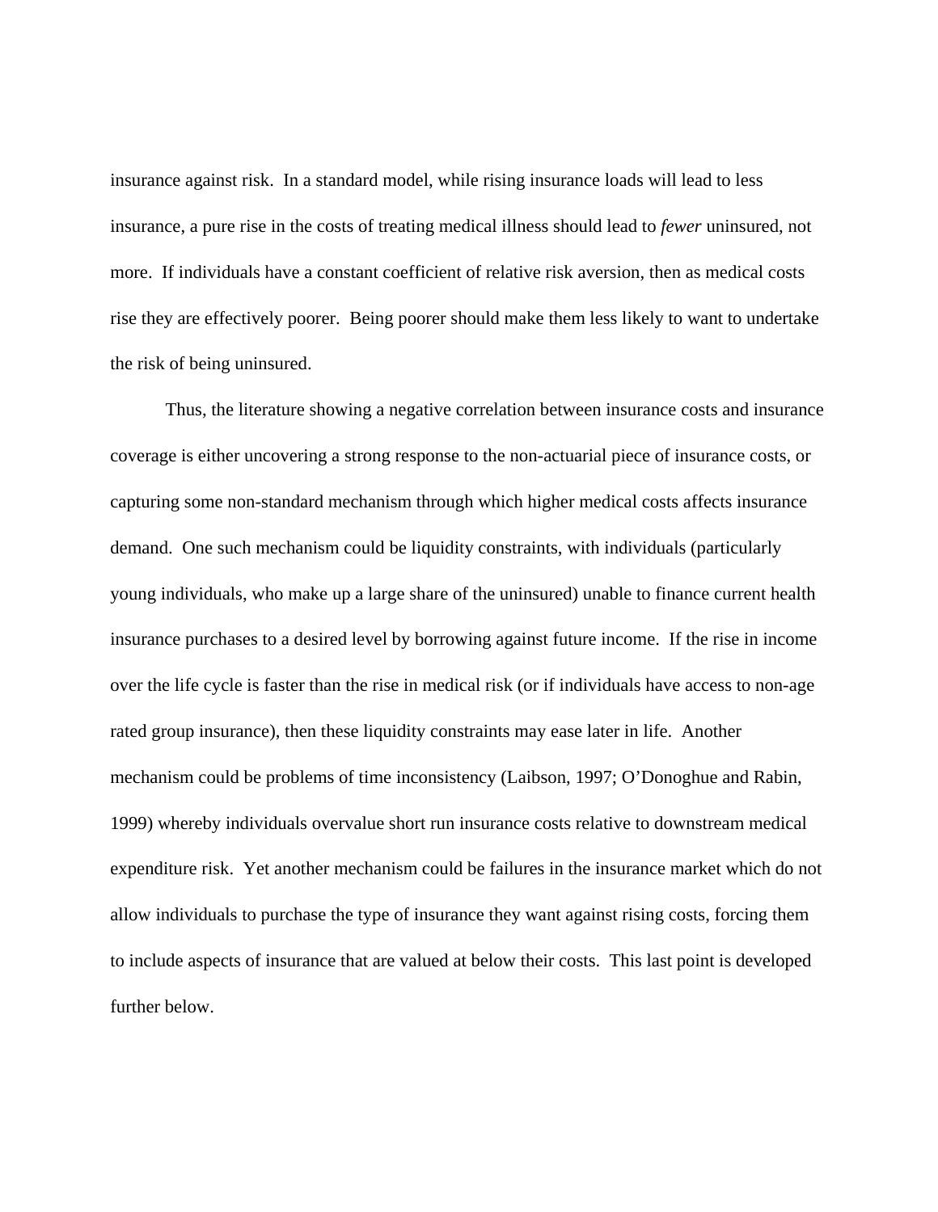insurance against risk. In a standard model, while rising insurance loads will lead to less insurance, a pure rise in the costs of treating medical illness should lead to *fewer* uninsured, not more. If individuals have a constant coefficient of relative risk aversion, then as medical costs rise they are effectively poorer. Being poorer should make them less likely to want to undertake the risk of being uninsured.

Thus, the literature showing a negative correlation between insurance costs and insurance coverage is either uncovering a strong response to the non-actuarial piece of insurance costs, or capturing some non-standard mechanism through which higher medical costs affects insurance demand. One such mechanism could be liquidity constraints, with individuals (particularly young individuals, who make up a large share of the uninsured) unable to finance current health insurance purchases to a desired level by borrowing against future income. If the rise in income over the life cycle is faster than the rise in medical risk (or if individuals have access to non-age rated group insurance), then these liquidity constraints may ease later in life. Another mechanism could be problems of time inconsistency (Laibson, 1997; O'Donoghue and Rabin, 1999) whereby individuals overvalue short run insurance costs relative to downstream medical expenditure risk. Yet another mechanism could be failures in the insurance market which do not allow individuals to purchase the type of insurance they want against rising costs, forcing them to include aspects of insurance that are valued at below their costs. This last point is developed further below.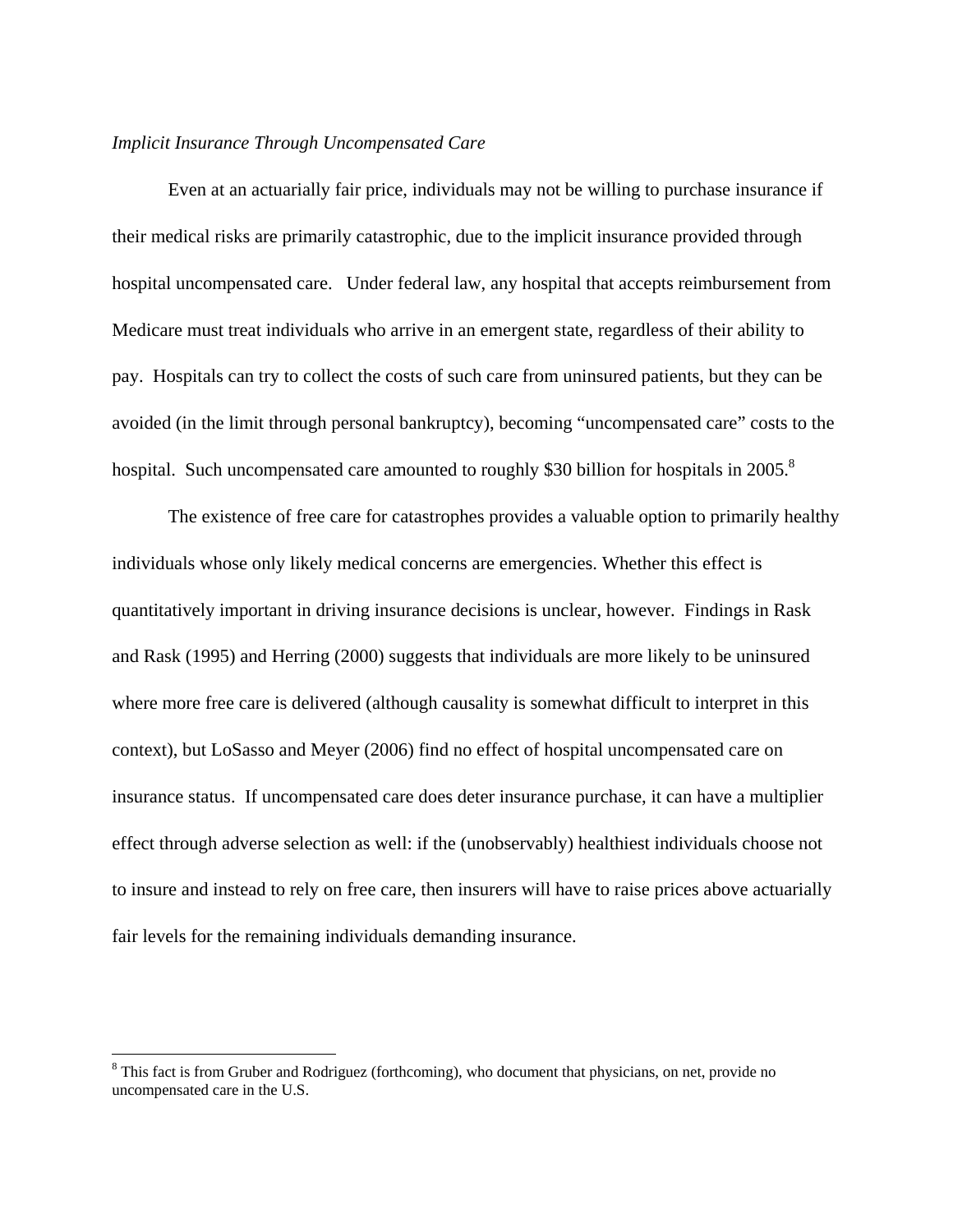*Implicit Insurance Through Uncompensated Care*

Even at an actuarially fair price, individuals may not be willing to purchase insurance if their medical risks are primarily catastrophic, due to the implicit insurance provided through hospital uncompensated care. Under federal law, any hospital that accepts reimbursement from Medicare must treat individuals who arrive in an emergent state, regardless of their ability to pay. Hospitals can try to collect the costs of such care from uninsured patients, but they can be avoided (in the limit through personal bankruptcy), becoming "uncompensated care" costs to the hospital. Such uncompensated care amounted to roughly $30 billion for hospitals in 2005.[8]

The existence of free care for catastrophes provides a valuable option to primarily healthy individuals whose only likely medical concerns are emergencies. Whether this effect is quantitatively important in driving insurance decisions is unclear, however. Findings in Rask and Rask (1995) and Herring (2000) suggests that individuals are more likely to be uninsured where more free care is delivered (although causality is somewhat difficult to interpret in this context), but LoSasso and Meyer (2006) find no effect of hospital uncompensated care on insurance status. If uncompensated care does deter insurance purchase, it can have a multiplier effect through adverse selection as well: if the (unobservably) healthiest individuals choose not to insure and instead to rely on free care, then insurers will have to raise prices above actuarially fair levels for the remaining individuals demanding insurance.

---

[8] This fact is from Gruber and Rodriguez (forthcoming), who document that physicians, on net, provide no uncompensated care in the U.S.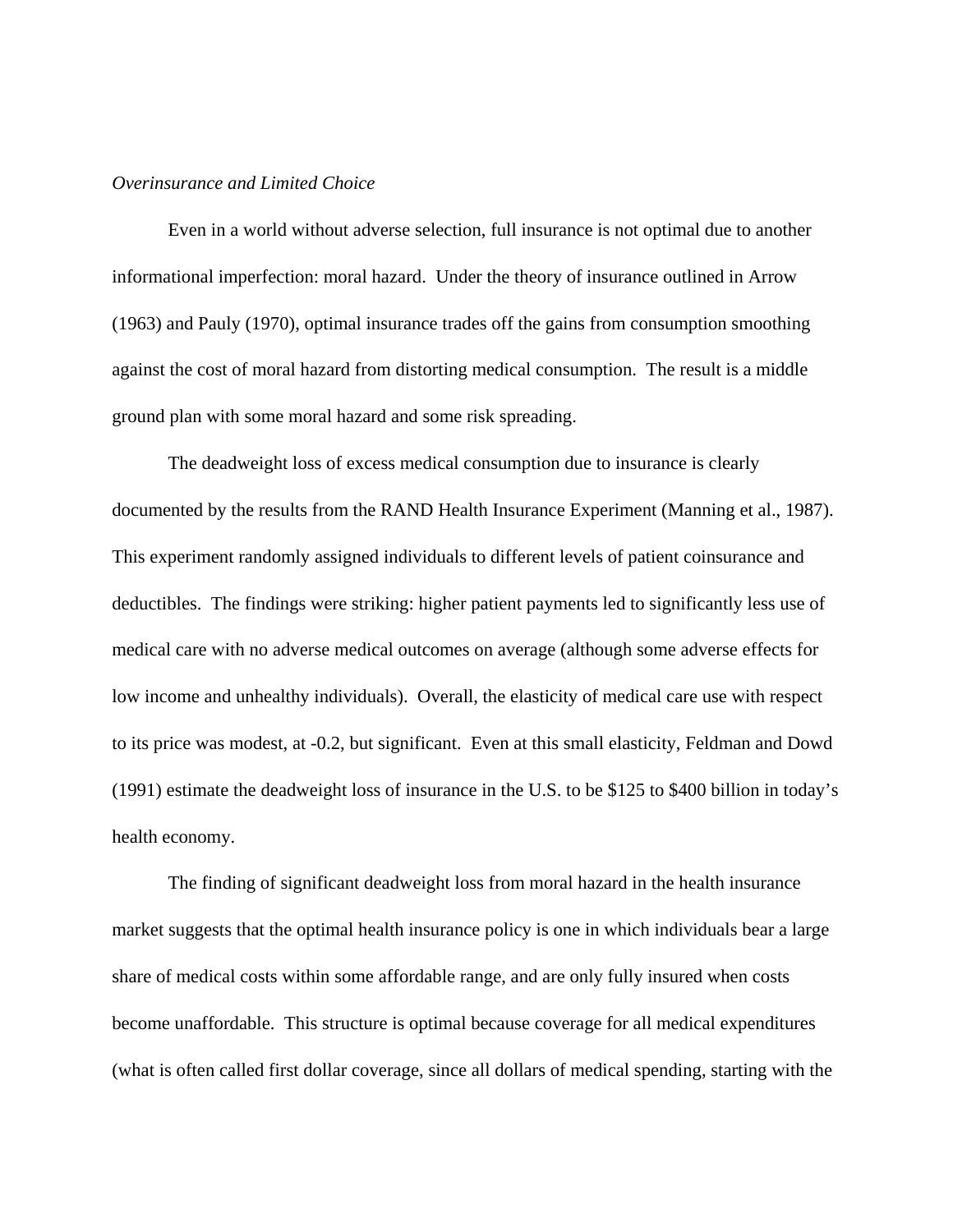*Overinsurance and Limited Choice*

Even in a world without adverse selection, full insurance is not optimal due to another informational imperfection: moral hazard. Under the theory of insurance outlined in Arrow (1963) and Pauly (1970), optimal insurance trades off the gains from consumption smoothing against the cost of moral hazard from distorting medical consumption. The result is a middle ground plan with some moral hazard and some risk spreading.

The deadweight loss of excess medical consumption due to insurance is clearly documented by the results from the RAND Health Insurance Experiment (Manning et al., 1987). This experiment randomly assigned individuals to different levels of patient coinsurance and deductibles. The findings were striking: higher patient payments led to significantly less use of medical care with no adverse medical outcomes on average (although some adverse effects for low income and unhealthy individuals). Overall, the elasticity of medical care use with respect to its price was modest, at -0.2, but significant. Even at this small elasticity, Feldman and Dowd (1991) estimate the deadweight loss of insurance in the U.S. to be $125 to $400 billion in today's health economy.

The finding of significant deadweight loss from moral hazard in the health insurance market suggests that the optimal health insurance policy is one in which individuals bear a large share of medical costs within some affordable range, and are only fully insured when costs become unaffordable. This structure is optimal because coverage for all medical expenditures (what is often called first dollar coverage, since all dollars of medical spending, starting with the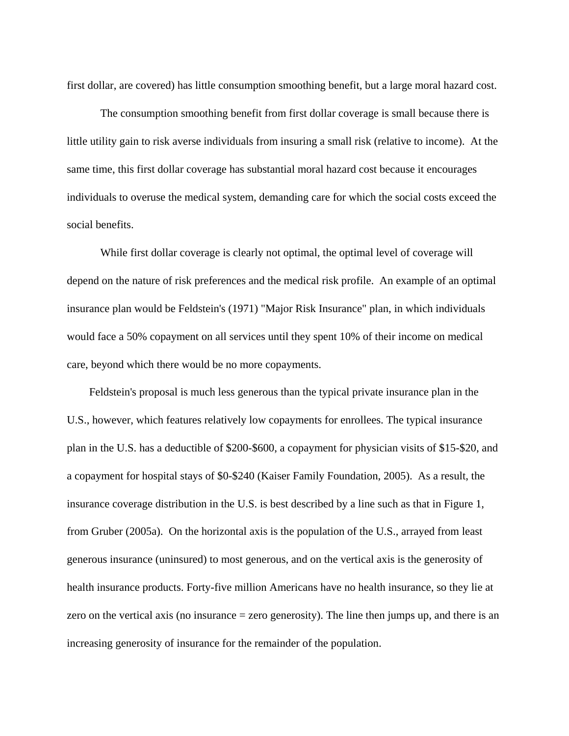first dollar, are covered) has little consumption smoothing benefit, but a large moral hazard cost.

The consumption smoothing benefit from first dollar coverage is small because there is little utility gain to risk averse individuals from insuring a small risk (relative to income). At the same time, this first dollar coverage has substantial moral hazard cost because it encourages individuals to overuse the medical system, demanding care for which the social costs exceed the social benefits.

While first dollar coverage is clearly not optimal, the optimal level of coverage will depend on the nature of risk preferences and the medical risk profile. An example of an optimal insurance plan would be Feldstein's (1971) "Major Risk Insurance" plan, in which individuals would face a 50% copayment on all services until they spent 10% of their income on medical care, beyond which there would be no more copayments.

Feldstein's proposal is much less generous than the typical private insurance plan in the U.S., however, which features relatively low copayments for enrollees. The typical insurance plan in the U.S. has a deductible of $200-$600, a copayment for physician visits of $15-$20, and a copayment for hospital stays of $0-$240 (Kaiser Family Foundation, 2005). As a result, the insurance coverage distribution in the U.S. is best described by a line such as that in Figure 1, from Gruber (2005a). On the horizontal axis is the population of the U.S., arrayed from least generous insurance (uninsured) to most generous, and on the vertical axis is the generosity of health insurance products. Forty-five million Americans have no health insurance, so they lie at zero on the vertical axis (no insurance = zero generosity). The line then jumps up, and there is an increasing generosity of insurance for the remainder of the population.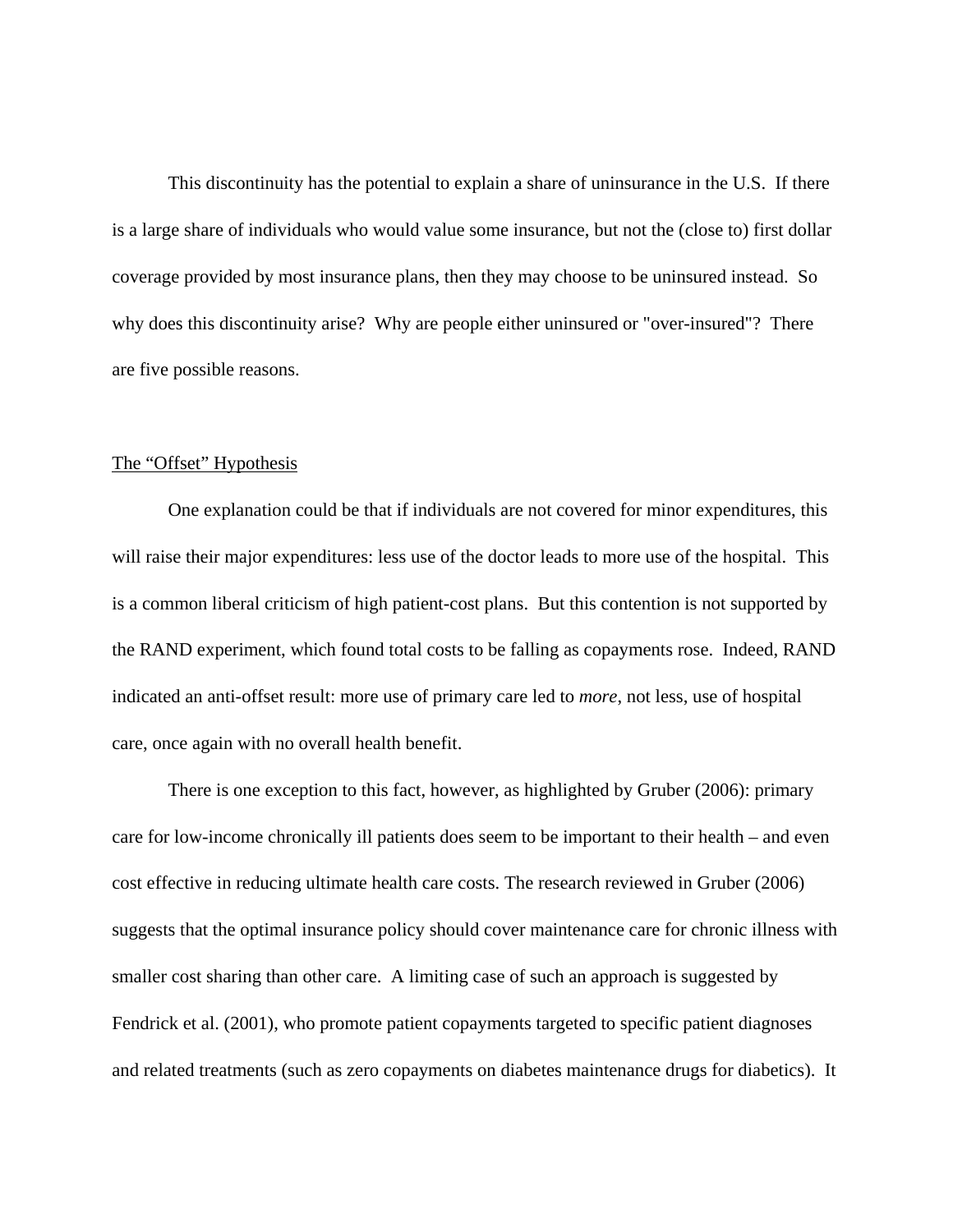This discontinuity has the potential to explain a share of uninsurance in the U.S. If there is a large share of individuals who would value some insurance, but not the (close to) first dollar coverage provided by most insurance plans, then they may choose to be uninsured instead. So why does this discontinuity arise? Why are people either uninsured or "over-insured"? There are five possible reasons.

## The "Offset" Hypothesis

One explanation could be that if individuals are not covered for minor expenditures, this will raise their major expenditures: less use of the doctor leads to more use of the hospital. This is a common liberal criticism of high patient-cost plans. But this contention is not supported by the RAND experiment, which found total costs to be falling as copayments rose. Indeed, RAND indicated an anti-offset result: more use of primary care led to *more*, not less, use of hospital care, once again with no overall health benefit.

There is one exception to this fact, however, as highlighted by Gruber (2006): primary care for low-income chronically ill patients does seem to be important to their health – and even cost effective in reducing ultimate health care costs. The research reviewed in Gruber (2006) suggests that the optimal insurance policy should cover maintenance care for chronic illness with smaller cost sharing than other care. A limiting case of such an approach is suggested by Fendrick et al. (2001), who promote patient copayments targeted to specific patient diagnoses and related treatments (such as zero copayments on diabetes maintenance drugs for diabetics). It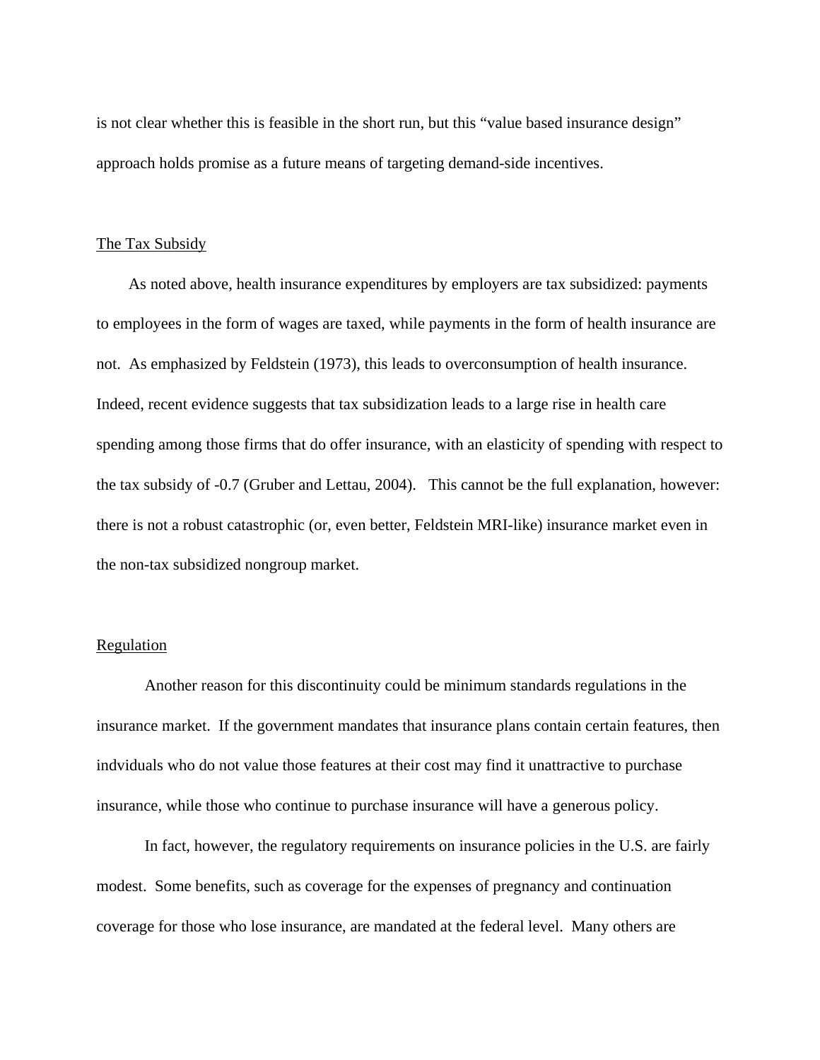is not clear whether this is feasible in the short run, but this "value based insurance design" approach holds promise as a future means of targeting demand-side incentives.

### The Tax Subsidy

As noted above, health insurance expenditures by employers are tax subsidized: payments to employees in the form of wages are taxed, while payments in the form of health insurance are not. As emphasized by Feldstein (1973), this leads to overconsumption of health insurance. Indeed, recent evidence suggests that tax subsidization leads to a large rise in health care spending among those firms that do offer insurance, with an elasticity of spending with respect to the tax subsidy of -0.7 (Gruber and Lettau, 2004). This cannot be the full explanation, however: there is not a robust catastrophic (or, even better, Feldstein MRI-like) insurance market even in the non-tax subsidized nongroup market.

### Regulation

Another reason for this discontinuity could be minimum standards regulations in the insurance market. If the government mandates that insurance plans contain certain features, then indviduals who do not value those features at their cost may find it unattractive to purchase insurance, while those who continue to purchase insurance will have a generous policy.

In fact, however, the regulatory requirements on insurance policies in the U.S. are fairly modest. Some benefits, such as coverage for the expenses of pregnancy and continuation coverage for those who lose insurance, are mandated at the federal level. Many others are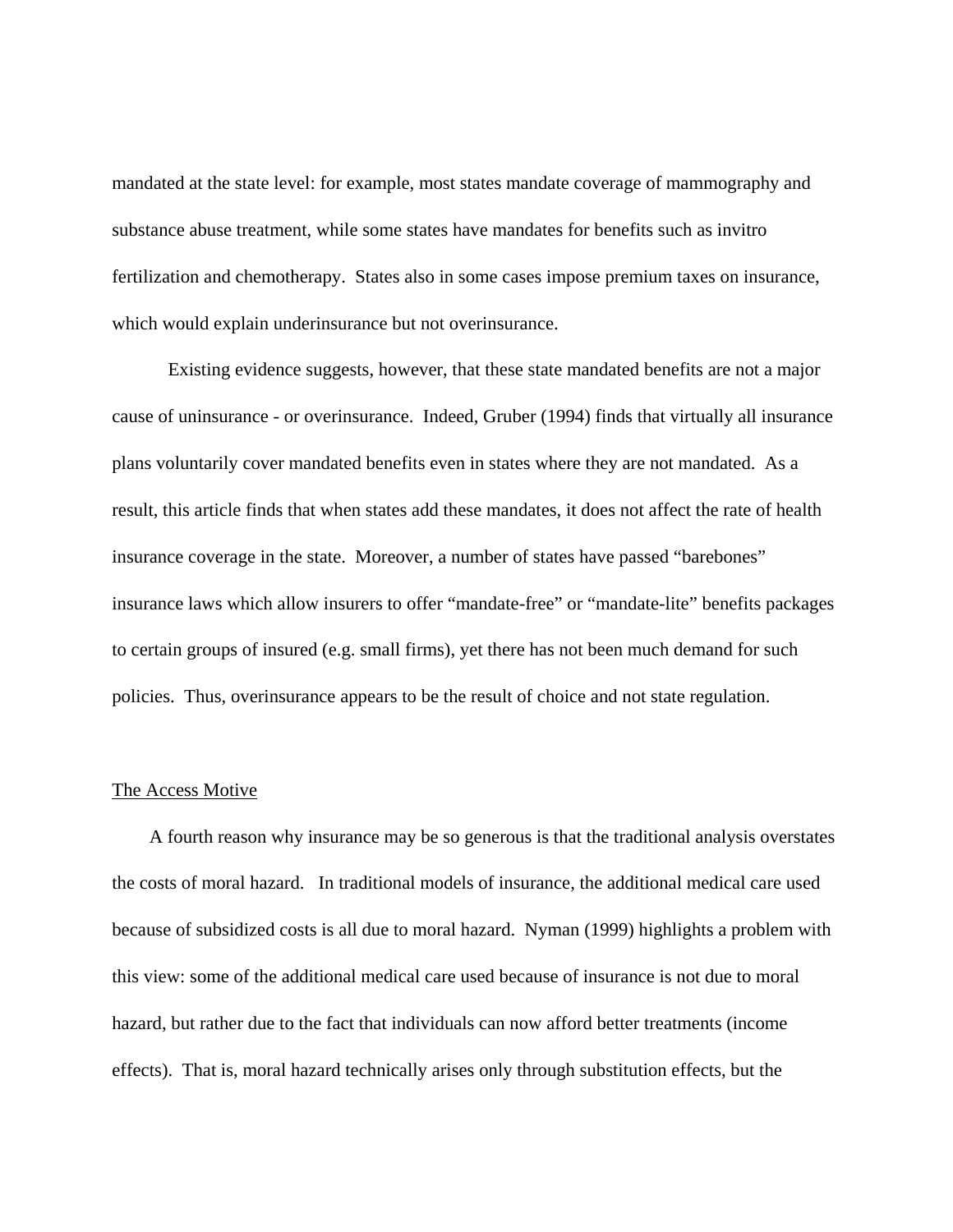mandated at the state level: for example, most states mandate coverage of mammography and substance abuse treatment, while some states have mandates for benefits such as invitro fertilization and chemotherapy. States also in some cases impose premium taxes on insurance, which would explain underinsurance but not overinsurance.

Existing evidence suggests, however, that these state mandated benefits are not a major cause of uninsurance - or overinsurance. Indeed, Gruber (1994) finds that virtually all insurance plans voluntarily cover mandated benefits even in states where they are not mandated. As a result, this article finds that when states add these mandates, it does not affect the rate of health insurance coverage in the state. Moreover, a number of states have passed "barebones" insurance laws which allow insurers to offer "mandate-free" or "mandate-lite" benefits packages to certain groups of insured (e.g. small firms), yet there has not been much demand for such policies. Thus, overinsurance appears to be the result of choice and not state regulation.

The Access Motive

A fourth reason why insurance may be so generous is that the traditional analysis overstates the costs of moral hazard. In traditional models of insurance, the additional medical care used because of subsidized costs is all due to moral hazard. Nyman (1999) highlights a problem with this view: some of the additional medical care used because of insurance is not due to moral hazard, but rather due to the fact that individuals can now afford better treatments (income effects). That is, moral hazard technically arises only through substitution effects, but the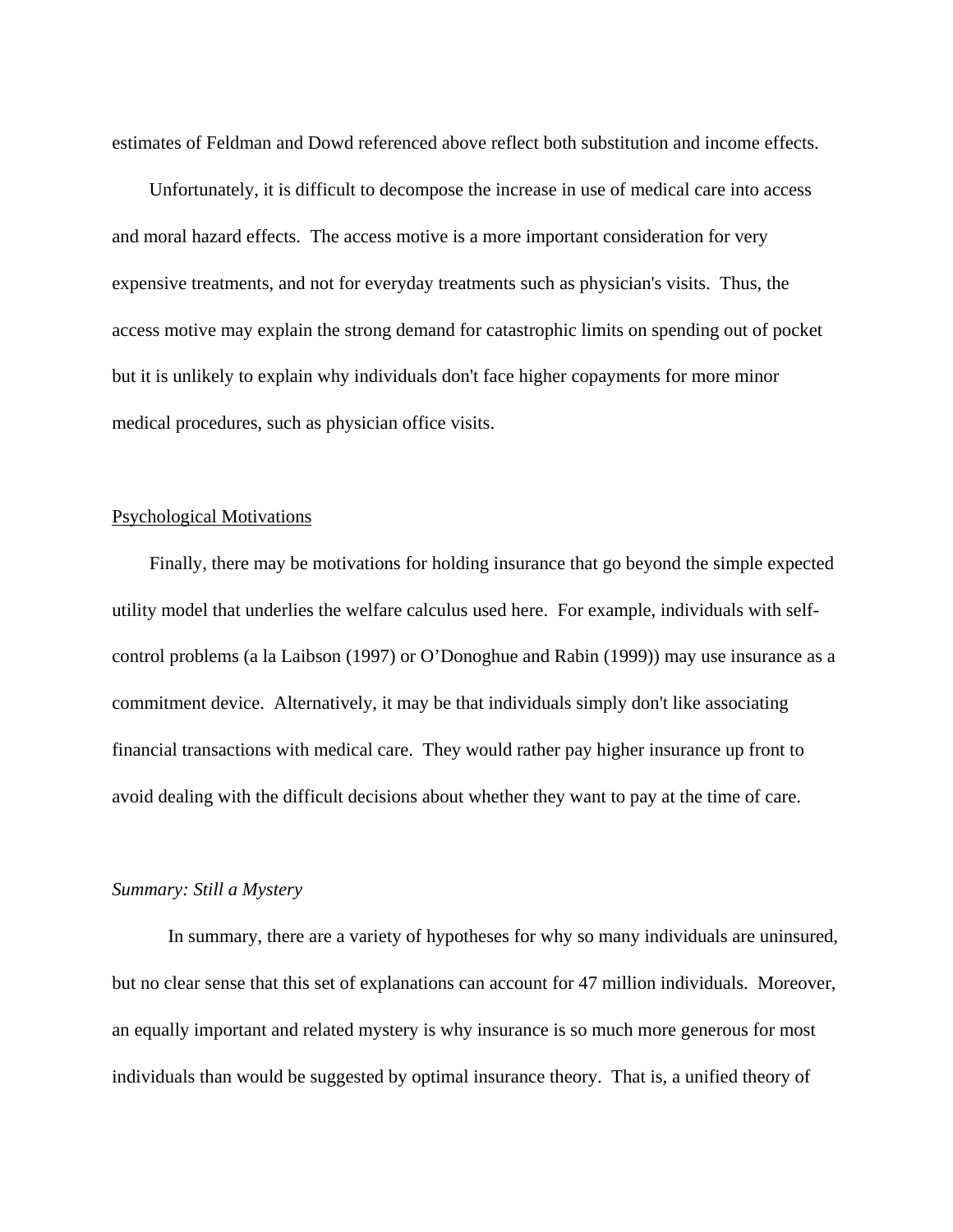estimates of Feldman and Dowd referenced above reflect both substitution and income effects.

Unfortunately, it is difficult to decompose the increase in use of medical care into access and moral hazard effects. The access motive is a more important consideration for very expensive treatments, and not for everyday treatments such as physician's visits. Thus, the access motive may explain the strong demand for catastrophic limits on spending out of pocket but it is unlikely to explain why individuals don't face higher copayments for more minor medical procedures, such as physician office visits.

Psychological Motivations

Finally, there may be motivations for holding insurance that go beyond the simple expected utility model that underlies the welfare calculus used here. For example, individuals with self-control problems (a la Laibson (1997) or O'Donoghue and Rabin (1999)) may use insurance as a commitment device. Alternatively, it may be that individuals simply don't like associating financial transactions with medical care. They would rather pay higher insurance up front to avoid dealing with the difficult decisions about whether they want to pay at the time of care.

*Summary: Still a Mystery*

In summary, there are a variety of hypotheses for why so many individuals are uninsured, but no clear sense that this set of explanations can account for 47 million individuals. Moreover, an equally important and related mystery is why insurance is so much more generous for most individuals than would be suggested by optimal insurance theory. That is, a unified theory of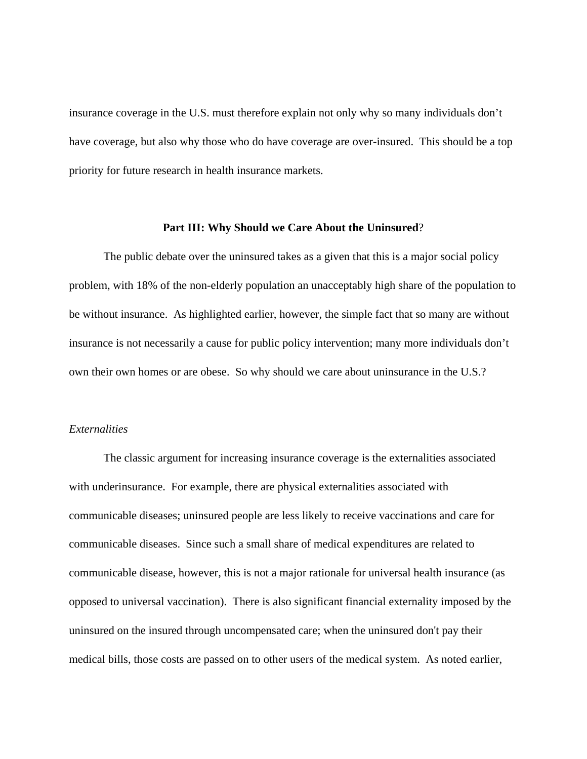insurance coverage in the U.S. must therefore explain not only why so many individuals don't have coverage, but also why those who do have coverage are over-insured. This should be a top priority for future research in health insurance markets.

## Part III: Why Should we Care About the Uninsured?

The public debate over the uninsured takes as a given that this is a major social policy problem, with 18% of the non-elderly population an unacceptably high share of the population to be without insurance. As highlighted earlier, however, the simple fact that so many are without insurance is not necessarily a cause for public policy intervention; many more individuals don't own their own homes or are obese. So why should we care about uninsurance in the U.S.?

### *Externalities*

The classic argument for increasing insurance coverage is the externalities associated with underinsurance. For example, there are physical externalities associated with communicable diseases; uninsured people are less likely to receive vaccinations and care for communicable diseases. Since such a small share of medical expenditures are related to communicable disease, however, this is not a major rationale for universal health insurance (as opposed to universal vaccination). There is also significant financial externality imposed by the uninsured on the insured through uncompensated care; when the uninsured don't pay their medical bills, those costs are passed on to other users of the medical system. As noted earlier,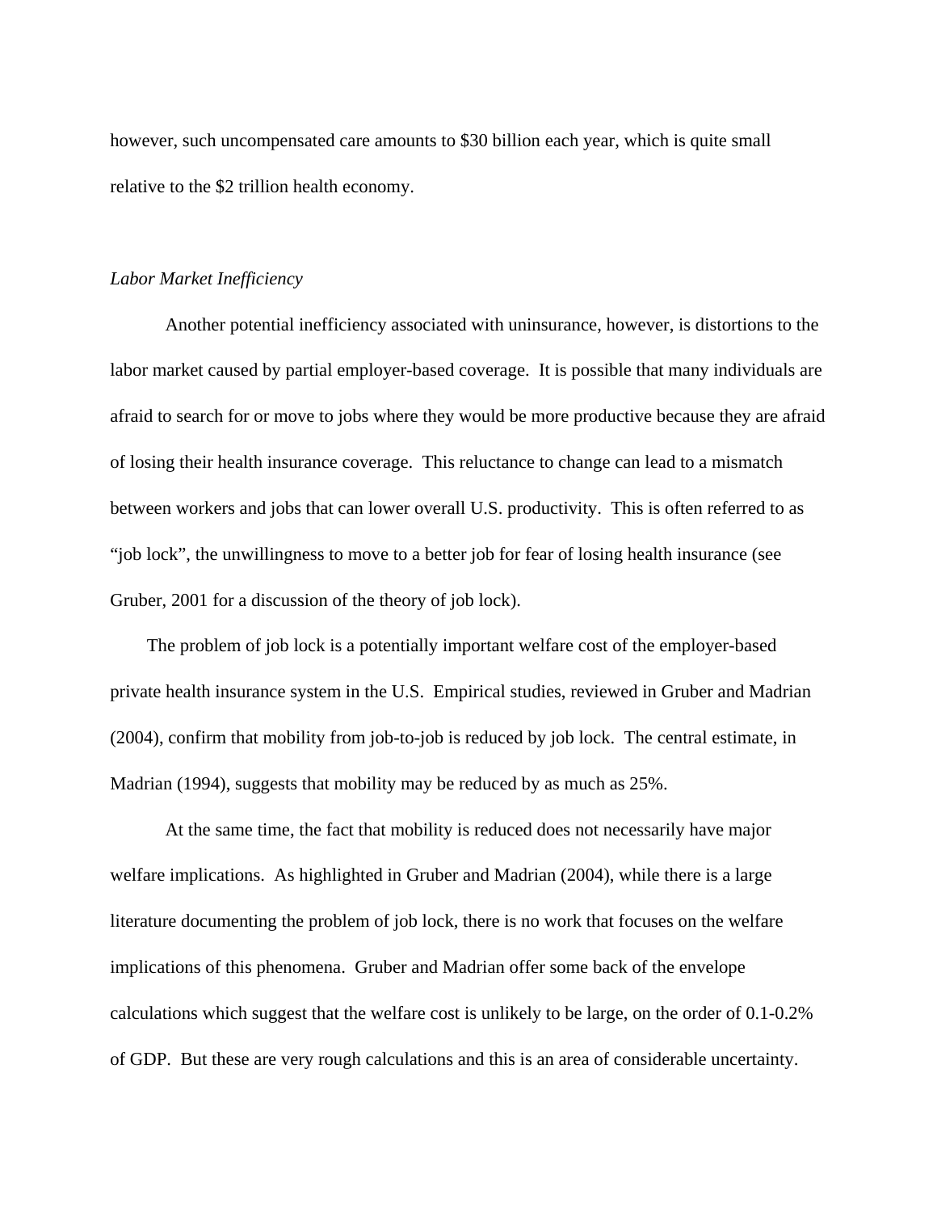however, such uncompensated care amounts to $30 billion each year, which is quite small relative to the $2 trillion health economy.

### *Labor Market Inefficiency*

Another potential inefficiency associated with uninsurance, however, is distortions to the labor market caused by partial employer-based coverage. It is possible that many individuals are afraid to search for or move to jobs where they would be more productive because they are afraid of losing their health insurance coverage. This reluctance to change can lead to a mismatch between workers and jobs that can lower overall U.S. productivity. This is often referred to as "job lock", the unwillingness to move to a better job for fear of losing health insurance (see Gruber, 2001 for a discussion of the theory of job lock).

The problem of job lock is a potentially important welfare cost of the employer-based private health insurance system in the U.S. Empirical studies, reviewed in Gruber and Madrian (2004), confirm that mobility from job-to-job is reduced by job lock. The central estimate, in Madrian (1994), suggests that mobility may be reduced by as much as 25%.

At the same time, the fact that mobility is reduced does not necessarily have major welfare implications. As highlighted in Gruber and Madrian (2004), while there is a large literature documenting the problem of job lock, there is no work that focuses on the welfare implications of this phenomena. Gruber and Madrian offer some back of the envelope calculations which suggest that the welfare cost is unlikely to be large, on the order of 0.1-0.2% of GDP. But these are very rough calculations and this is an area of considerable uncertainty.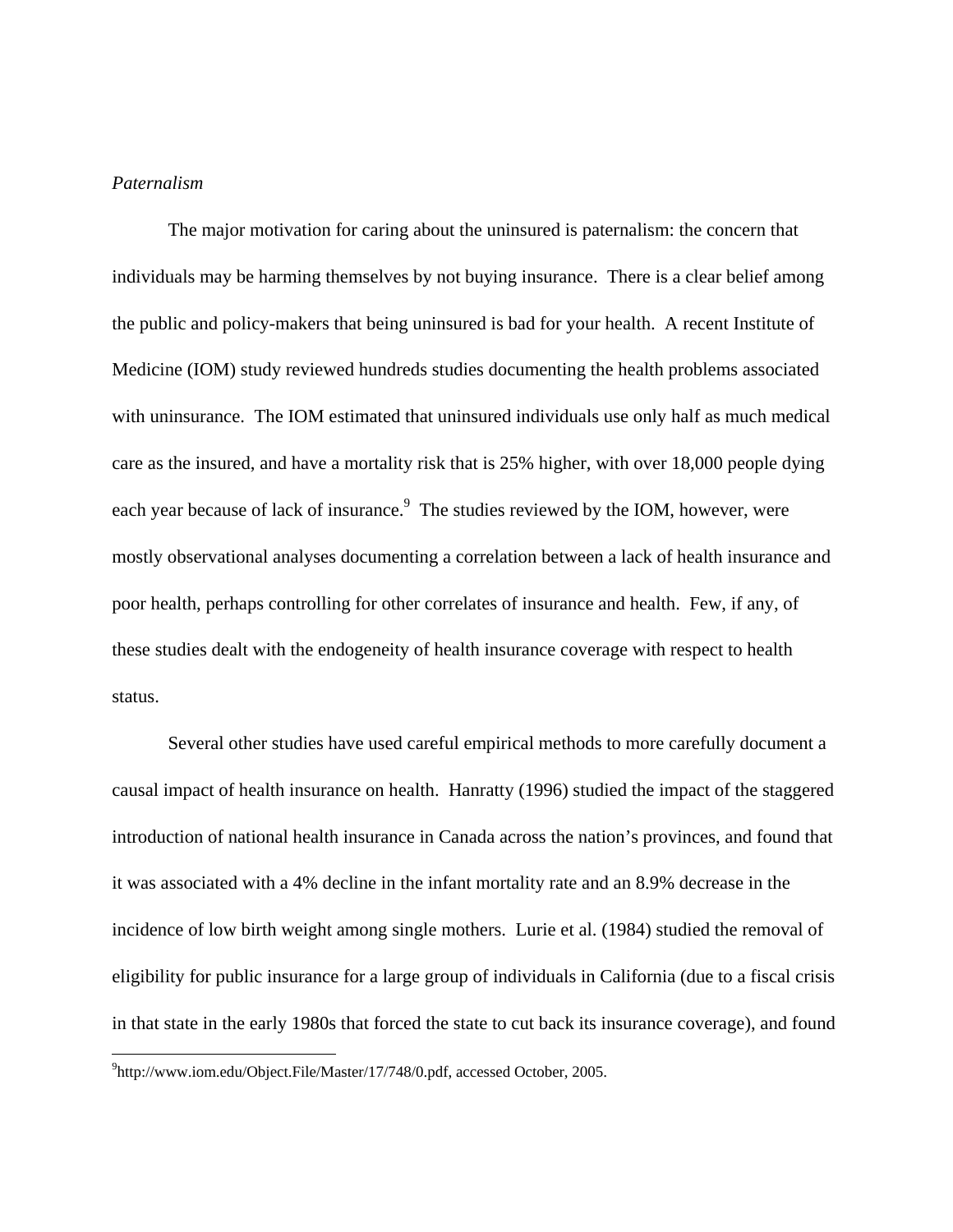*Paternalism*

The major motivation for caring about the uninsured is paternalism: the concern that individuals may be harming themselves by not buying insurance. There is a clear belief among the public and policy-makers that being uninsured is bad for your health. A recent Institute of Medicine (IOM) study reviewed hundreds studies documenting the health problems associated with uninsurance. The IOM estimated that uninsured individuals use only half as much medical care as the insured, and have a mortality risk that is 25% higher, with over 18,000 people dying each year because of lack of insurance.[9] The studies reviewed by the IOM, however, were mostly observational analyses documenting a correlation between a lack of health insurance and poor health, perhaps controlling for other correlates of insurance and health. Few, if any, of these studies dealt with the endogeneity of health insurance coverage with respect to health status.

Several other studies have used careful empirical methods to more carefully document a causal impact of health insurance on health. Hanratty (1996) studied the impact of the staggered introduction of national health insurance in Canada across the nation's provinces, and found that it was associated with a 4% decline in the infant mortality rate and an 8.9% decrease in the incidence of low birth weight among single mothers. Lurie et al. (1984) studied the removal of eligibility for public insurance for a large group of individuals in California (due to a fiscal crisis in that state in the early 1980s that forced the state to cut back its insurance coverage), and found

[9] http://www.iom.edu/Object.File/Master/17/748/0.pdf, accessed October, 2005.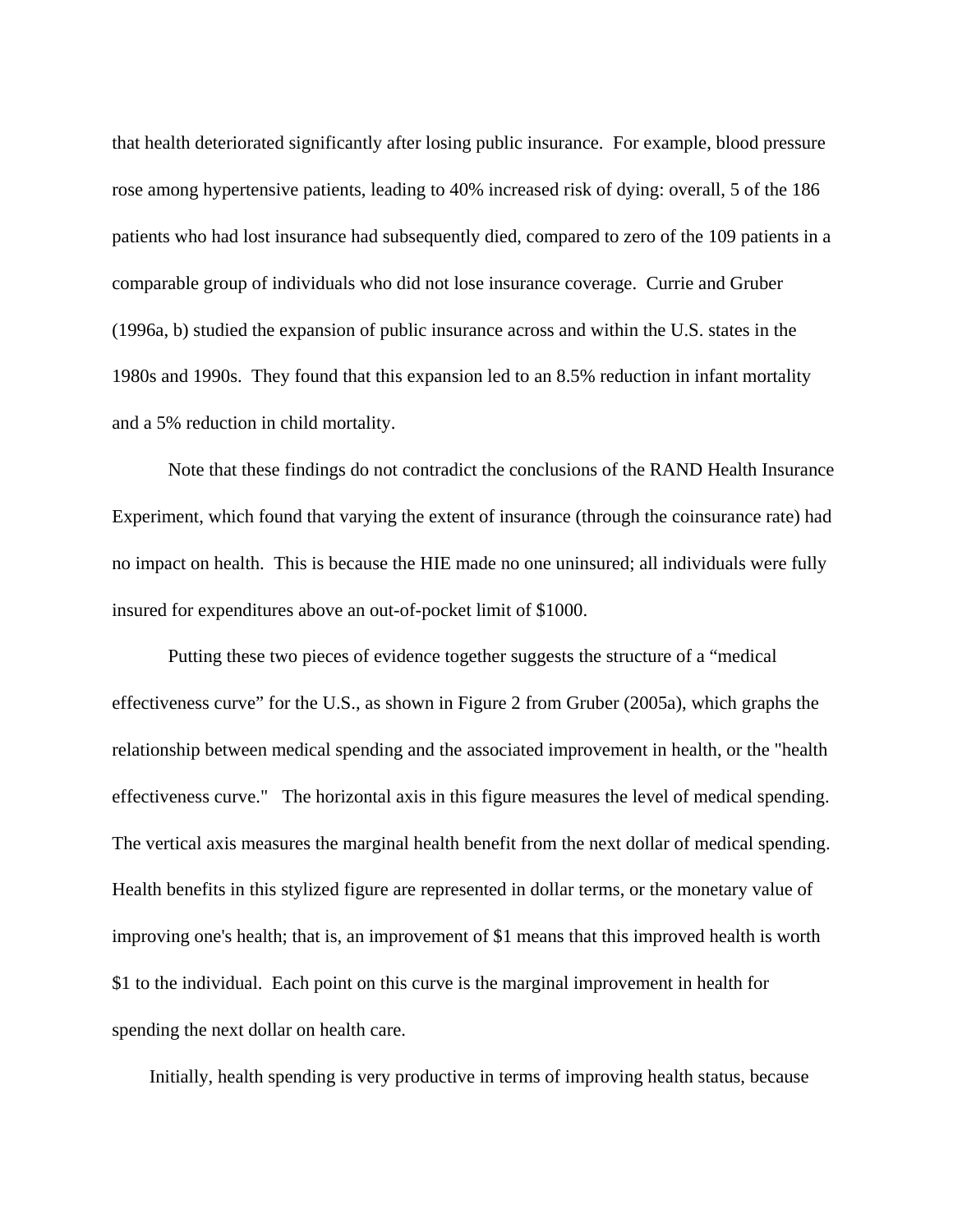that health deteriorated significantly after losing public insurance. For example, blood pressure rose among hypertensive patients, leading to 40% increased risk of dying: overall, 5 of the 186 patients who had lost insurance had subsequently died, compared to zero of the 109 patients in a comparable group of individuals who did not lose insurance coverage. Currie and Gruber (1996a, b) studied the expansion of public insurance across and within the U.S. states in the 1980s and 1990s. They found that this expansion led to an 8.5% reduction in infant mortality and a 5% reduction in child mortality.

Note that these findings do not contradict the conclusions of the RAND Health Insurance Experiment, which found that varying the extent of insurance (through the coinsurance rate) had no impact on health. This is because the HIE made no one uninsured; all individuals were fully insured for expenditures above an out-of-pocket limit of $1000.

Putting these two pieces of evidence together suggests the structure of a "medical effectiveness curve" for the U.S., as shown in Figure 2 from Gruber (2005a), which graphs the relationship between medical spending and the associated improvement in health, or the "health effectiveness curve." The horizontal axis in this figure measures the level of medical spending. The vertical axis measures the marginal health benefit from the next dollar of medical spending. Health benefits in this stylized figure are represented in dollar terms, or the monetary value of improving one's health; that is, an improvement of $1 means that this improved health is worth $1 to the individual. Each point on this curve is the marginal improvement in health for spending the next dollar on health care.

Initially, health spending is very productive in terms of improving health status, because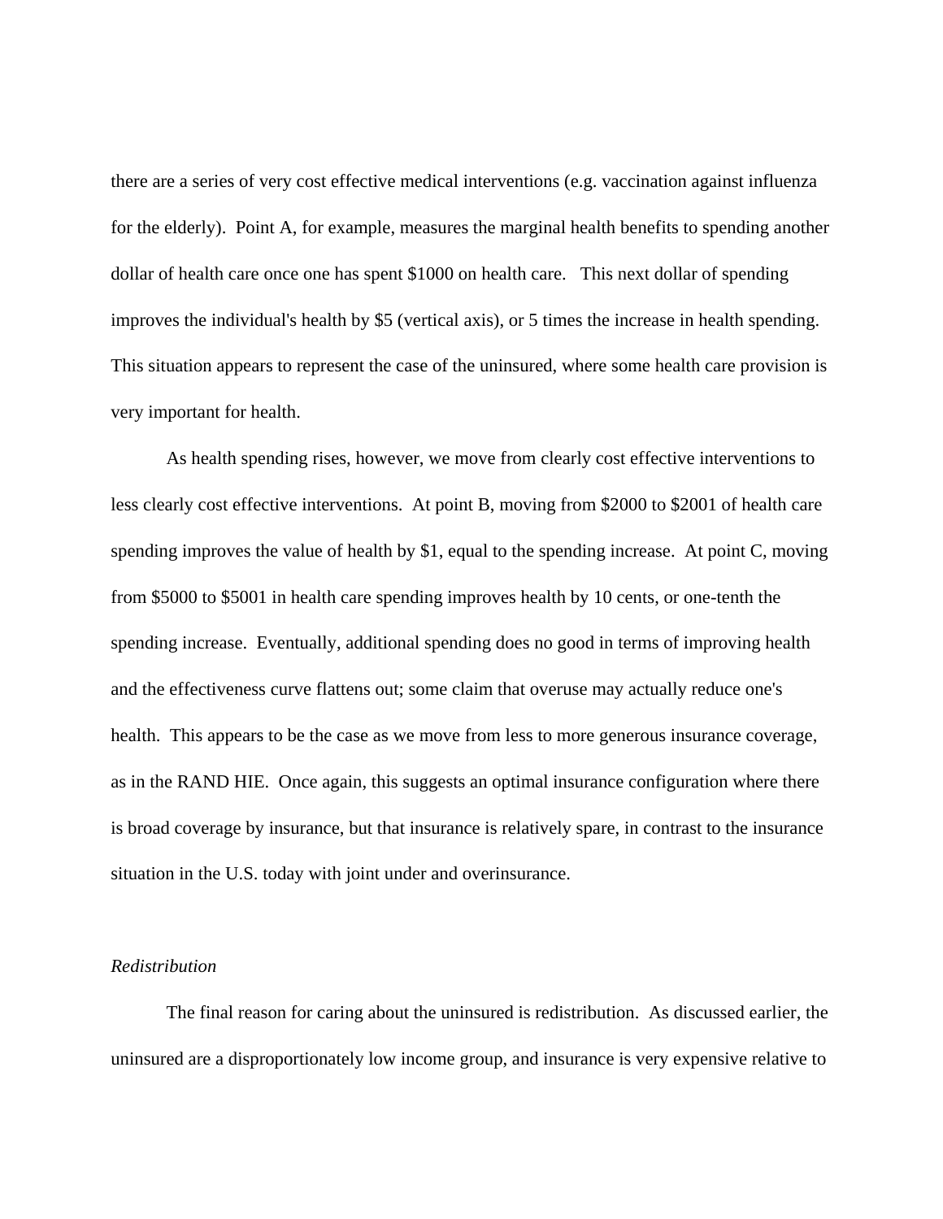there are a series of very cost effective medical interventions (e.g. vaccination against influenza for the elderly). Point A, for example, measures the marginal health benefits to spending another dollar of health care once one has spent $1000 on health care. This next dollar of spending improves the individual's health by $5 (vertical axis), or 5 times the increase in health spending. This situation appears to represent the case of the uninsured, where some health care provision is very important for health.

As health spending rises, however, we move from clearly cost effective interventions to less clearly cost effective interventions. At point B, moving from $2000 to $2001 of health care spending improves the value of health by $1, equal to the spending increase. At point C, moving from $5000 to $5001 in health care spending improves health by 10 cents, or one-tenth the spending increase. Eventually, additional spending does no good in terms of improving health and the effectiveness curve flattens out; some claim that overuse may actually reduce one's health. This appears to be the case as we move from less to more generous insurance coverage, as in the RAND HIE. Once again, this suggests an optimal insurance configuration where there is broad coverage by insurance, but that insurance is relatively spare, in contrast to the insurance situation in the U.S. today with joint under and overinsurance.

*Redistribution*

The final reason for caring about the uninsured is redistribution. As discussed earlier, the uninsured are a disproportionately low income group, and insurance is very expensive relative to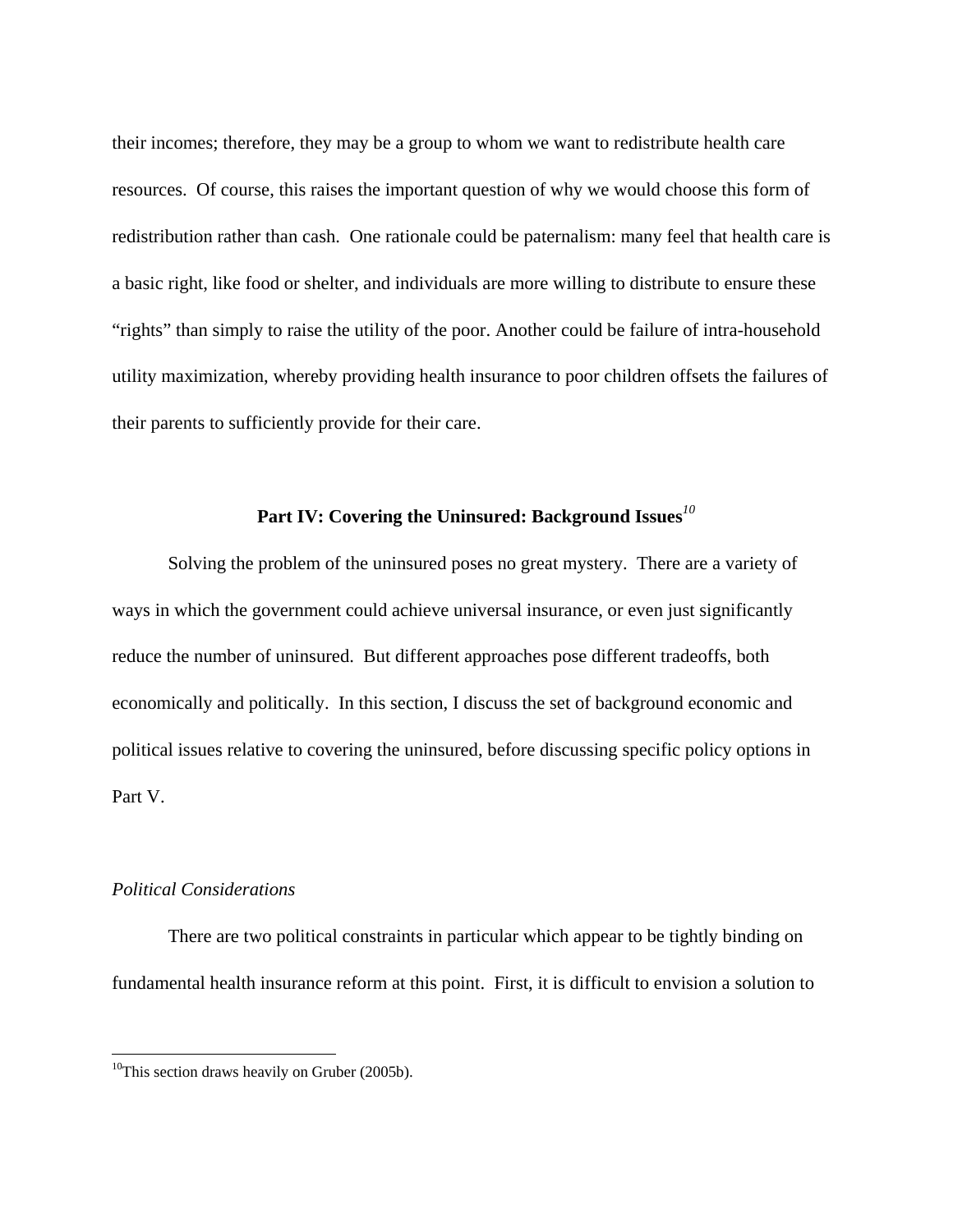their incomes; therefore, they may be a group to whom we want to redistribute health care resources. Of course, this raises the important question of why we would choose this form of redistribution rather than cash. One rationale could be paternalism: many feel that health care is a basic right, like food or shelter, and individuals are more willing to distribute to ensure these "rights" than simply to raise the utility of the poor. Another could be failure of intra-household utility maximization, whereby providing health insurance to poor children offsets the failures of their parents to sufficiently provide for their care.

## Part IV: Covering the Uninsured: Background Issues[10]

Solving the problem of the uninsured poses no great mystery. There are a variety of ways in which the government could achieve universal insurance, or even just significantly reduce the number of uninsured. But different approaches pose different tradeoffs, both economically and politically. In this section, I discuss the set of background economic and political issues relative to covering the uninsured, before discussing specific policy options in Part V.

### *Political Considerations*

There are two political constraints in particular which appear to be tightly binding on fundamental health insurance reform at this point. First, it is difficult to envision a solution to

---

[10]This section draws heavily on Gruber (2005b).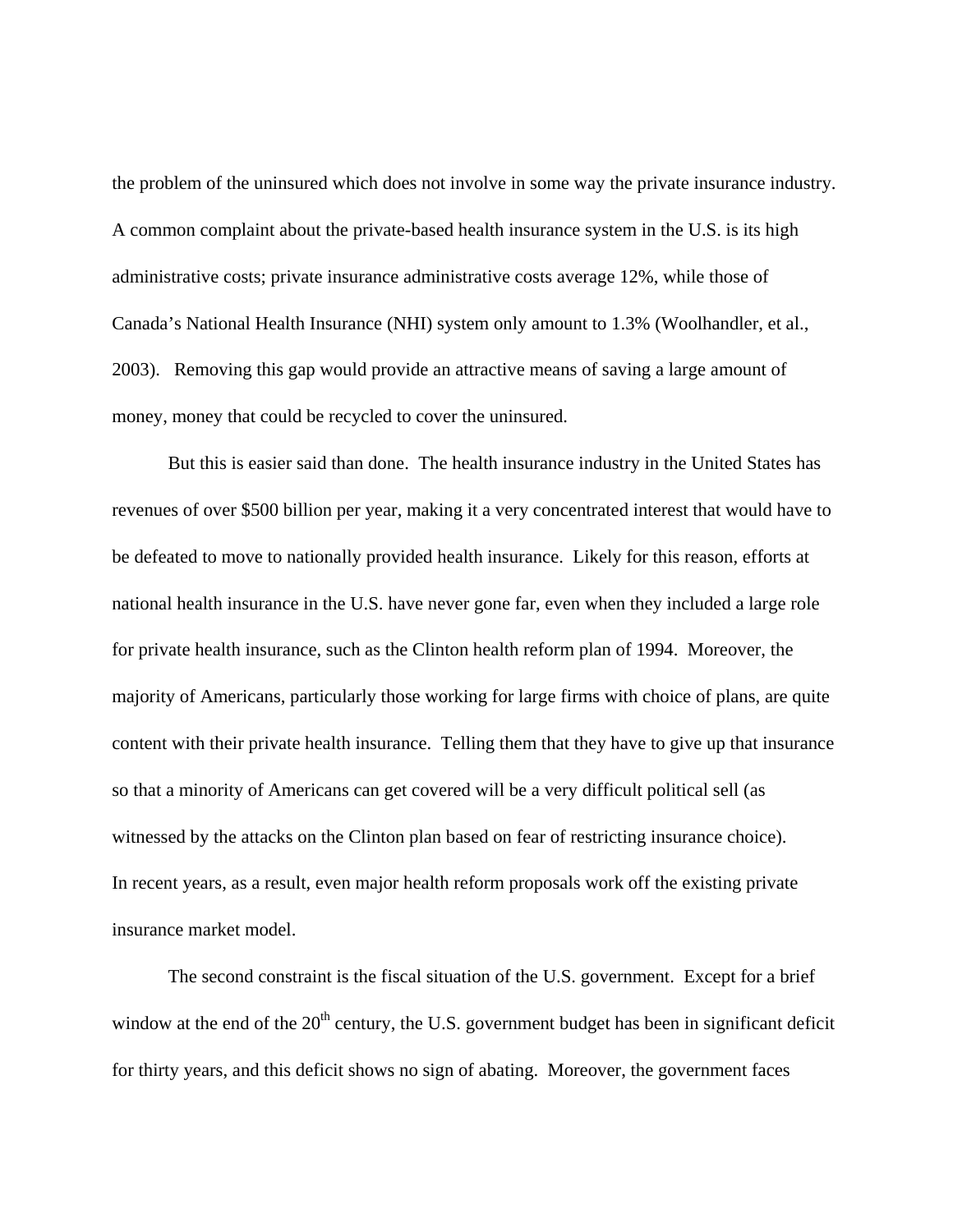the problem of the uninsured which does not involve in some way the private insurance industry. A common complaint about the private-based health insurance system in the U.S. is its high administrative costs; private insurance administrative costs average 12%, while those of Canada's National Health Insurance (NHI) system only amount to 1.3% (Woolhandler, et al., 2003). Removing this gap would provide an attractive means of saving a large amount of money, money that could be recycled to cover the uninsured.

But this is easier said than done. The health insurance industry in the United States has revenues of over $500 billion per year, making it a very concentrated interest that would have to be defeated to move to nationally provided health insurance. Likely for this reason, efforts at national health insurance in the U.S. have never gone far, even when they included a large role for private health insurance, such as the Clinton health reform plan of 1994. Moreover, the majority of Americans, particularly those working for large firms with choice of plans, are quite content with their private health insurance. Telling them that they have to give up that insurance so that a minority of Americans can get covered will be a very difficult political sell (as witnessed by the attacks on the Clinton plan based on fear of restricting insurance choice). In recent years, as a result, even major health reform proposals work off the existing private insurance market model.

The second constraint is the fiscal situation of the U.S. government. Except for a brief window at the end of the 20th century, the U.S. government budget has been in significant deficit for thirty years, and this deficit shows no sign of abating. Moreover, the government faces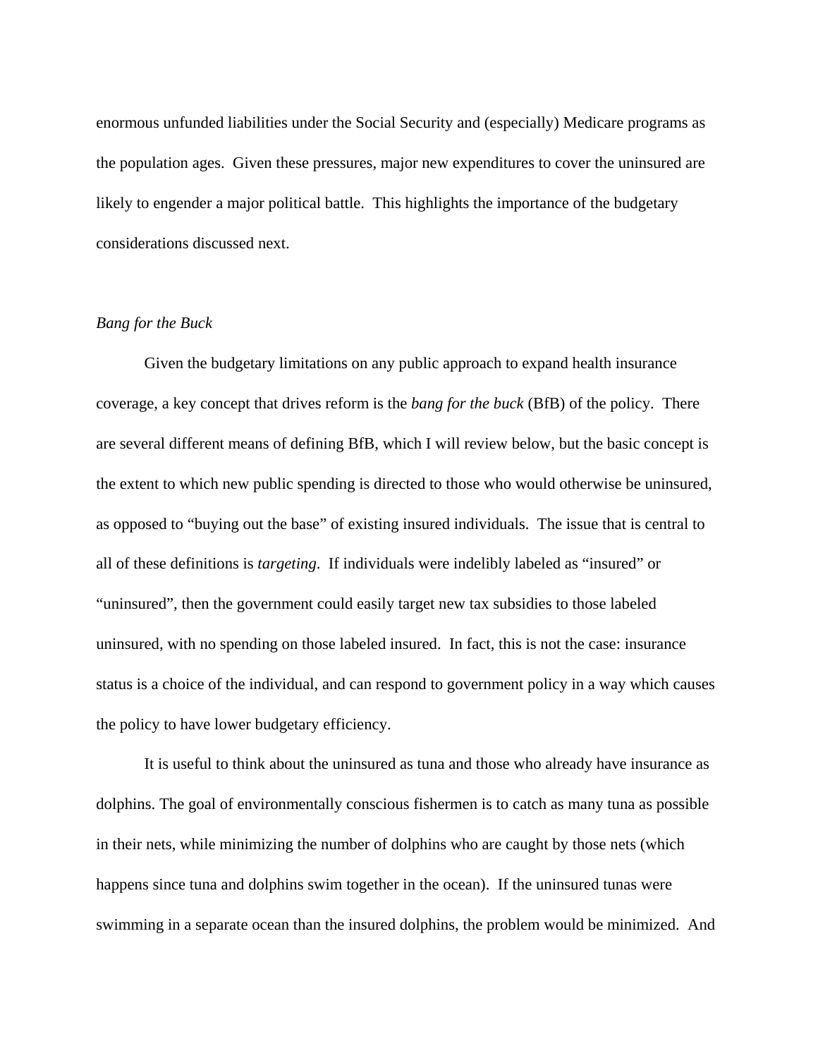enormous unfunded liabilities under the Social Security and (especially) Medicare programs as the population ages. Given these pressures, major new expenditures to cover the uninsured are likely to engender a major political battle. This highlights the importance of the budgetary considerations discussed next.

*Bang for the Buck*

Given the budgetary limitations on any public approach to expand health insurance coverage, a key concept that drives reform is the *bang for the buck* (BfB) of the policy. There are several different means of defining BfB, which I will review below, but the basic concept is the extent to which new public spending is directed to those who would otherwise be uninsured, as opposed to "buying out the base" of existing insured individuals. The issue that is central to all of these definitions is *targeting*. If individuals were indelibly labeled as "insured" or "uninsured", then the government could easily target new tax subsidies to those labeled uninsured, with no spending on those labeled insured. In fact, this is not the case: insurance status is a choice of the individual, and can respond to government policy in a way which causes the policy to have lower budgetary efficiency.

It is useful to think about the uninsured as tuna and those who already have insurance as dolphins. The goal of environmentally conscious fishermen is to catch as many tuna as possible in their nets, while minimizing the number of dolphins who are caught by those nets (which happens since tuna and dolphins swim together in the ocean). If the uninsured tunas were swimming in a separate ocean than the insured dolphins, the problem would be minimized. And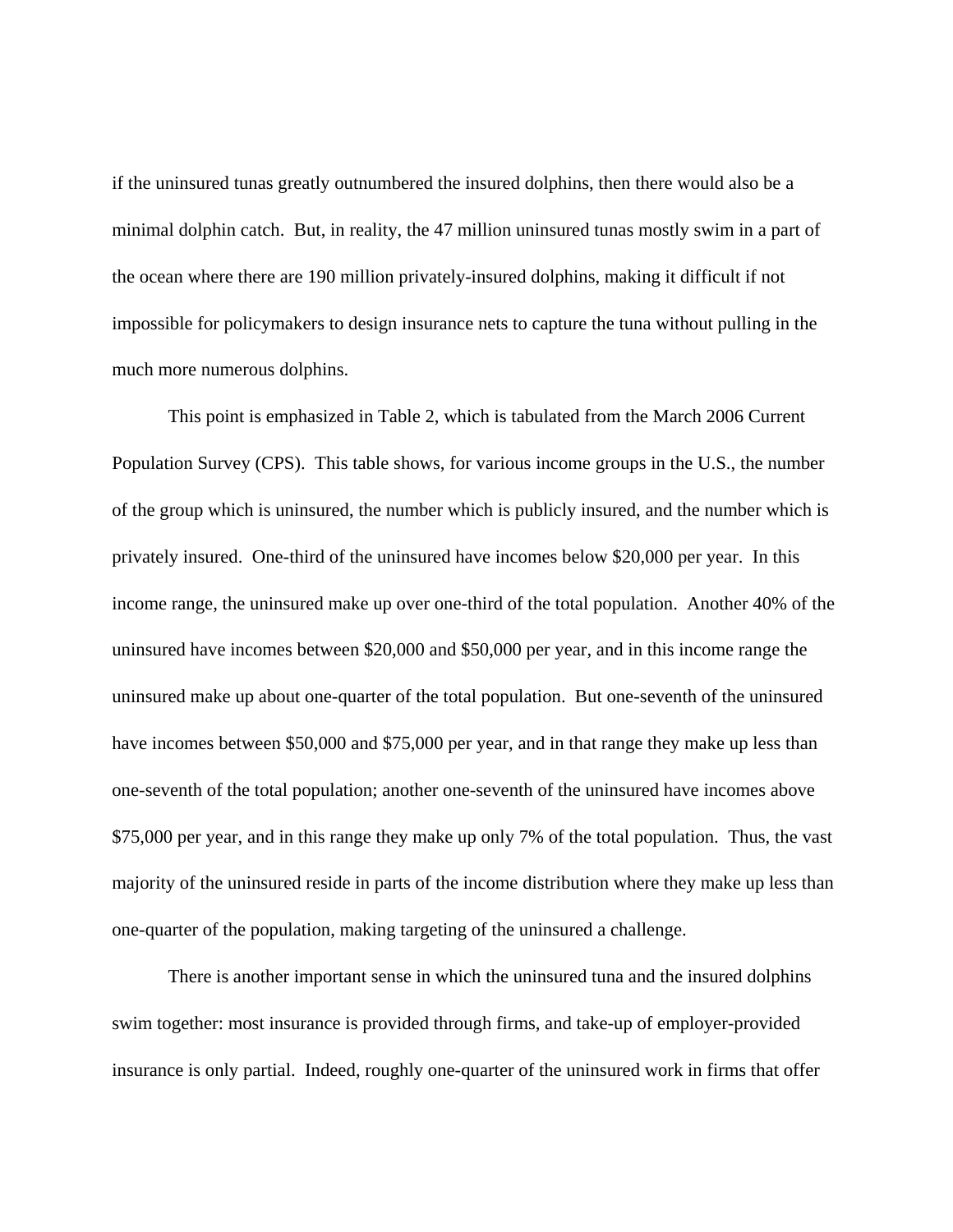if the uninsured tunas greatly outnumbered the insured dolphins, then there would also be a minimal dolphin catch. But, in reality, the 47 million uninsured tunas mostly swim in a part of the ocean where there are 190 million privately-insured dolphins, making it difficult if not impossible for policymakers to design insurance nets to capture the tuna without pulling in the much more numerous dolphins.

This point is emphasized in Table 2, which is tabulated from the March 2006 Current Population Survey (CPS). This table shows, for various income groups in the U.S., the number of the group which is uninsured, the number which is publicly insured, and the number which is privately insured. One-third of the uninsured have incomes below $20,000 per year. In this income range, the uninsured make up over one-third of the total population. Another 40% of the uninsured have incomes between $20,000 and $50,000 per year, and in this income range the uninsured make up about one-quarter of the total population. But one-seventh of the uninsured have incomes between $50,000 and $75,000 per year, and in that range they make up less than one-seventh of the total population; another one-seventh of the uninsured have incomes above $75,000 per year, and in this range they make up only 7% of the total population. Thus, the vast majority of the uninsured reside in parts of the income distribution where they make up less than one-quarter of the population, making targeting of the uninsured a challenge.

There is another important sense in which the uninsured tuna and the insured dolphins swim together: most insurance is provided through firms, and take-up of employer-provided insurance is only partial. Indeed, roughly one-quarter of the uninsured work in firms that offer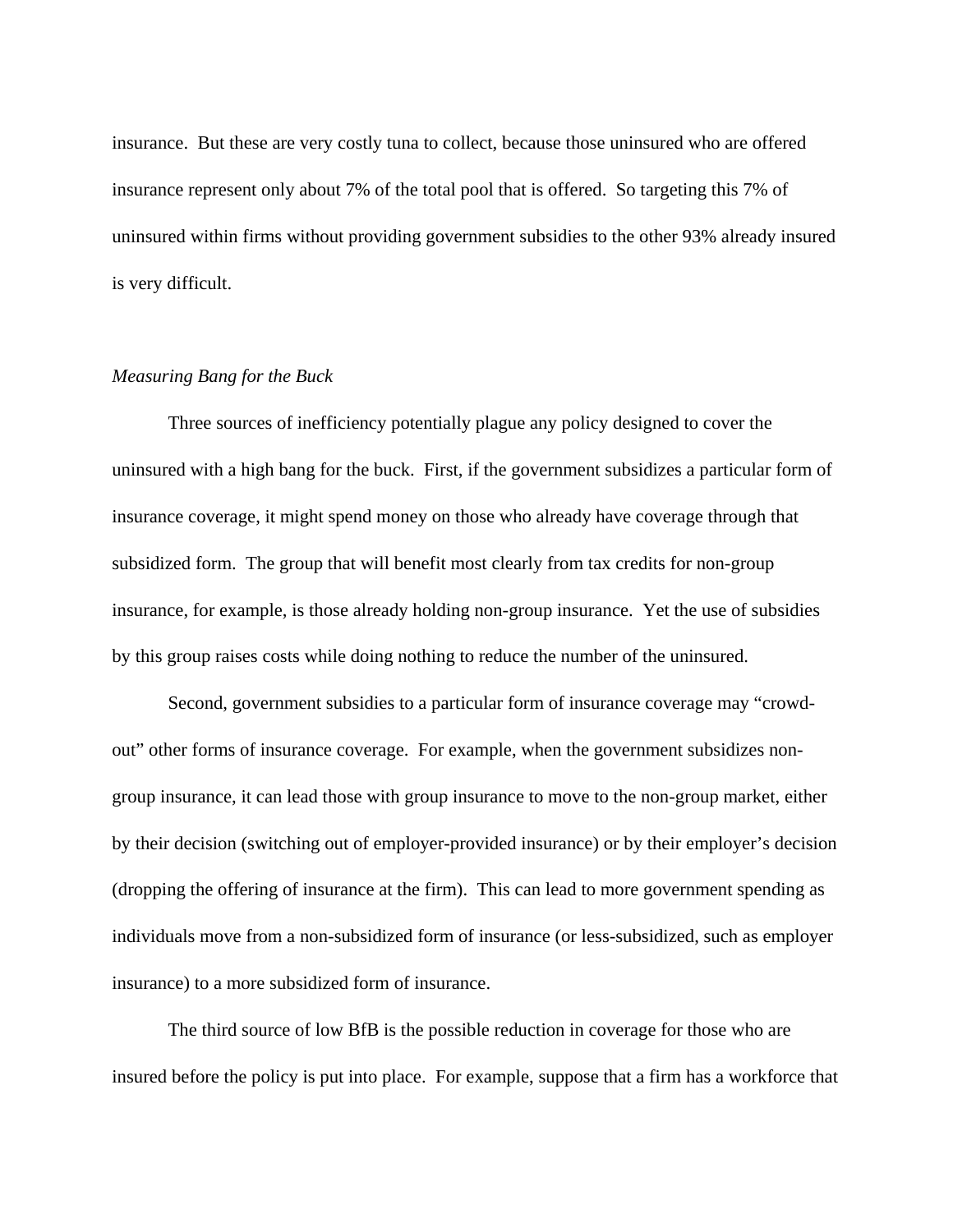insurance. But these are very costly tuna to collect, because those uninsured who are offered insurance represent only about 7% of the total pool that is offered. So targeting this 7% of uninsured within firms without providing government subsidies to the other 93% already insured is very difficult.

*Measuring Bang for the Buck*

Three sources of inefficiency potentially plague any policy designed to cover the uninsured with a high bang for the buck. First, if the government subsidizes a particular form of insurance coverage, it might spend money on those who already have coverage through that subsidized form. The group that will benefit most clearly from tax credits for non-group insurance, for example, is those already holding non-group insurance. Yet the use of subsidies by this group raises costs while doing nothing to reduce the number of the uninsured.

Second, government subsidies to a particular form of insurance coverage may "crowd-out" other forms of insurance coverage. For example, when the government subsidizes non-group insurance, it can lead those with group insurance to move to the non-group market, either by their decision (switching out of employer-provided insurance) or by their employer's decision (dropping the offering of insurance at the firm). This can lead to more government spending as individuals move from a non-subsidized form of insurance (or less-subsidized, such as employer insurance) to a more subsidized form of insurance.

The third source of low BfB is the possible reduction in coverage for those who are insured before the policy is put into place. For example, suppose that a firm has a workforce that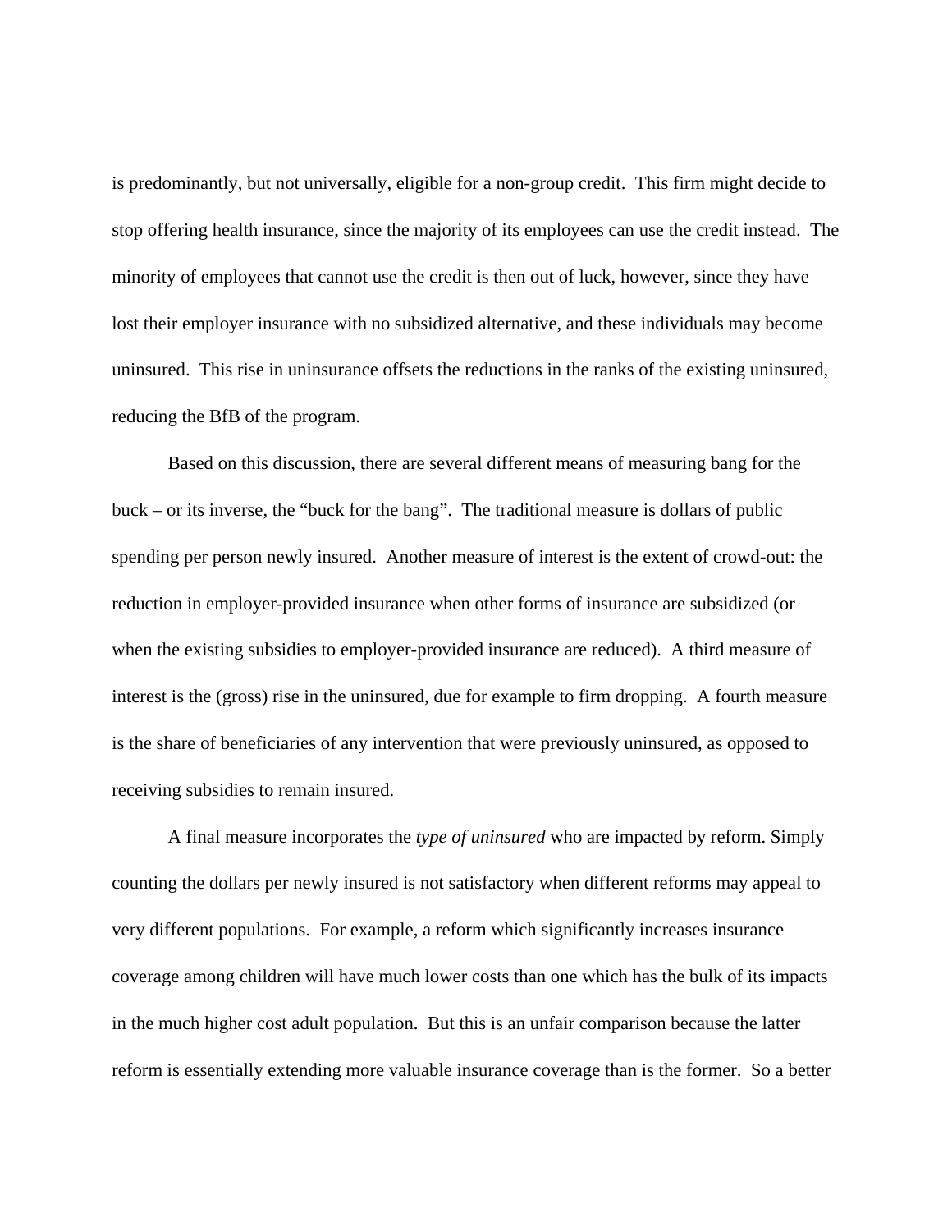is predominantly, but not universally, eligible for a non-group credit. This firm might decide to stop offering health insurance, since the majority of its employees can use the credit instead. The minority of employees that cannot use the credit is then out of luck, however, since they have lost their employer insurance with no subsidized alternative, and these individuals may become uninsured. This rise in uninsurance offsets the reductions in the ranks of the existing uninsured, reducing the BfB of the program.

Based on this discussion, there are several different means of measuring bang for the buck – or its inverse, the "buck for the bang". The traditional measure is dollars of public spending per person newly insured. Another measure of interest is the extent of crowd-out: the reduction in employer-provided insurance when other forms of insurance are subsidized (or when the existing subsidies to employer-provided insurance are reduced). A third measure of interest is the (gross) rise in the uninsured, due for example to firm dropping. A fourth measure is the share of beneficiaries of any intervention that were previously uninsured, as opposed to receiving subsidies to remain insured.

A final measure incorporates the *type of uninsured* who are impacted by reform. Simply counting the dollars per newly insured is not satisfactory when different reforms may appeal to very different populations. For example, a reform which significantly increases insurance coverage among children will have much lower costs than one which has the bulk of its impacts in the much higher cost adult population. But this is an unfair comparison because the latter reform is essentially extending more valuable insurance coverage than is the former. So a better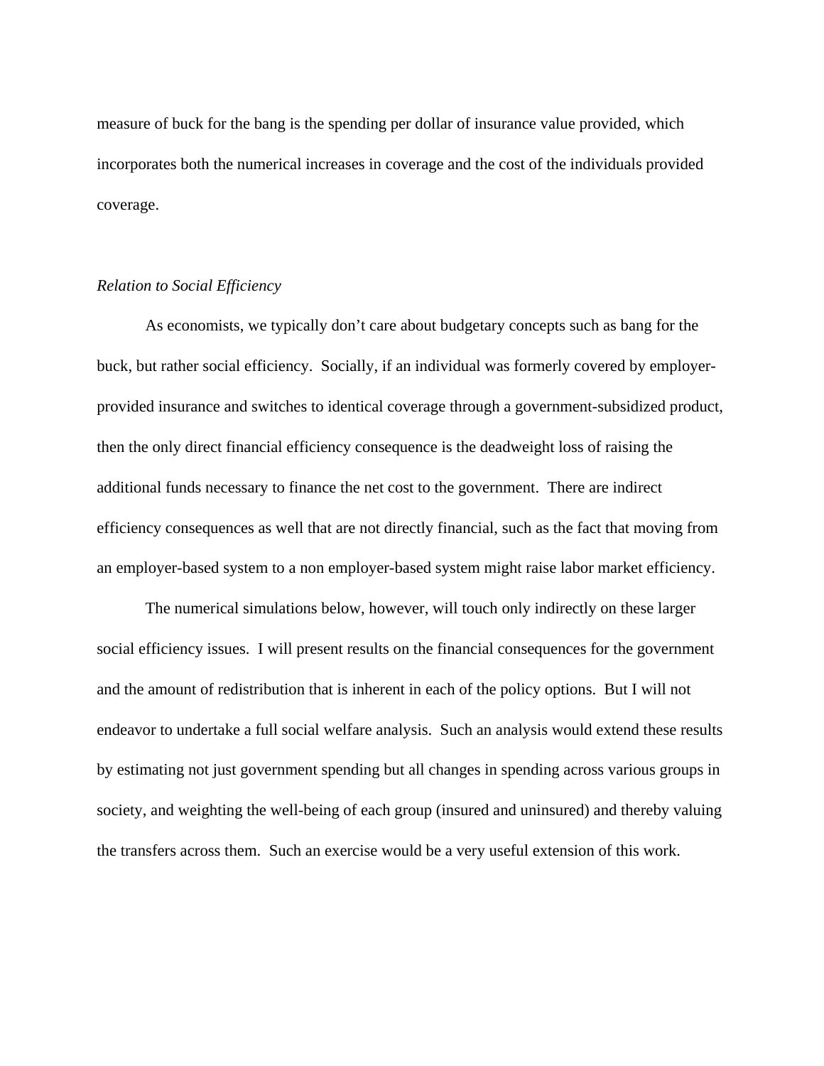measure of buck for the bang is the spending per dollar of insurance value provided, which incorporates both the numerical increases in coverage and the cost of the individuals provided coverage.

*Relation to Social Efficiency*

As economists, we typically don't care about budgetary concepts such as bang for the buck, but rather social efficiency. Socially, if an individual was formerly covered by employer-provided insurance and switches to identical coverage through a government-subsidized product, then the only direct financial efficiency consequence is the deadweight loss of raising the additional funds necessary to finance the net cost to the government. There are indirect efficiency consequences as well that are not directly financial, such as the fact that moving from an employer-based system to a non employer-based system might raise labor market efficiency.

The numerical simulations below, however, will touch only indirectly on these larger social efficiency issues. I will present results on the financial consequences for the government and the amount of redistribution that is inherent in each of the policy options. But I will not endeavor to undertake a full social welfare analysis. Such an analysis would extend these results by estimating not just government spending but all changes in spending across various groups in society, and weighting the well-being of each group (insured and uninsured) and thereby valuing the transfers across them. Such an exercise would be a very useful extension of this work.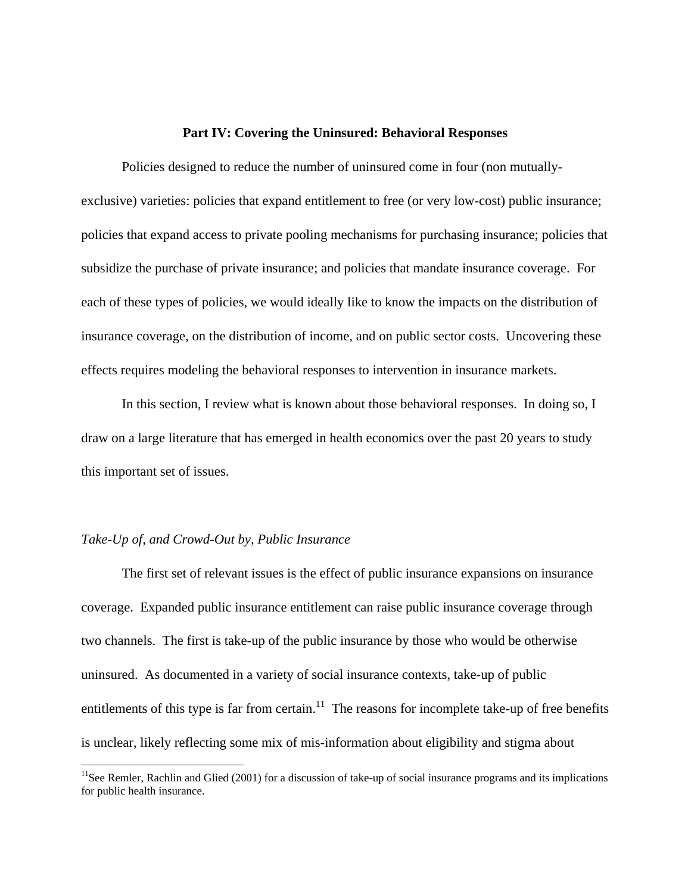## Part IV: Covering the Uninsured: Behavioral Responses

Policies designed to reduce the number of uninsured come in four (non mutually-exclusive) varieties: policies that expand entitlement to free (or very low-cost) public insurance; policies that expand access to private pooling mechanisms for purchasing insurance; policies that subsidize the purchase of private insurance; and policies that mandate insurance coverage. For each of these types of policies, we would ideally like to know the impacts on the distribution of insurance coverage, on the distribution of income, and on public sector costs. Uncovering these effects requires modeling the behavioral responses to intervention in insurance markets.

In this section, I review what is known about those behavioral responses. In doing so, I draw on a large literature that has emerged in health economics over the past 20 years to study this important set of issues.

*Take-Up of, and Crowd-Out by, Public Insurance*

The first set of relevant issues is the effect of public insurance expansions on insurance coverage. Expanded public insurance entitlement can raise public insurance coverage through two channels. The first is take-up of the public insurance by those who would be otherwise uninsured. As documented in a variety of social insurance contexts, take-up of public entitlements of this type is far from certain.[11] The reasons for incomplete take-up of free benefits is unclear, likely reflecting some mix of mis-information about eligibility and stigma about

[11] See Remler, Rachlin and Glied (2001) for a discussion of take-up of social insurance programs and its implications for public health insurance.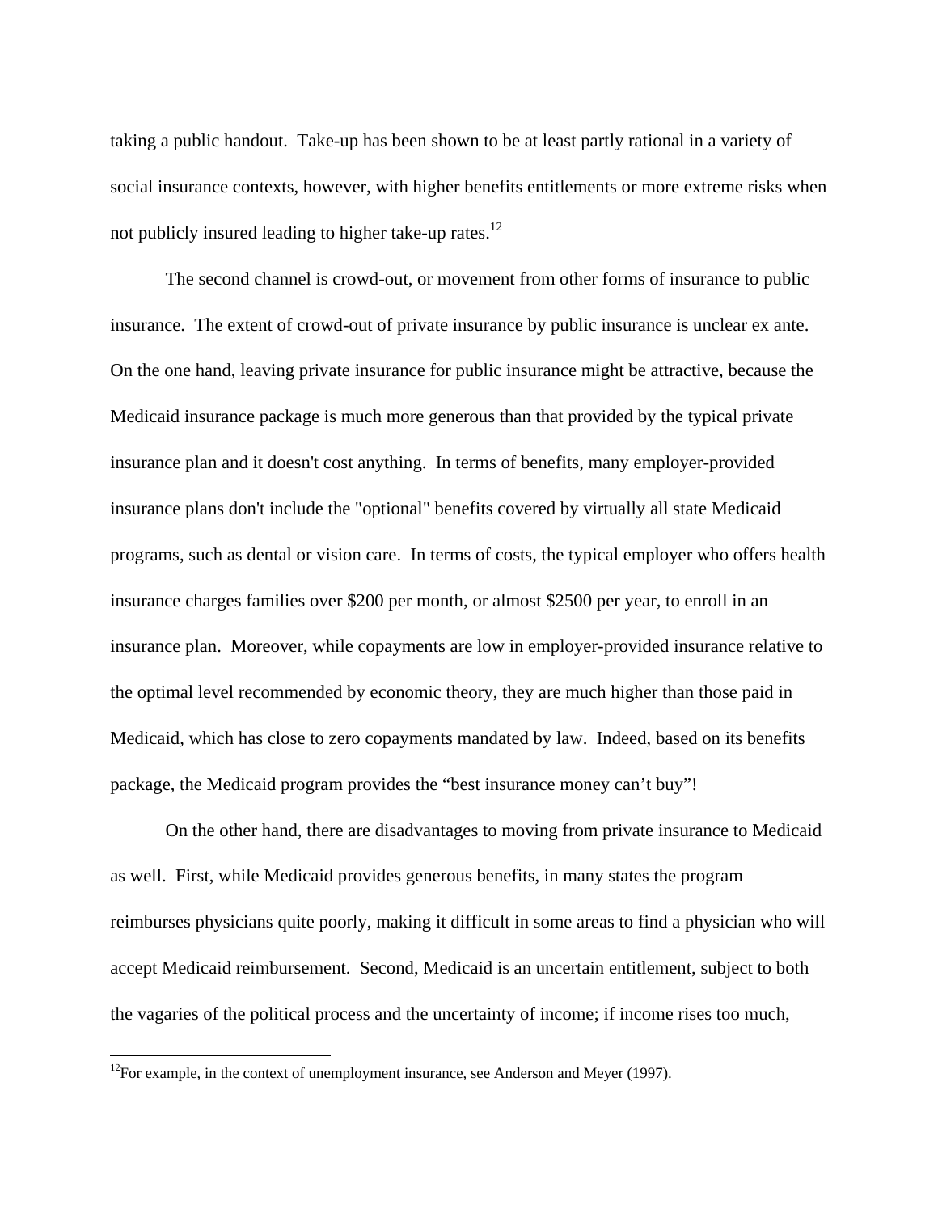taking a public handout. Take-up has been shown to be at least partly rational in a variety of social insurance contexts, however, with higher benefits entitlements or more extreme risks when not publicly insured leading to higher take-up rates.[12]

The second channel is crowd-out, or movement from other forms of insurance to public insurance. The extent of crowd-out of private insurance by public insurance is unclear ex ante. On the one hand, leaving private insurance for public insurance might be attractive, because the Medicaid insurance package is much more generous than that provided by the typical private insurance plan and it doesn't cost anything. In terms of benefits, many employer-provided insurance plans don't include the "optional" benefits covered by virtually all state Medicaid programs, such as dental or vision care. In terms of costs, the typical employer who offers health insurance charges families over $200 per month, or almost $2500 per year, to enroll in an insurance plan. Moreover, while copayments are low in employer-provided insurance relative to the optimal level recommended by economic theory, they are much higher than those paid in Medicaid, which has close to zero copayments mandated by law. Indeed, based on its benefits package, the Medicaid program provides the "best insurance money can't buy"!

On the other hand, there are disadvantages to moving from private insurance to Medicaid as well. First, while Medicaid provides generous benefits, in many states the program reimburses physicians quite poorly, making it difficult in some areas to find a physician who will accept Medicaid reimbursement. Second, Medicaid is an uncertain entitlement, subject to both the vagaries of the political process and the uncertainty of income; if income rises too much,

[12]For example, in the context of unemployment insurance, see Anderson and Meyer (1997).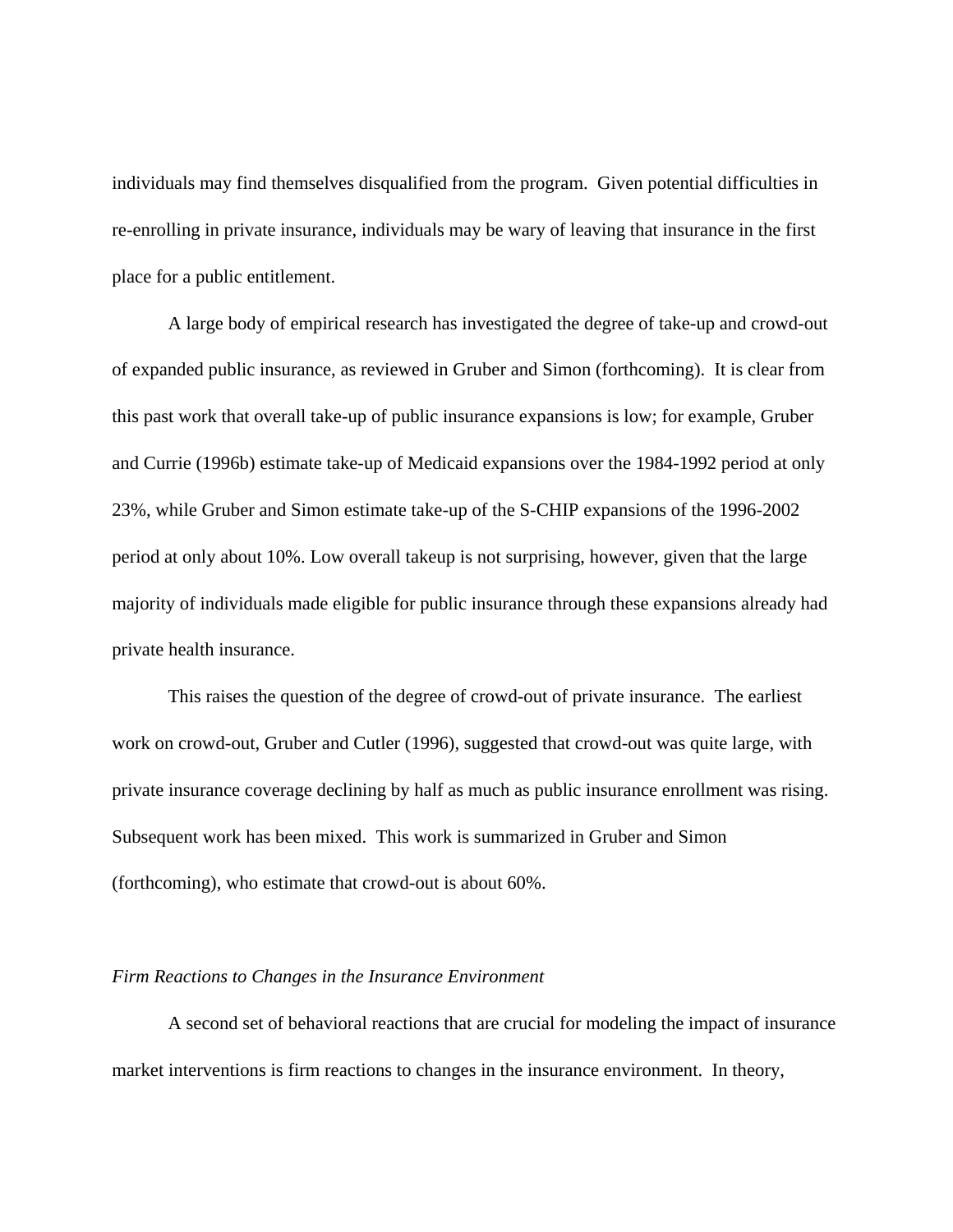individuals may find themselves disqualified from the program. Given potential difficulties in re-enrolling in private insurance, individuals may be wary of leaving that insurance in the first place for a public entitlement.

A large body of empirical research has investigated the degree of take-up and crowd-out of expanded public insurance, as reviewed in Gruber and Simon (forthcoming). It is clear from this past work that overall take-up of public insurance expansions is low; for example, Gruber and Currie (1996b) estimate take-up of Medicaid expansions over the 1984-1992 period at only 23%, while Gruber and Simon estimate take-up of the S-CHIP expansions of the 1996-2002 period at only about 10%. Low overall takeup is not surprising, however, given that the large majority of individuals made eligible for public insurance through these expansions already had private health insurance.

This raises the question of the degree of crowd-out of private insurance. The earliest work on crowd-out, Gruber and Cutler (1996), suggested that crowd-out was quite large, with private insurance coverage declining by half as much as public insurance enrollment was rising. Subsequent work has been mixed. This work is summarized in Gruber and Simon (forthcoming), who estimate that crowd-out is about 60%.

### *Firm Reactions to Changes in the Insurance Environment*

A second set of behavioral reactions that are crucial for modeling the impact of insurance market interventions is firm reactions to changes in the insurance environment. In theory,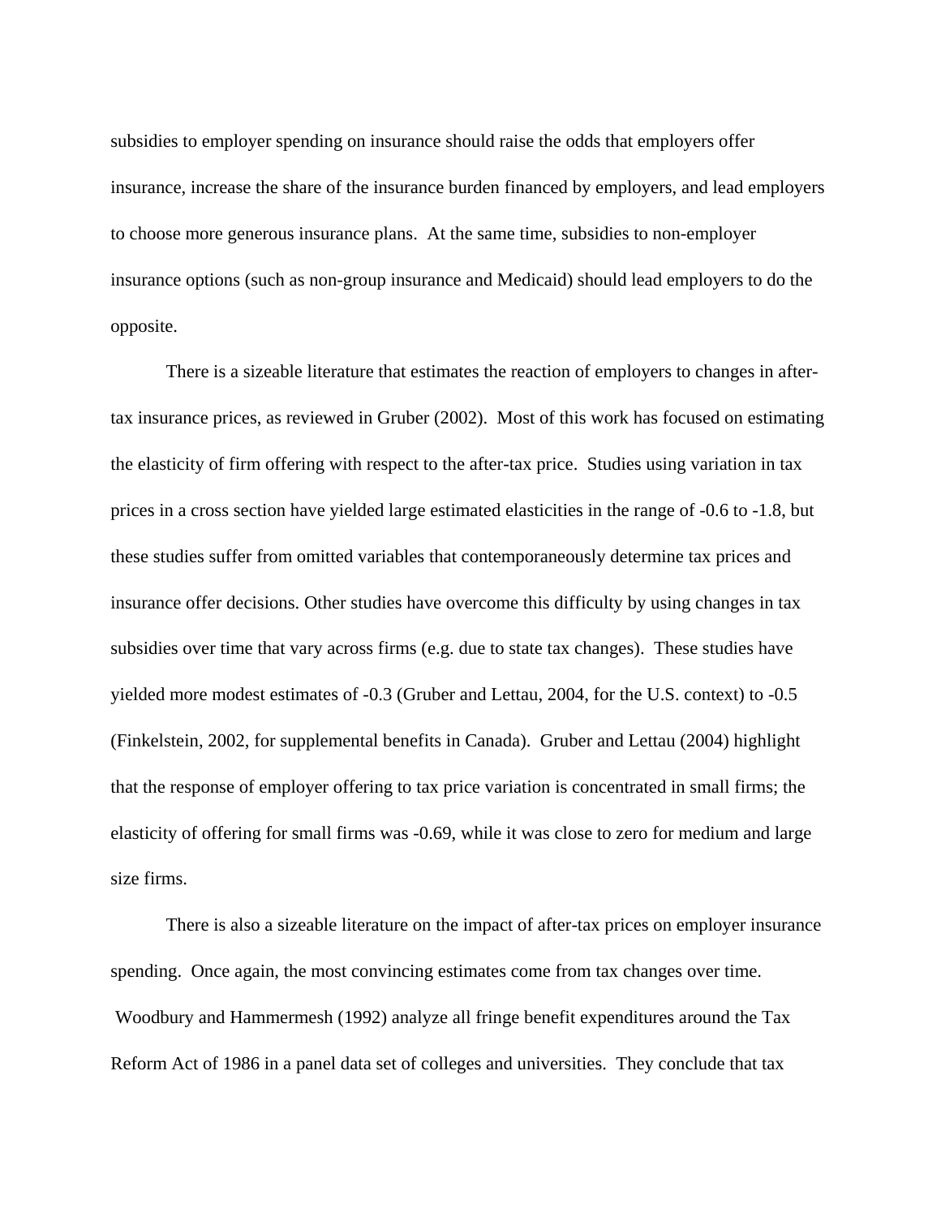subsidies to employer spending on insurance should raise the odds that employers offer insurance, increase the share of the insurance burden financed by employers, and lead employers to choose more generous insurance plans. At the same time, subsidies to non-employer insurance options (such as non-group insurance and Medicaid) should lead employers to do the opposite.

There is a sizeable literature that estimates the reaction of employers to changes in after-tax insurance prices, as reviewed in Gruber (2002). Most of this work has focused on estimating the elasticity of firm offering with respect to the after-tax price. Studies using variation in tax prices in a cross section have yielded large estimated elasticities in the range of -0.6 to -1.8, but these studies suffer from omitted variables that contemporaneously determine tax prices and insurance offer decisions. Other studies have overcome this difficulty by using changes in tax subsidies over time that vary across firms (e.g. due to state tax changes). These studies have yielded more modest estimates of -0.3 (Gruber and Lettau, 2004, for the U.S. context) to -0.5 (Finkelstein, 2002, for supplemental benefits in Canada). Gruber and Lettau (2004) highlight that the response of employer offering to tax price variation is concentrated in small firms; the elasticity of offering for small firms was -0.69, while it was close to zero for medium and large size firms.

There is also a sizeable literature on the impact of after-tax prices on employer insurance spending. Once again, the most convincing estimates come from tax changes over time. Woodbury and Hammermesh (1992) analyze all fringe benefit expenditures around the Tax Reform Act of 1986 in a panel data set of colleges and universities. They conclude that tax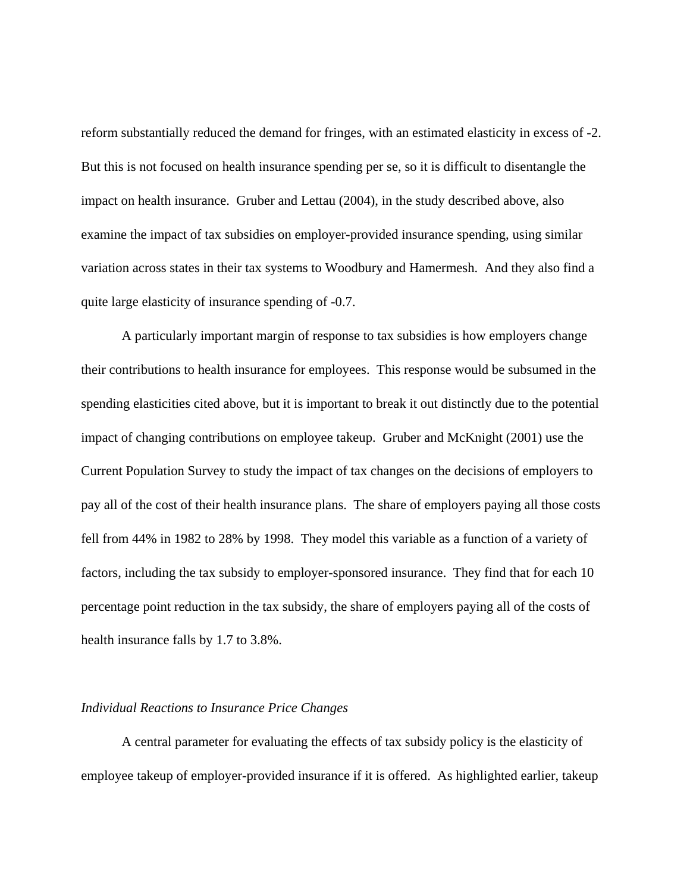reform substantially reduced the demand for fringes, with an estimated elasticity in excess of -2. But this is not focused on health insurance spending per se, so it is difficult to disentangle the impact on health insurance. Gruber and Lettau (2004), in the study described above, also examine the impact of tax subsidies on employer-provided insurance spending, using similar variation across states in their tax systems to Woodbury and Hamermesh. And they also find a quite large elasticity of insurance spending of -0.7.

A particularly important margin of response to tax subsidies is how employers change their contributions to health insurance for employees. This response would be subsumed in the spending elasticities cited above, but it is important to break it out distinctly due to the potential impact of changing contributions on employee takeup. Gruber and McKnight (2001) use the Current Population Survey to study the impact of tax changes on the decisions of employers to pay all of the cost of their health insurance plans. The share of employers paying all those costs fell from 44% in 1982 to 28% by 1998. They model this variable as a function of a variety of factors, including the tax subsidy to employer-sponsored insurance. They find that for each 10 percentage point reduction in the tax subsidy, the share of employers paying all of the costs of health insurance falls by 1.7 to 3.8%.

*Individual Reactions to Insurance Price Changes*

A central parameter for evaluating the effects of tax subsidy policy is the elasticity of employee takeup of employer-provided insurance if it is offered. As highlighted earlier, takeup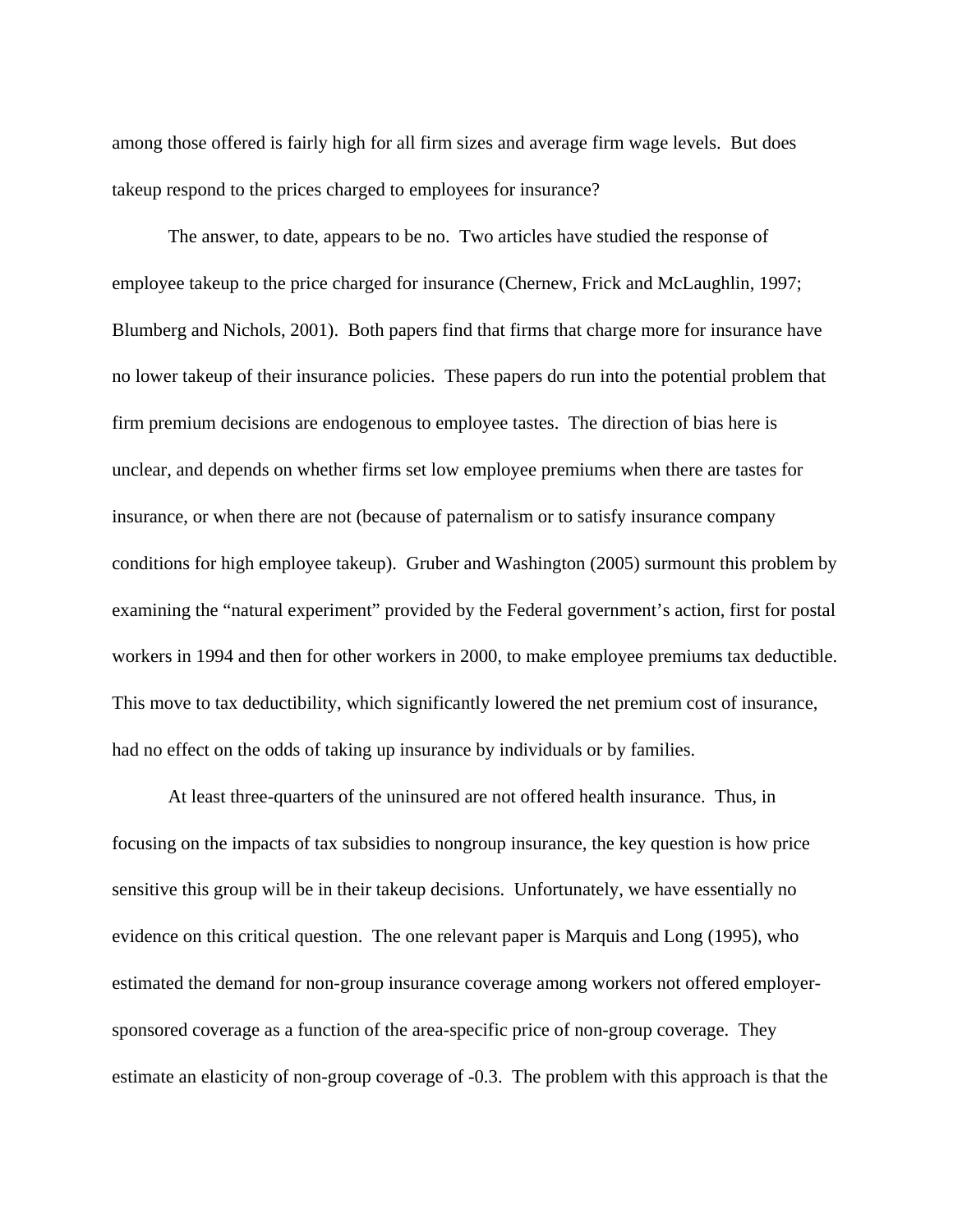among those offered is fairly high for all firm sizes and average firm wage levels. But does takeup respond to the prices charged to employees for insurance?

The answer, to date, appears to be no. Two articles have studied the response of employee takeup to the price charged for insurance (Chernew, Frick and McLaughlin, 1997; Blumberg and Nichols, 2001). Both papers find that firms that charge more for insurance have no lower takeup of their insurance policies. These papers do run into the potential problem that firm premium decisions are endogenous to employee tastes. The direction of bias here is unclear, and depends on whether firms set low employee premiums when there are tastes for insurance, or when there are not (because of paternalism or to satisfy insurance company conditions for high employee takeup). Gruber and Washington (2005) surmount this problem by examining the "natural experiment" provided by the Federal government's action, first for postal workers in 1994 and then for other workers in 2000, to make employee premiums tax deductible. This move to tax deductibility, which significantly lowered the net premium cost of insurance, had no effect on the odds of taking up insurance by individuals or by families.

At least three-quarters of the uninsured are not offered health insurance. Thus, in focusing on the impacts of tax subsidies to nongroup insurance, the key question is how price sensitive this group will be in their takeup decisions. Unfortunately, we have essentially no evidence on this critical question. The one relevant paper is Marquis and Long (1995), who estimated the demand for non-group insurance coverage among workers not offered employer-sponsored coverage as a function of the area-specific price of non-group coverage. They estimate an elasticity of non-group coverage of -0.3. The problem with this approach is that the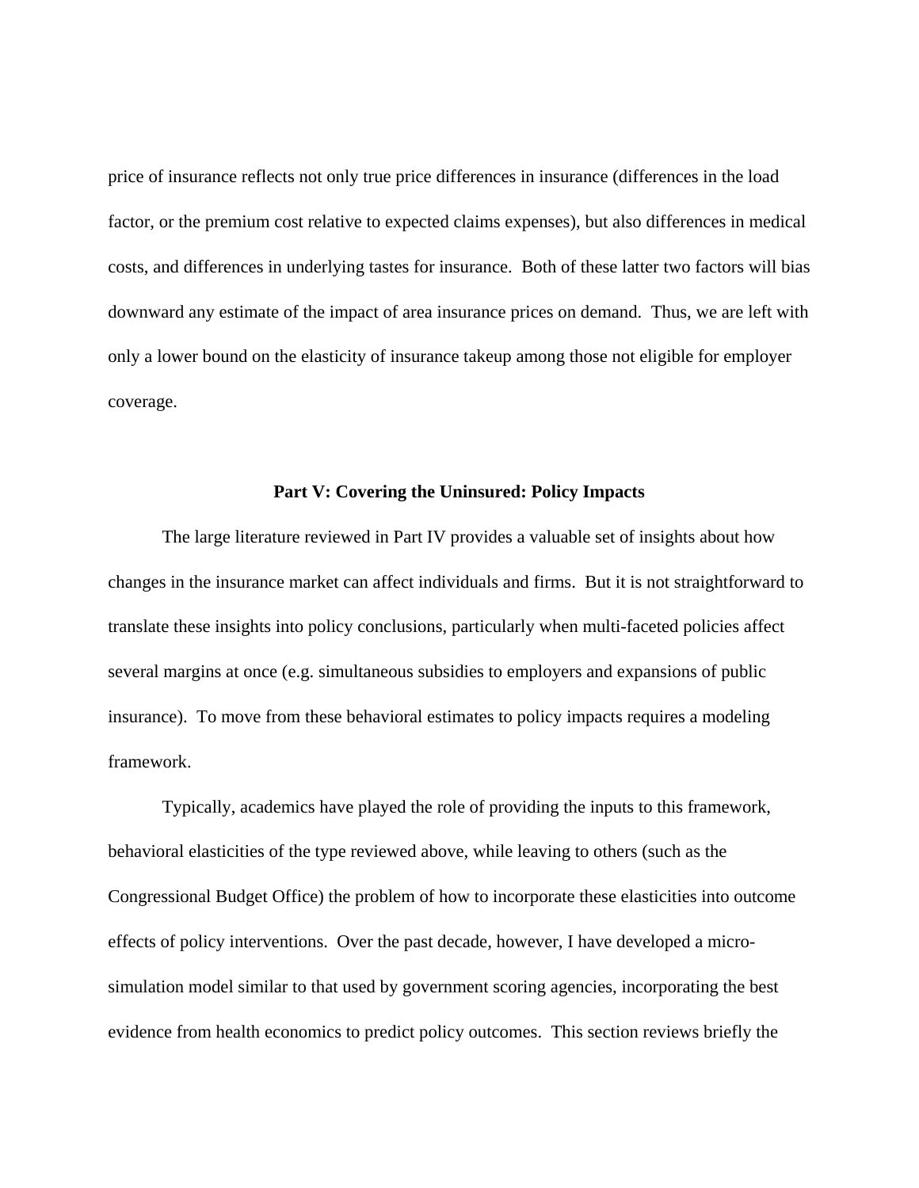price of insurance reflects not only true price differences in insurance (differences in the load factor, or the premium cost relative to expected claims expenses), but also differences in medical costs, and differences in underlying tastes for insurance. Both of these latter two factors will bias downward any estimate of the impact of area insurance prices on demand. Thus, we are left with only a lower bound on the elasticity of insurance takeup among those not eligible for employer coverage.

## Part V: Covering the Uninsured: Policy Impacts

The large literature reviewed in Part IV provides a valuable set of insights about how changes in the insurance market can affect individuals and firms. But it is not straightforward to translate these insights into policy conclusions, particularly when multi-faceted policies affect several margins at once (e.g. simultaneous subsidies to employers and expansions of public insurance). To move from these behavioral estimates to policy impacts requires a modeling framework.

Typically, academics have played the role of providing the inputs to this framework, behavioral elasticities of the type reviewed above, while leaving to others (such as the Congressional Budget Office) the problem of how to incorporate these elasticities into outcome effects of policy interventions. Over the past decade, however, I have developed a micro-simulation model similar to that used by government scoring agencies, incorporating the best evidence from health economics to predict policy outcomes. This section reviews briefly the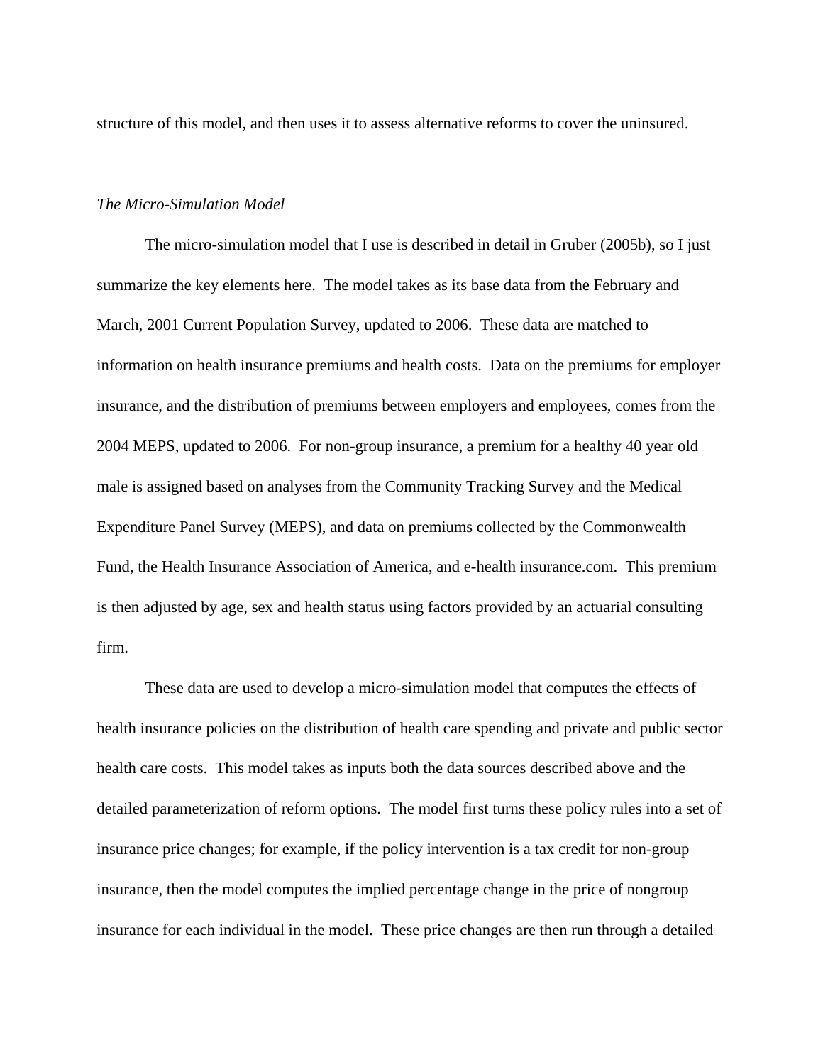structure of this model, and then uses it to assess alternative reforms to cover the uninsured.

*The Micro-Simulation Model*

The micro-simulation model that I use is described in detail in Gruber (2005b), so I just summarize the key elements here. The model takes as its base data from the February and March, 2001 Current Population Survey, updated to 2006. These data are matched to information on health insurance premiums and health costs. Data on the premiums for employer insurance, and the distribution of premiums between employers and employees, comes from the 2004 MEPS, updated to 2006. For non-group insurance, a premium for a healthy 40 year old male is assigned based on analyses from the Community Tracking Survey and the Medical Expenditure Panel Survey (MEPS), and data on premiums collected by the Commonwealth Fund, the Health Insurance Association of America, and e-health insurance.com. This premium is then adjusted by age, sex and health status using factors provided by an actuarial consulting firm.

These data are used to develop a micro-simulation model that computes the effects of health insurance policies on the distribution of health care spending and private and public sector health care costs. This model takes as inputs both the data sources described above and the detailed parameterization of reform options. The model first turns these policy rules into a set of insurance price changes; for example, if the policy intervention is a tax credit for non-group insurance, then the model computes the implied percentage change in the price of nongroup insurance for each individual in the model. These price changes are then run through a detailed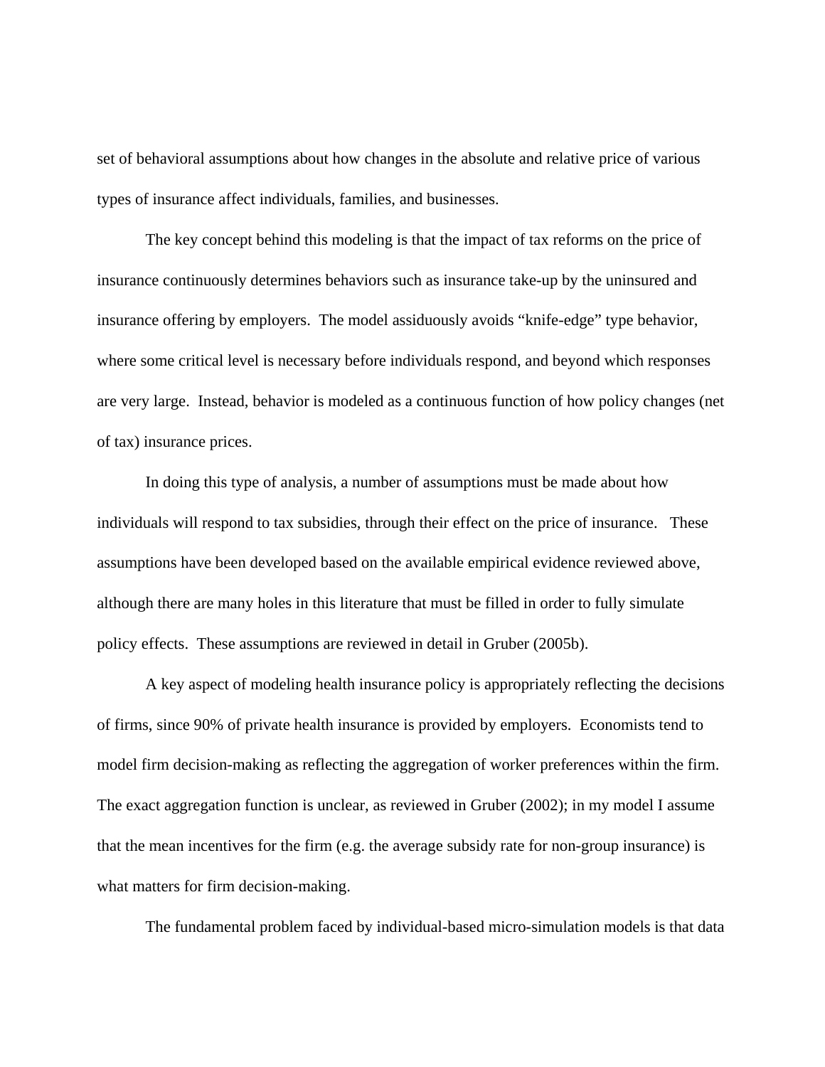set of behavioral assumptions about how changes in the absolute and relative price of various types of insurance affect individuals, families, and businesses.

The key concept behind this modeling is that the impact of tax reforms on the price of insurance continuously determines behaviors such as insurance take-up by the uninsured and insurance offering by employers. The model assiduously avoids "knife-edge" type behavior, where some critical level is necessary before individuals respond, and beyond which responses are very large. Instead, behavior is modeled as a continuous function of how policy changes (net of tax) insurance prices.

In doing this type of analysis, a number of assumptions must be made about how individuals will respond to tax subsidies, through their effect on the price of insurance. These assumptions have been developed based on the available empirical evidence reviewed above, although there are many holes in this literature that must be filled in order to fully simulate policy effects. These assumptions are reviewed in detail in Gruber (2005b).

A key aspect of modeling health insurance policy is appropriately reflecting the decisions of firms, since 90% of private health insurance is provided by employers. Economists tend to model firm decision-making as reflecting the aggregation of worker preferences within the firm. The exact aggregation function is unclear, as reviewed in Gruber (2002); in my model I assume that the mean incentives for the firm (e.g. the average subsidy rate for non-group insurance) is what matters for firm decision-making.

The fundamental problem faced by individual-based micro-simulation models is that data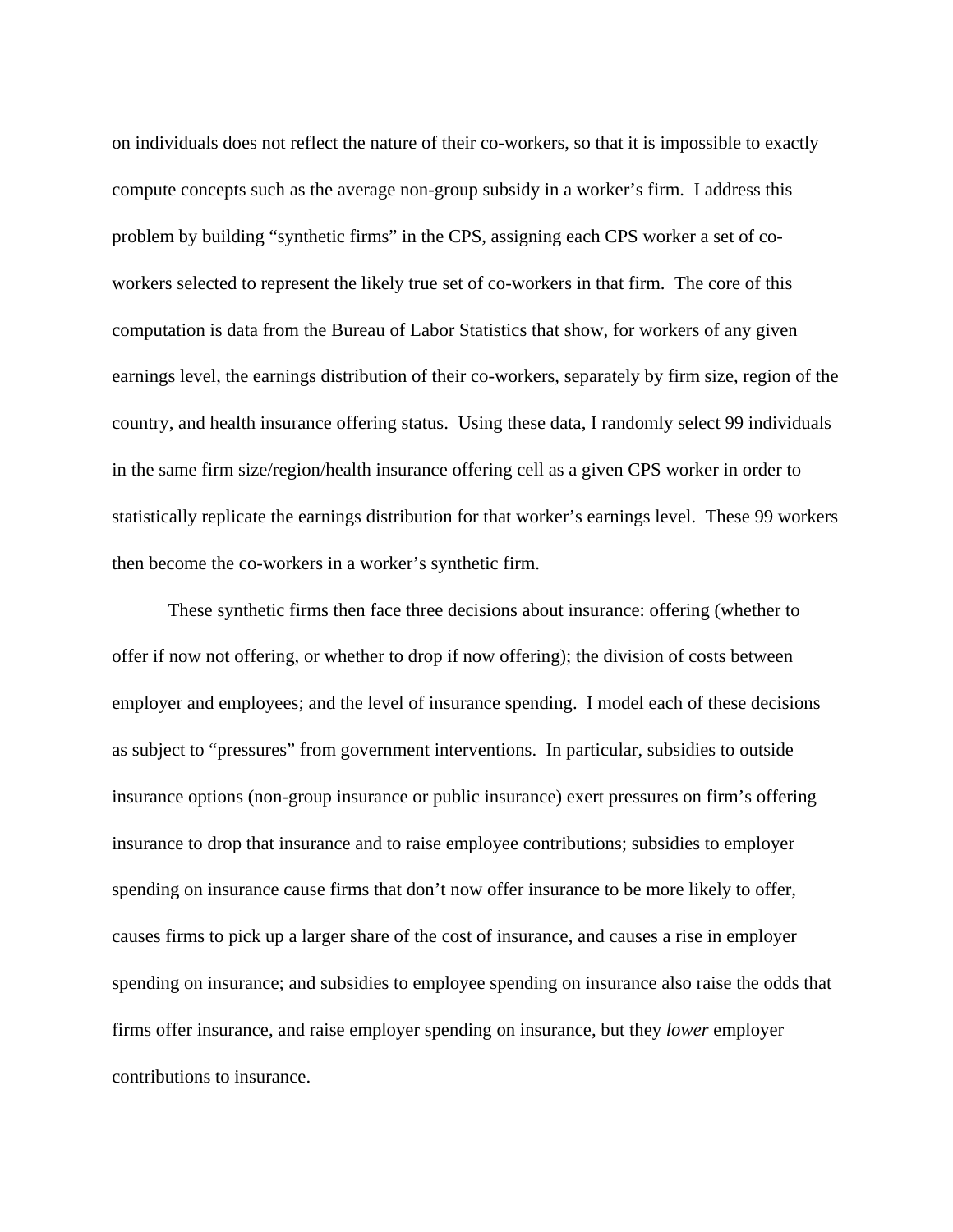on individuals does not reflect the nature of their co-workers, so that it is impossible to exactly compute concepts such as the average non-group subsidy in a worker's firm. I address this problem by building "synthetic firms" in the CPS, assigning each CPS worker a set of co-workers selected to represent the likely true set of co-workers in that firm. The core of this computation is data from the Bureau of Labor Statistics that show, for workers of any given earnings level, the earnings distribution of their co-workers, separately by firm size, region of the country, and health insurance offering status. Using these data, I randomly select 99 individuals in the same firm size/region/health insurance offering cell as a given CPS worker in order to statistically replicate the earnings distribution for that worker's earnings level. These 99 workers then become the co-workers in a worker's synthetic firm.

These synthetic firms then face three decisions about insurance: offering (whether to offer if now not offering, or whether to drop if now offering); the division of costs between employer and employees; and the level of insurance spending. I model each of these decisions as subject to "pressures" from government interventions. In particular, subsidies to outside insurance options (non-group insurance or public insurance) exert pressures on firm's offering insurance to drop that insurance and to raise employee contributions; subsidies to employer spending on insurance cause firms that don't now offer insurance to be more likely to offer, causes firms to pick up a larger share of the cost of insurance, and causes a rise in employer spending on insurance; and subsidies to employee spending on insurance also raise the odds that firms offer insurance, and raise employer spending on insurance, but they *lower* employer contributions to insurance.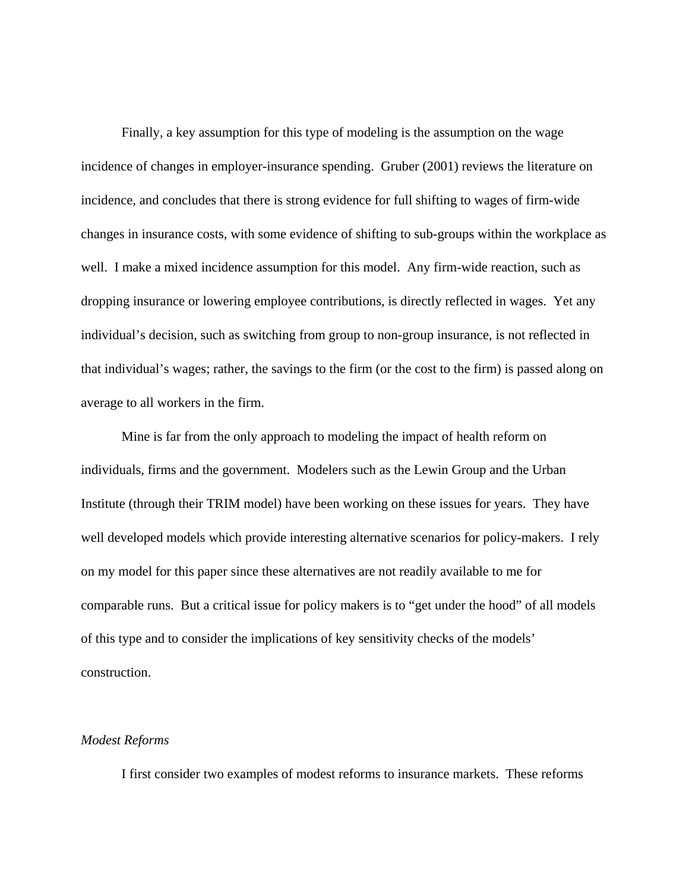Finally, a key assumption for this type of modeling is the assumption on the wage incidence of changes in employer-insurance spending. Gruber (2001) reviews the literature on incidence, and concludes that there is strong evidence for full shifting to wages of firm-wide changes in insurance costs, with some evidence of shifting to sub-groups within the workplace as well. I make a mixed incidence assumption for this model. Any firm-wide reaction, such as dropping insurance or lowering employee contributions, is directly reflected in wages. Yet any individual's decision, such as switching from group to non-group insurance, is not reflected in that individual's wages; rather, the savings to the firm (or the cost to the firm) is passed along on average to all workers in the firm.

Mine is far from the only approach to modeling the impact of health reform on individuals, firms and the government. Modelers such as the Lewin Group and the Urban Institute (through their TRIM model) have been working on these issues for years. They have well developed models which provide interesting alternative scenarios for policy-makers. I rely on my model for this paper since these alternatives are not readily available to me for comparable runs. But a critical issue for policy makers is to "get under the hood" of all models of this type and to consider the implications of key sensitivity checks of the models' construction.

*Modest Reforms*

I first consider two examples of modest reforms to insurance markets. These reforms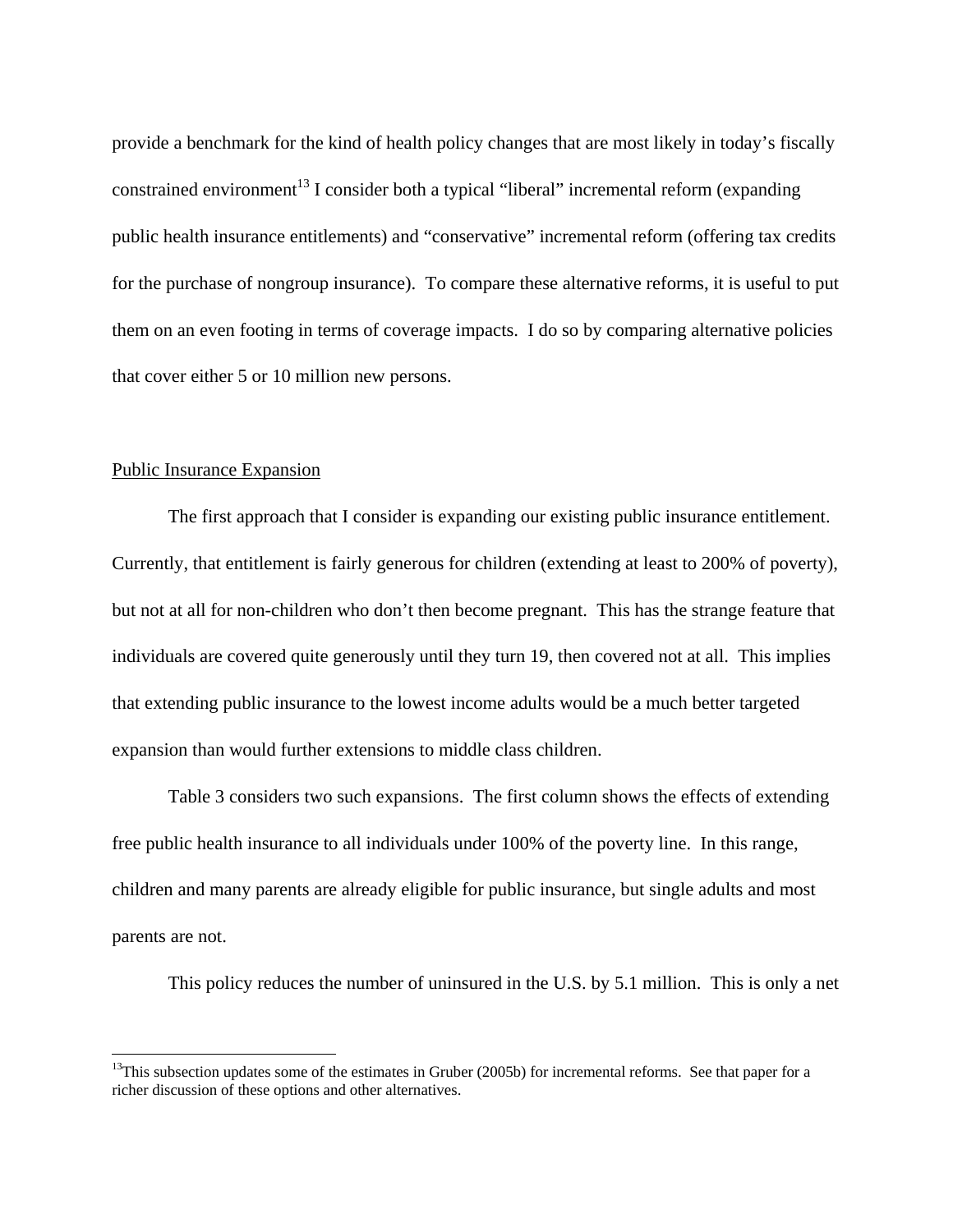provide a benchmark for the kind of health policy changes that are most likely in today's fiscally constrained environment[13] I consider both a typical "liberal" incremental reform (expanding public health insurance entitlements) and "conservative" incremental reform (offering tax credits for the purchase of nongroup insurance). To compare these alternative reforms, it is useful to put them on an even footing in terms of coverage impacts. I do so by comparing alternative policies that cover either 5 or 10 million new persons.

Public Insurance Expansion

The first approach that I consider is expanding our existing public insurance entitlement. Currently, that entitlement is fairly generous for children (extending at least to 200% of poverty), but not at all for non-children who don't then become pregnant. This has the strange feature that individuals are covered quite generously until they turn 19, then covered not at all. This implies that extending public insurance to the lowest income adults would be a much better targeted expansion than would further extensions to middle class children.

Table 3 considers two such expansions. The first column shows the effects of extending free public health insurance to all individuals under 100% of the poverty line. In this range, children and many parents are already eligible for public insurance, but single adults and most parents are not.

This policy reduces the number of uninsured in the U.S. by 5.1 million. This is only a net

[13]This subsection updates some of the estimates in Gruber (2005b) for incremental reforms. See that paper for a richer discussion of these options and other alternatives.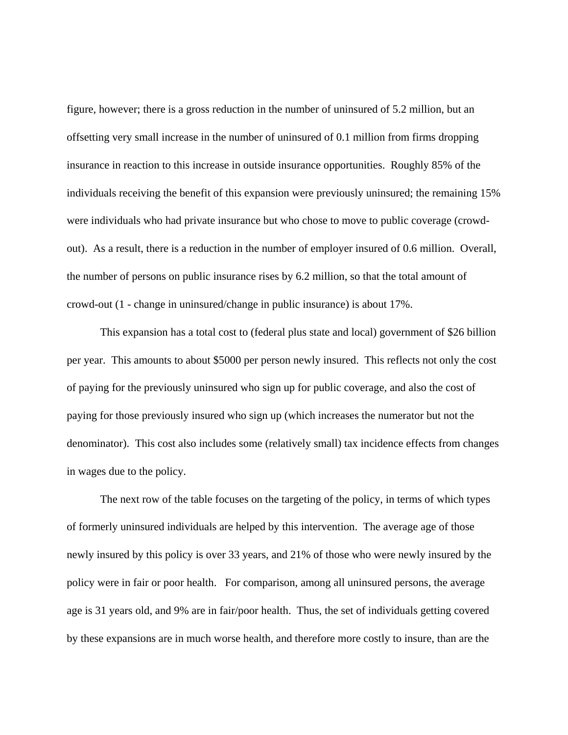figure, however; there is a gross reduction in the number of uninsured of 5.2 million, but an offsetting very small increase in the number of uninsured of 0.1 million from firms dropping insurance in reaction to this increase in outside insurance opportunities. Roughly 85% of the individuals receiving the benefit of this expansion were previously uninsured; the remaining 15% were individuals who had private insurance but who chose to move to public coverage (crowd-out). As a result, there is a reduction in the number of employer insured of 0.6 million. Overall, the number of persons on public insurance rises by 6.2 million, so that the total amount of crowd-out (1 - change in uninsured/change in public insurance) is about 17%.

This expansion has a total cost to (federal plus state and local) government of $26 billion per year. This amounts to about $5000 per person newly insured. This reflects not only the cost of paying for the previously uninsured who sign up for public coverage, and also the cost of paying for those previously insured who sign up (which increases the numerator but not the denominator). This cost also includes some (relatively small) tax incidence effects from changes in wages due to the policy.

The next row of the table focuses on the targeting of the policy, in terms of which types of formerly uninsured individuals are helped by this intervention. The average age of those newly insured by this policy is over 33 years, and 21% of those who were newly insured by the policy were in fair or poor health. For comparison, among all uninsured persons, the average age is 31 years old, and 9% are in fair/poor health. Thus, the set of individuals getting covered by these expansions are in much worse health, and therefore more costly to insure, than are the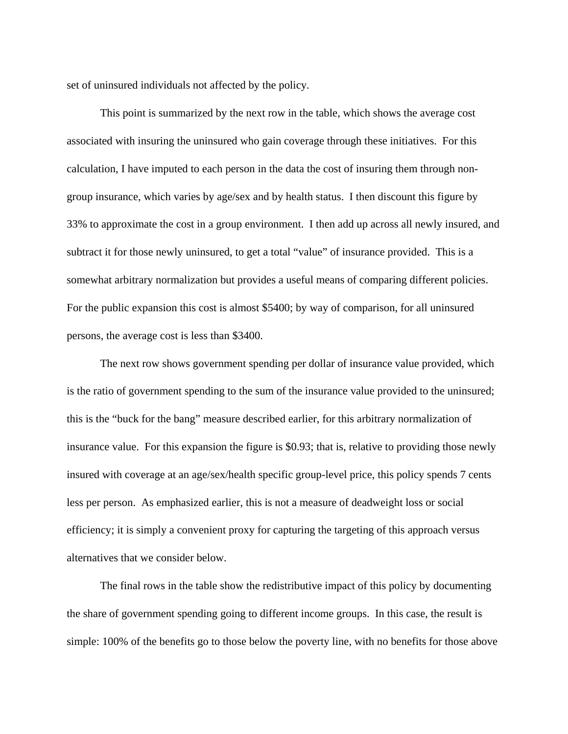set of uninsured individuals not affected by the policy.

This point is summarized by the next row in the table, which shows the average cost associated with insuring the uninsured who gain coverage through these initiatives. For this calculation, I have imputed to each person in the data the cost of insuring them through non-group insurance, which varies by age/sex and by health status. I then discount this figure by 33% to approximate the cost in a group environment. I then add up across all newly insured, and subtract it for those newly uninsured, to get a total "value" of insurance provided. This is a somewhat arbitrary normalization but provides a useful means of comparing different policies. For the public expansion this cost is almost $5400; by way of comparison, for all uninsured persons, the average cost is less than $3400.

The next row shows government spending per dollar of insurance value provided, which is the ratio of government spending to the sum of the insurance value provided to the uninsured; this is the "buck for the bang" measure described earlier, for this arbitrary normalization of insurance value. For this expansion the figure is $0.93; that is, relative to providing those newly insured with coverage at an age/sex/health specific group-level price, this policy spends 7 cents less per person. As emphasized earlier, this is not a measure of deadweight loss or social efficiency; it is simply a convenient proxy for capturing the targeting of this approach versus alternatives that we consider below.

The final rows in the table show the redistributive impact of this policy by documenting the share of government spending going to different income groups. In this case, the result is simple: 100% of the benefits go to those below the poverty line, with no benefits for those above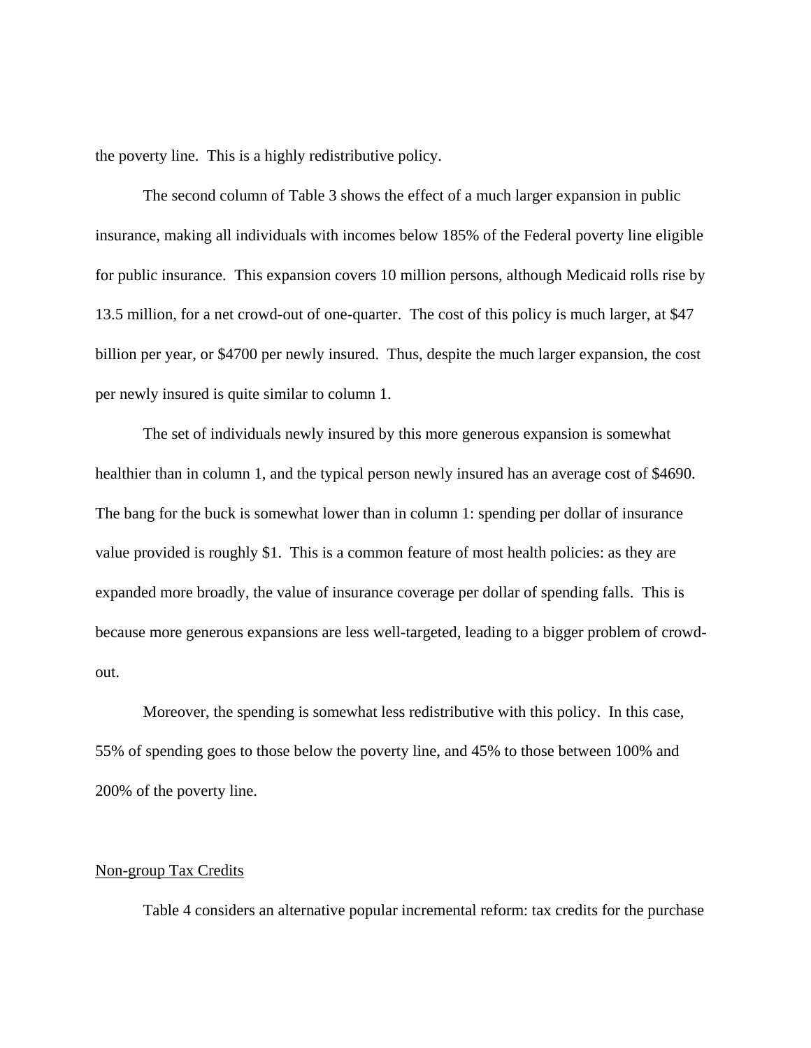the poverty line. This is a highly redistributive policy.

The second column of Table 3 shows the effect of a much larger expansion in public insurance, making all individuals with incomes below 185% of the Federal poverty line eligible for public insurance. This expansion covers 10 million persons, although Medicaid rolls rise by 13.5 million, for a net crowd-out of one-quarter. The cost of this policy is much larger, at $47 billion per year, or $4700 per newly insured. Thus, despite the much larger expansion, the cost per newly insured is quite similar to column 1.

The set of individuals newly insured by this more generous expansion is somewhat healthier than in column 1, and the typical person newly insured has an average cost of $4690. The bang for the buck is somewhat lower than in column 1: spending per dollar of insurance value provided is roughly $1. This is a common feature of most health policies: as they are expanded more broadly, the value of insurance coverage per dollar of spending falls. This is because more generous expansions are less well-targeted, leading to a bigger problem of crowd-out.

Moreover, the spending is somewhat less redistributive with this policy. In this case, 55% of spending goes to those below the poverty line, and 45% to those between 100% and 200% of the poverty line.

<u>Non-group Tax Credits</u>

Table 4 considers an alternative popular incremental reform: tax credits for the purchase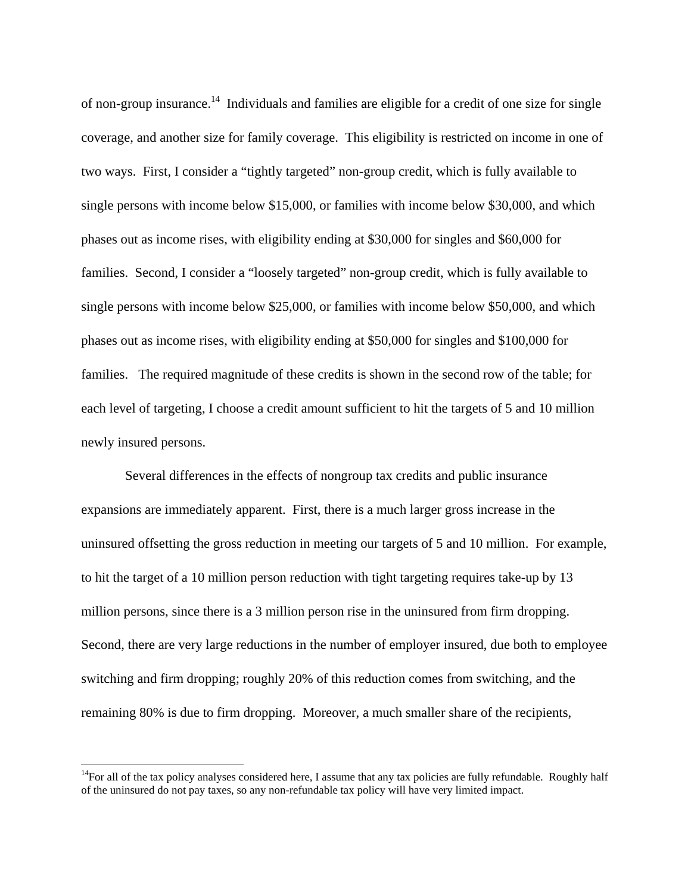of non-group insurance.[14] Individuals and families are eligible for a credit of one size for single coverage, and another size for family coverage. This eligibility is restricted on income in one of two ways. First, I consider a "tightly targeted" non-group credit, which is fully available to single persons with income below $15,000, or families with income below $30,000, and which phases out as income rises, with eligibility ending at $30,000 for singles and $60,000 for families. Second, I consider a "loosely targeted" non-group credit, which is fully available to single persons with income below $25,000, or families with income below $50,000, and which phases out as income rises, with eligibility ending at $50,000 for singles and $100,000 for families. The required magnitude of these credits is shown in the second row of the table; for each level of targeting, I choose a credit amount sufficient to hit the targets of 5 and 10 million newly insured persons.

Several differences in the effects of nongroup tax credits and public insurance expansions are immediately apparent. First, there is a much larger gross increase in the uninsured offsetting the gross reduction in meeting our targets of 5 and 10 million. For example, to hit the target of a 10 million person reduction with tight targeting requires take-up by 13 million persons, since there is a 3 million person rise in the uninsured from firm dropping. Second, there are very large reductions in the number of employer insured, due both to employee switching and firm dropping; roughly 20% of this reduction comes from switching, and the remaining 80% is due to firm dropping. Moreover, a much smaller share of the recipients,

[14] For all of the tax policy analyses considered here, I assume that any tax policies are fully refundable. Roughly half of the uninsured do not pay taxes, so any non-refundable tax policy will have very limited impact.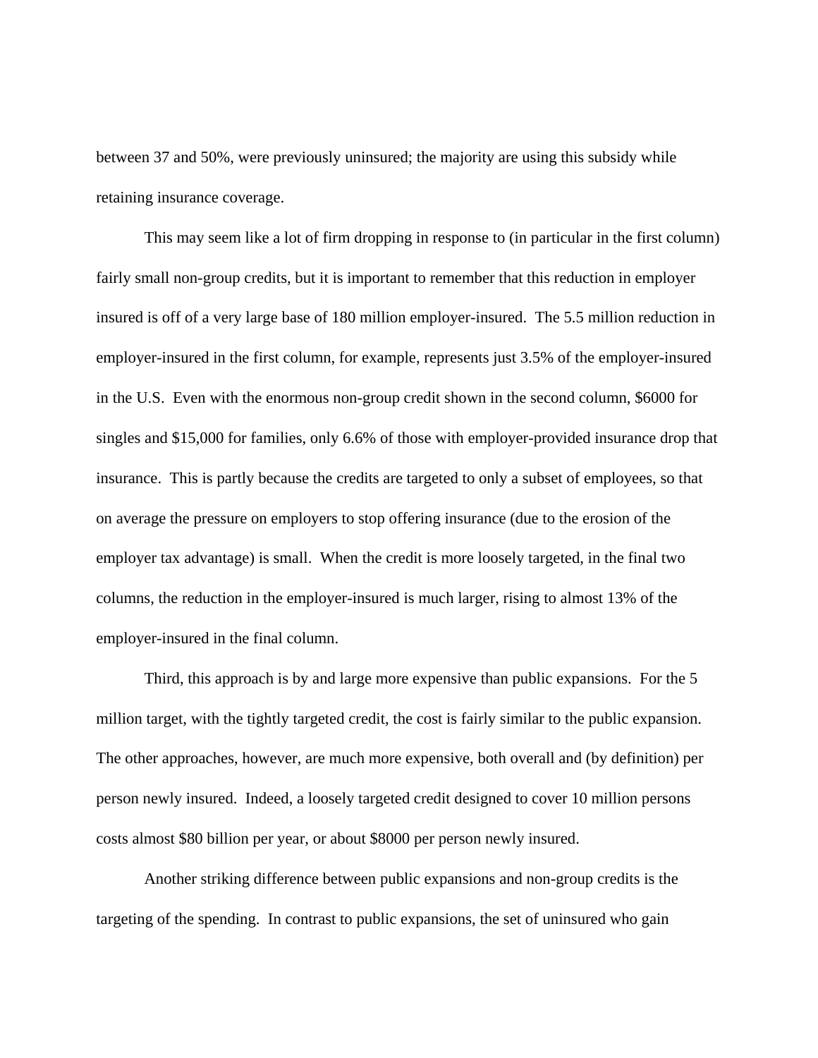between 37 and 50%, were previously uninsured; the majority are using this subsidy while retaining insurance coverage.

This may seem like a lot of firm dropping in response to (in particular in the first column) fairly small non-group credits, but it is important to remember that this reduction in employer insured is off of a very large base of 180 million employer-insured. The 5.5 million reduction in employer-insured in the first column, for example, represents just 3.5% of the employer-insured in the U.S. Even with the enormous non-group credit shown in the second column, $6000 for singles and $15,000 for families, only 6.6% of those with employer-provided insurance drop that insurance. This is partly because the credits are targeted to only a subset of employees, so that on average the pressure on employers to stop offering insurance (due to the erosion of the employer tax advantage) is small. When the credit is more loosely targeted, in the final two columns, the reduction in the employer-insured is much larger, rising to almost 13% of the employer-insured in the final column.

Third, this approach is by and large more expensive than public expansions. For the 5 million target, with the tightly targeted credit, the cost is fairly similar to the public expansion. The other approaches, however, are much more expensive, both overall and (by definition) per person newly insured. Indeed, a loosely targeted credit designed to cover 10 million persons costs almost $80 billion per year, or about $8000 per person newly insured.

Another striking difference between public expansions and non-group credits is the targeting of the spending. In contrast to public expansions, the set of uninsured who gain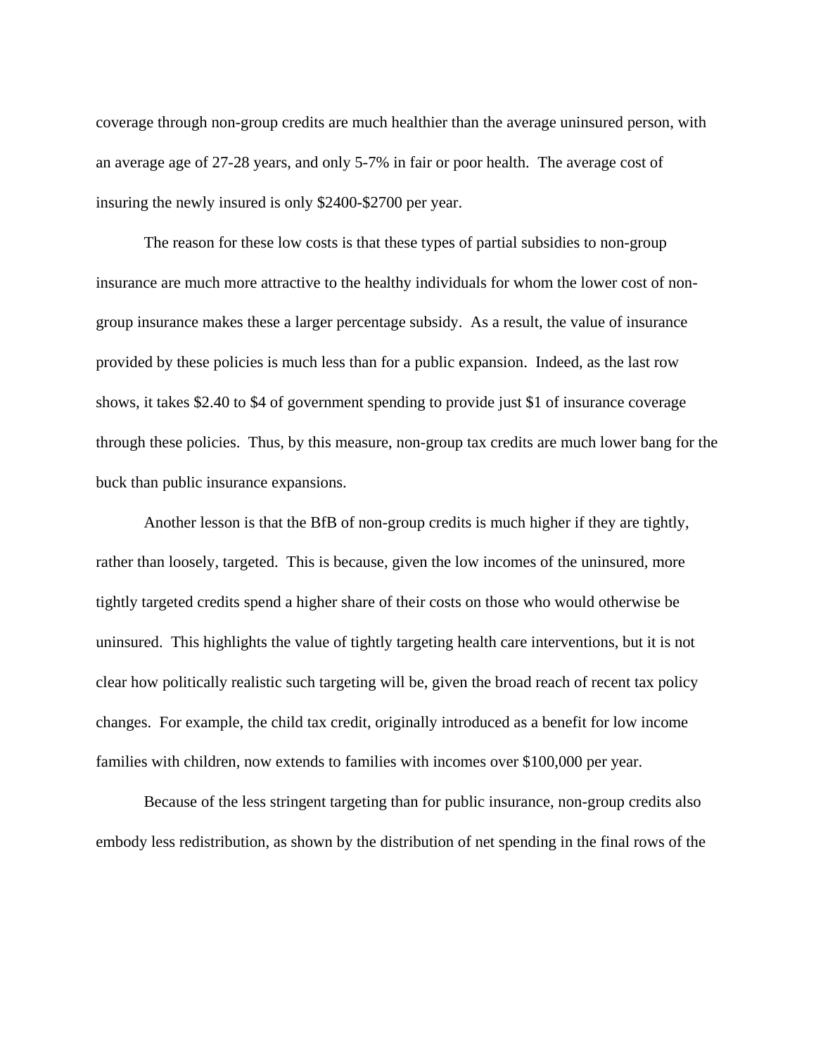coverage through non-group credits are much healthier than the average uninsured person, with an average age of 27-28 years, and only 5-7% in fair or poor health. The average cost of insuring the newly insured is only $2400-$2700 per year.

The reason for these low costs is that these types of partial subsidies to non-group insurance are much more attractive to the healthy individuals for whom the lower cost of non-group insurance makes these a larger percentage subsidy. As a result, the value of insurance provided by these policies is much less than for a public expansion. Indeed, as the last row shows, it takes $2.40 to $4 of government spending to provide just $1 of insurance coverage through these policies. Thus, by this measure, non-group tax credits are much lower bang for the buck than public insurance expansions.

Another lesson is that the BfB of non-group credits is much higher if they are tightly, rather than loosely, targeted. This is because, given the low incomes of the uninsured, more tightly targeted credits spend a higher share of their costs on those who would otherwise be uninsured. This highlights the value of tightly targeting health care interventions, but it is not clear how politically realistic such targeting will be, given the broad reach of recent tax policy changes. For example, the child tax credit, originally introduced as a benefit for low income families with children, now extends to families with incomes over $100,000 per year.

Because of the less stringent targeting than for public insurance, non-group credits also embody less redistribution, as shown by the distribution of net spending in the final rows of the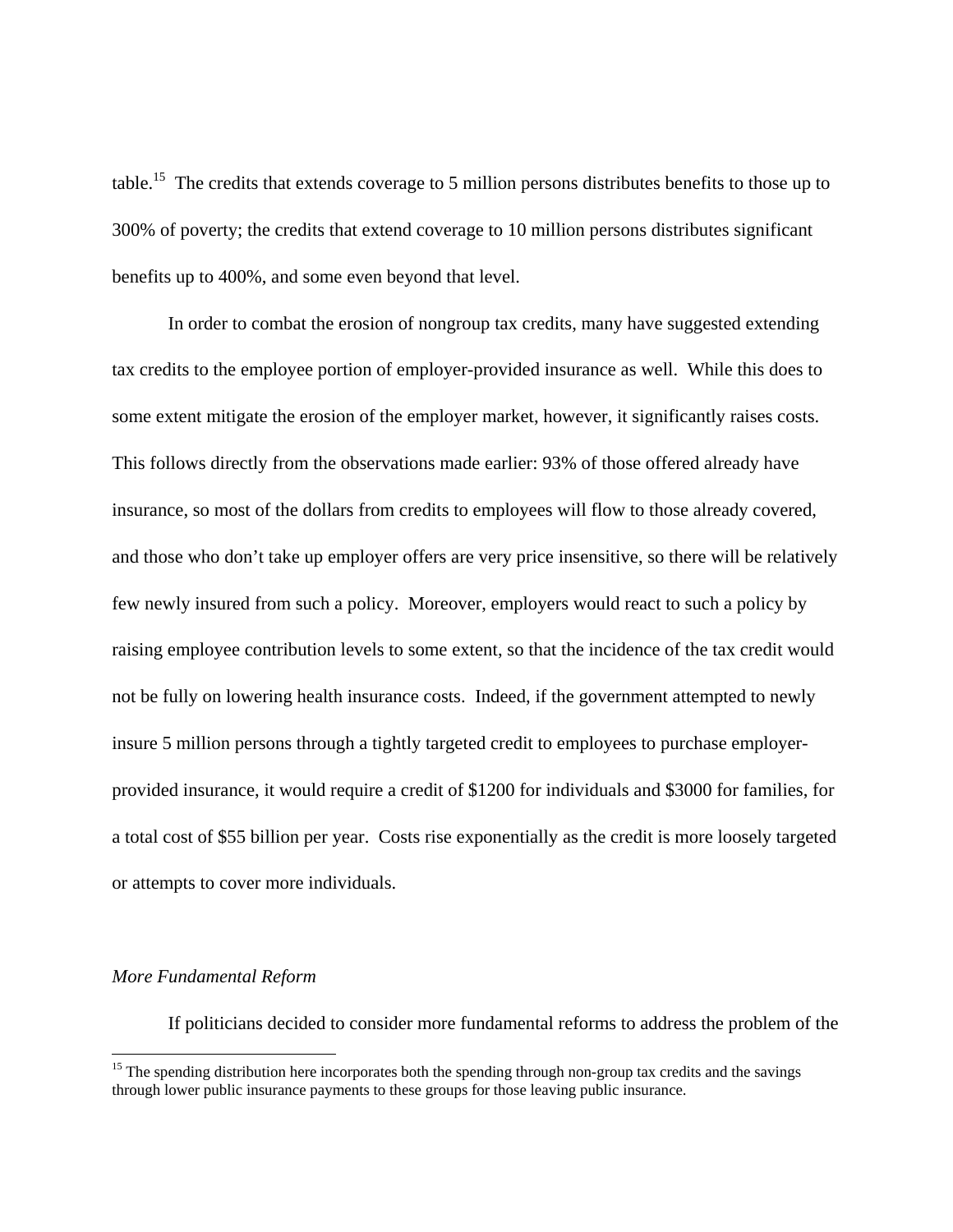table.[15] The credits that extends coverage to 5 million persons distributes benefits to those up to 300% of poverty; the credits that extend coverage to 10 million persons distributes significant benefits up to 400%, and some even beyond that level.

In order to combat the erosion of nongroup tax credits, many have suggested extending tax credits to the employee portion of employer-provided insurance as well. While this does to some extent mitigate the erosion of the employer market, however, it significantly raises costs. This follows directly from the observations made earlier: 93% of those offered already have insurance, so most of the dollars from credits to employees will flow to those already covered, and those who don't take up employer offers are very price insensitive, so there will be relatively few newly insured from such a policy. Moreover, employers would react to such a policy by raising employee contribution levels to some extent, so that the incidence of the tax credit would not be fully on lowering health insurance costs. Indeed, if the government attempted to newly insure 5 million persons through a tightly targeted credit to employees to purchase employer-provided insurance, it would require a credit of $1200 for individuals and $3000 for families, for a total cost of $55 billion per year. Costs rise exponentially as the credit is more loosely targeted or attempts to cover more individuals.

*More Fundamental Reform*

If politicians decided to consider more fundamental reforms to address the problem of the

[15] The spending distribution here incorporates both the spending through non-group tax credits and the savings through lower public insurance payments to these groups for those leaving public insurance.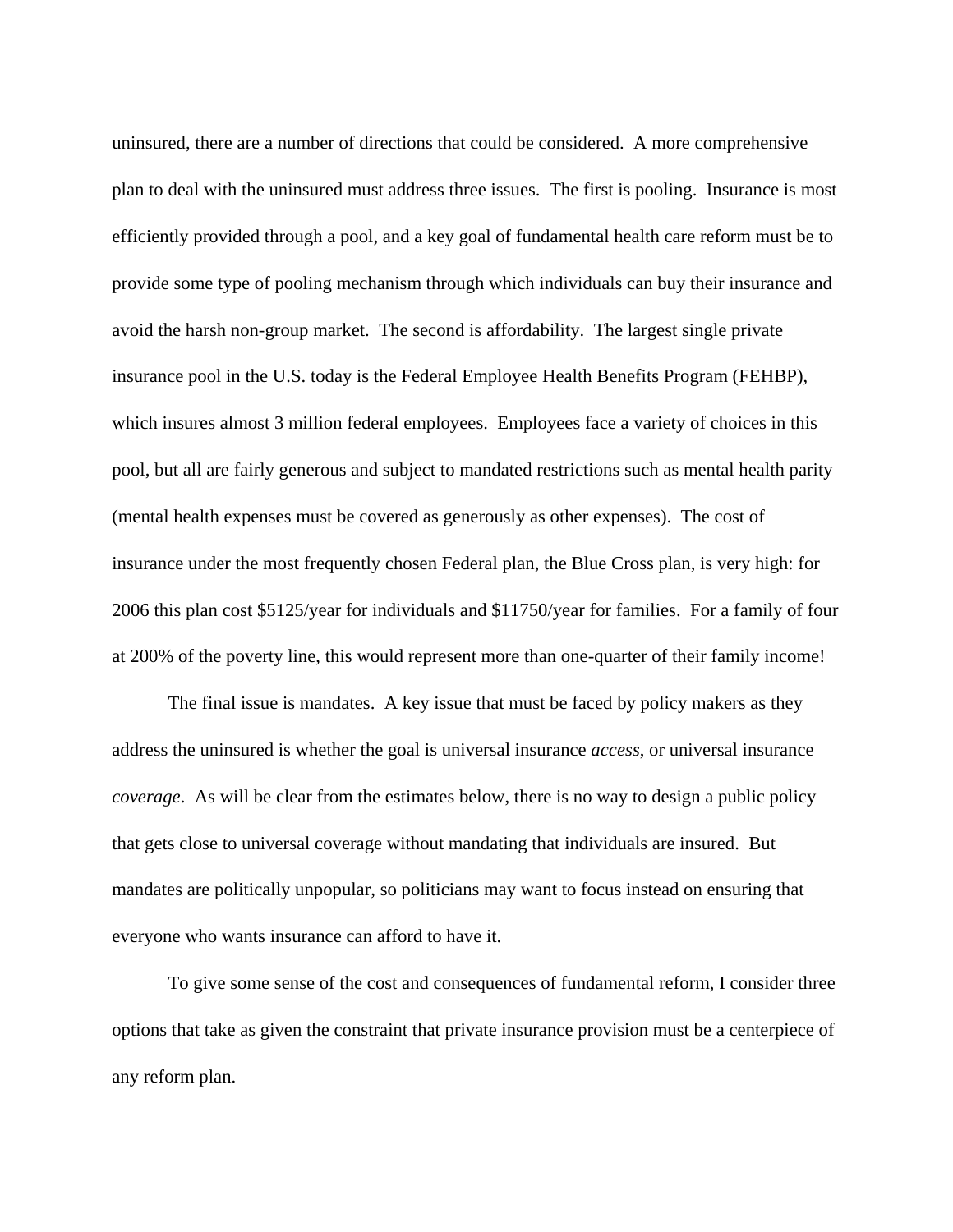uninsured, there are a number of directions that could be considered. A more comprehensive plan to deal with the uninsured must address three issues. The first is pooling. Insurance is most efficiently provided through a pool, and a key goal of fundamental health care reform must be to provide some type of pooling mechanism through which individuals can buy their insurance and avoid the harsh non-group market. The second is affordability. The largest single private insurance pool in the U.S. today is the Federal Employee Health Benefits Program (FEHBP), which insures almost 3 million federal employees. Employees face a variety of choices in this pool, but all are fairly generous and subject to mandated restrictions such as mental health parity (mental health expenses must be covered as generously as other expenses). The cost of insurance under the most frequently chosen Federal plan, the Blue Cross plan, is very high: for 2006 this plan cost $5125/year for individuals and $11750/year for families. For a family of four at 200% of the poverty line, this would represent more than one-quarter of their family income!

The final issue is mandates. A key issue that must be faced by policy makers as they address the uninsured is whether the goal is universal insurance *access*, or universal insurance *coverage*. As will be clear from the estimates below, there is no way to design a public policy that gets close to universal coverage without mandating that individuals are insured. But mandates are politically unpopular, so politicians may want to focus instead on ensuring that everyone who wants insurance can afford to have it.

To give some sense of the cost and consequences of fundamental reform, I consider three options that take as given the constraint that private insurance provision must be a centerpiece of any reform plan.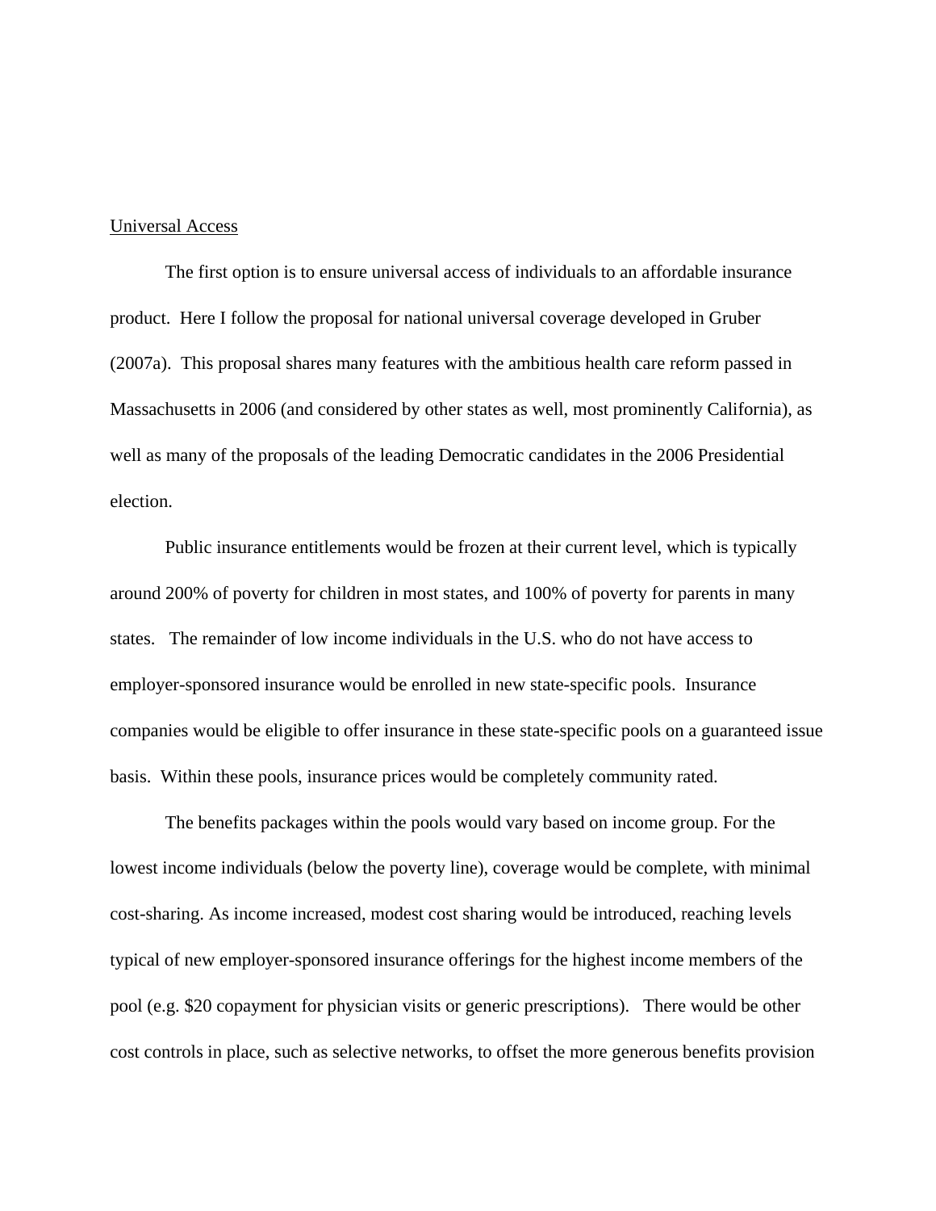Universal Access

The first option is to ensure universal access of individuals to an affordable insurance product. Here I follow the proposal for national universal coverage developed in Gruber (2007a). This proposal shares many features with the ambitious health care reform passed in Massachusetts in 2006 (and considered by other states as well, most prominently California), as well as many of the proposals of the leading Democratic candidates in the 2006 Presidential election.

Public insurance entitlements would be frozen at their current level, which is typically around 200% of poverty for children in most states, and 100% of poverty for parents in many states. The remainder of low income individuals in the U.S. who do not have access to employer-sponsored insurance would be enrolled in new state-specific pools. Insurance companies would be eligible to offer insurance in these state-specific pools on a guaranteed issue basis. Within these pools, insurance prices would be completely community rated.

The benefits packages within the pools would vary based on income group. For the lowest income individuals (below the poverty line), coverage would be complete, with minimal cost-sharing. As income increased, modest cost sharing would be introduced, reaching levels typical of new employer-sponsored insurance offerings for the highest income members of the pool (e.g. $20 copayment for physician visits or generic prescriptions). There would be other cost controls in place, such as selective networks, to offset the more generous benefits provision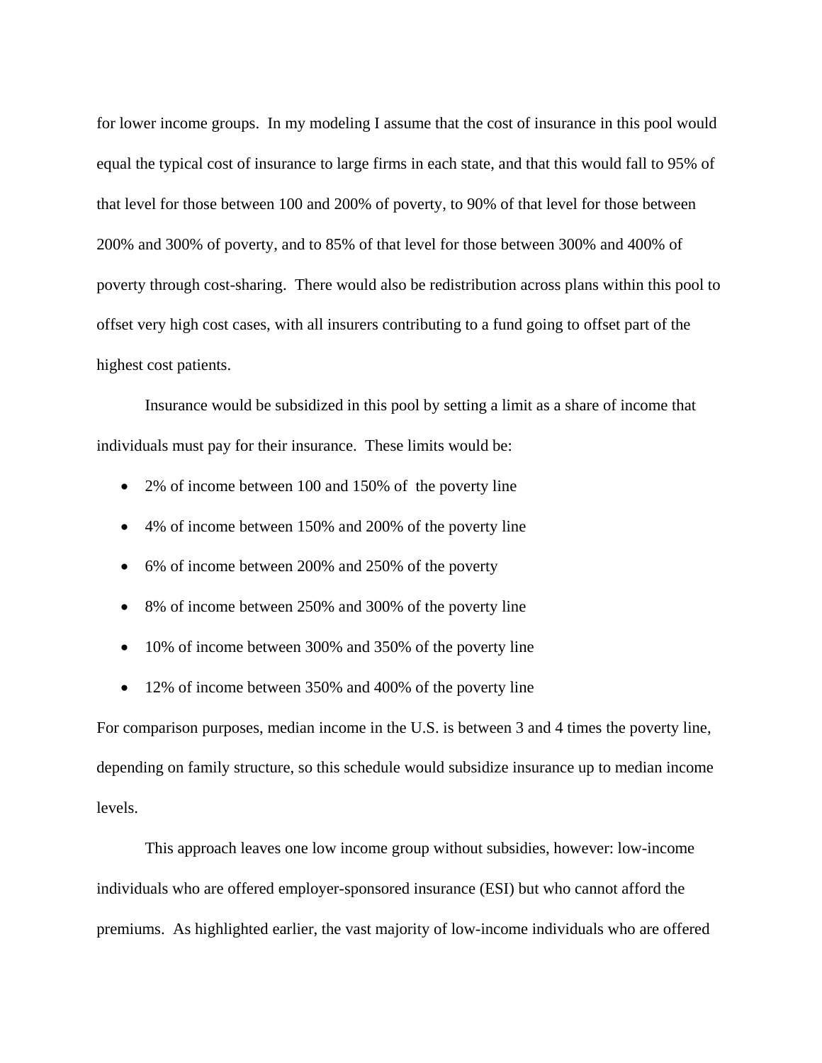for lower income groups.  In my modeling I assume that the cost of insurance in this pool would equal the typical cost of insurance to large firms in each state, and that this would fall to 95% of that level for those between 100 and 200% of poverty, to 90% of that level for those between 200% and 300% of poverty, and to 85% of that level for those between 300% and 400% of poverty through cost-sharing.  There would also be redistribution across plans within this pool to offset very high cost cases, with all insurers contributing to a fund going to offset part of the highest cost patients.

Insurance would be subsidized in this pool by setting a limit as a share of income that individuals must pay for their insurance.  These limits would be:

- 2% of income between 100 and 150% of  the poverty line
- 4% of income between 150% and 200% of the poverty line
- 6% of income between 200% and 250% of the poverty
- 8% of income between 250% and 300% of the poverty line
- 10% of income between 300% and 350% of the poverty line
- 12% of income between 350% and 400% of the poverty line

For comparison purposes, median income in the U.S. is between 3 and 4 times the poverty line, depending on family structure, so this schedule would subsidize insurance up to median income levels.

This approach leaves one low income group without subsidies, however: low-income individuals who are offered employer-sponsored insurance (ESI) but who cannot afford the premiums.  As highlighted earlier, the vast majority of low-income individuals who are offered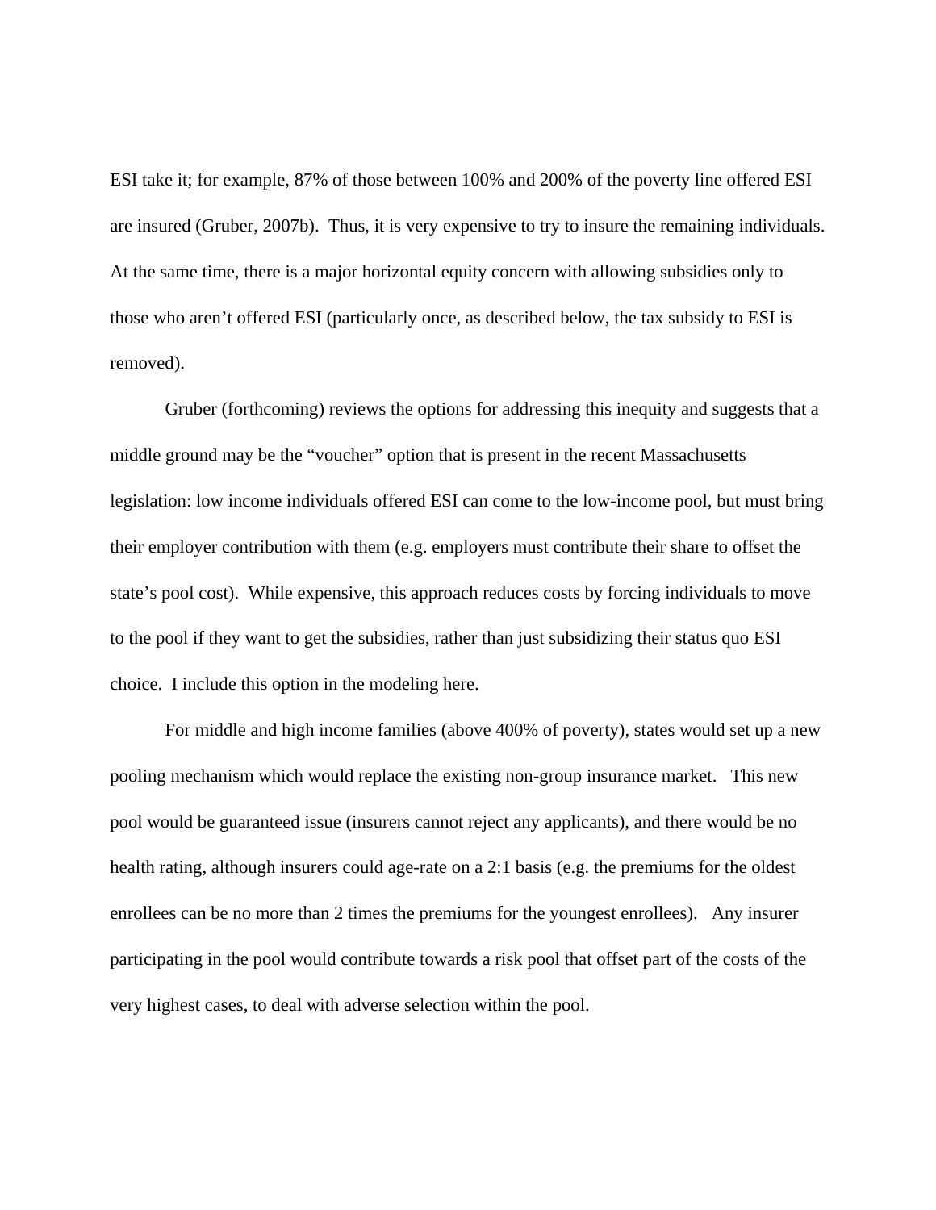ESI take it; for example, 87% of those between 100% and 200% of the poverty line offered ESI are insured (Gruber, 2007b). Thus, it is very expensive to try to insure the remaining individuals. At the same time, there is a major horizontal equity concern with allowing subsidies only to those who aren't offered ESI (particularly once, as described below, the tax subsidy to ESI is removed).

Gruber (forthcoming) reviews the options for addressing this inequity and suggests that a middle ground may be the "voucher" option that is present in the recent Massachusetts legislation: low income individuals offered ESI can come to the low-income pool, but must bring their employer contribution with them (e.g. employers must contribute their share to offset the state's pool cost). While expensive, this approach reduces costs by forcing individuals to move to the pool if they want to get the subsidies, rather than just subsidizing their status quo ESI choice. I include this option in the modeling here.

For middle and high income families (above 400% of poverty), states would set up a new pooling mechanism which would replace the existing non-group insurance market. This new pool would be guaranteed issue (insurers cannot reject any applicants), and there would be no health rating, although insurers could age-rate on a 2:1 basis (e.g. the premiums for the oldest enrollees can be no more than 2 times the premiums for the youngest enrollees). Any insurer participating in the pool would contribute towards a risk pool that offset part of the costs of the very highest cases, to deal with adverse selection within the pool.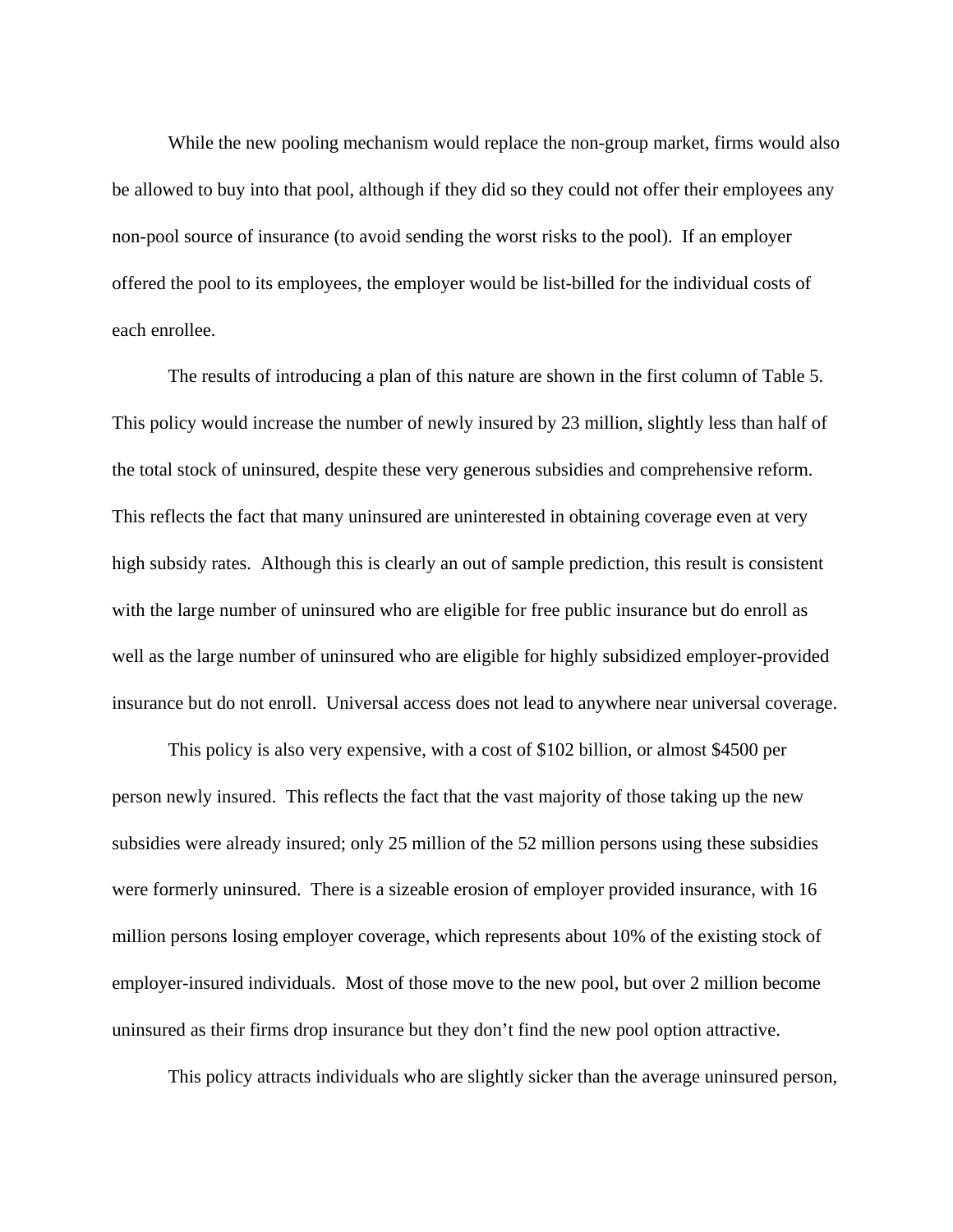While the new pooling mechanism would replace the non-group market, firms would also be allowed to buy into that pool, although if they did so they could not offer their employees any non-pool source of insurance (to avoid sending the worst risks to the pool). If an employer offered the pool to its employees, the employer would be list-billed for the individual costs of each enrollee.

The results of introducing a plan of this nature are shown in the first column of Table 5. This policy would increase the number of newly insured by 23 million, slightly less than half of the total stock of uninsured, despite these very generous subsidies and comprehensive reform. This reflects the fact that many uninsured are uninterested in obtaining coverage even at very high subsidy rates. Although this is clearly an out of sample prediction, this result is consistent with the large number of uninsured who are eligible for free public insurance but do enroll as well as the large number of uninsured who are eligible for highly subsidized employer-provided insurance but do not enroll. Universal access does not lead to anywhere near universal coverage.

This policy is also very expensive, with a cost of $102 billion, or almost $4500 per person newly insured. This reflects the fact that the vast majority of those taking up the new subsidies were already insured; only 25 million of the 52 million persons using these subsidies were formerly uninsured. There is a sizeable erosion of employer provided insurance, with 16 million persons losing employer coverage, which represents about 10% of the existing stock of employer-insured individuals. Most of those move to the new pool, but over 2 million become uninsured as their firms drop insurance but they don't find the new pool option attractive.

This policy attracts individuals who are slightly sicker than the average uninsured person,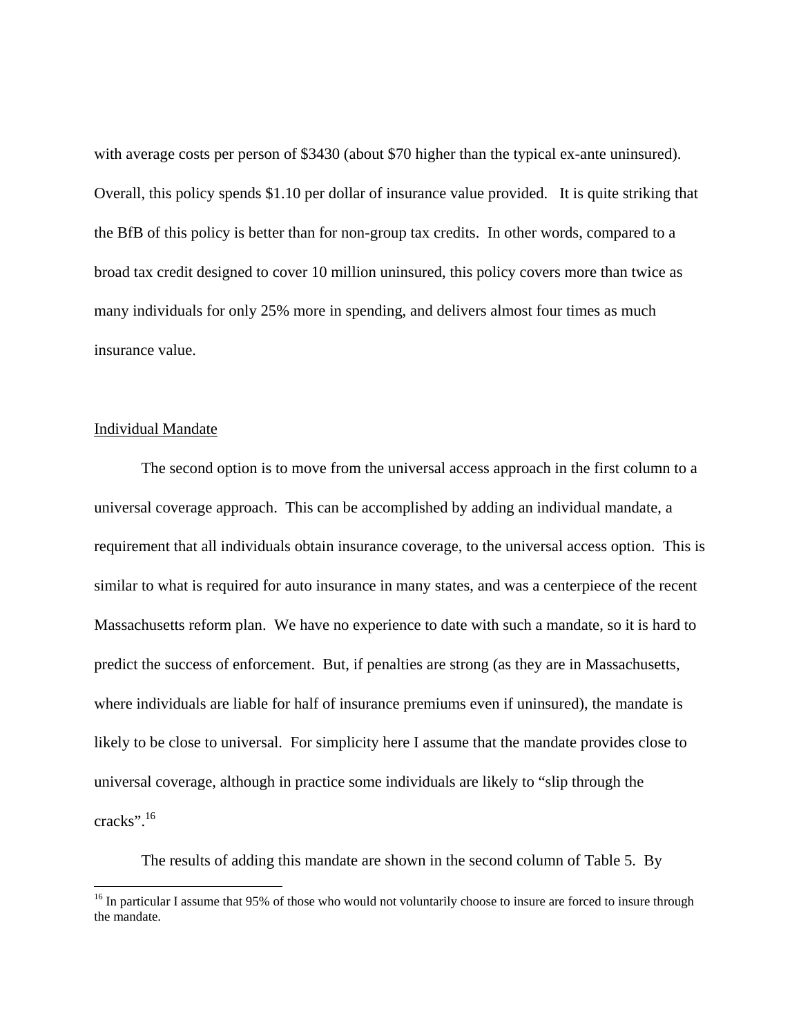with average costs per person of $3430 (about $70 higher than the typical ex-ante uninsured). Overall, this policy spends $1.10 per dollar of insurance value provided. It is quite striking that the BfB of this policy is better than for non-group tax credits. In other words, compared to a broad tax credit designed to cover 10 million uninsured, this policy covers more than twice as many individuals for only 25% more in spending, and delivers almost four times as much insurance value.

Individual Mandate

The second option is to move from the universal access approach in the first column to a universal coverage approach. This can be accomplished by adding an individual mandate, a requirement that all individuals obtain insurance coverage, to the universal access option. This is similar to what is required for auto insurance in many states, and was a centerpiece of the recent Massachusetts reform plan. We have no experience to date with such a mandate, so it is hard to predict the success of enforcement. But, if penalties are strong (as they are in Massachusetts, where individuals are liable for half of insurance premiums even if uninsured), the mandate is likely to be close to universal. For simplicity here I assume that the mandate provides close to universal coverage, although in practice some individuals are likely to "slip through the cracks".[16]

The results of adding this mandate are shown in the second column of Table 5. By

[16] In particular I assume that 95% of those who would not voluntarily choose to insure are forced to insure through the mandate.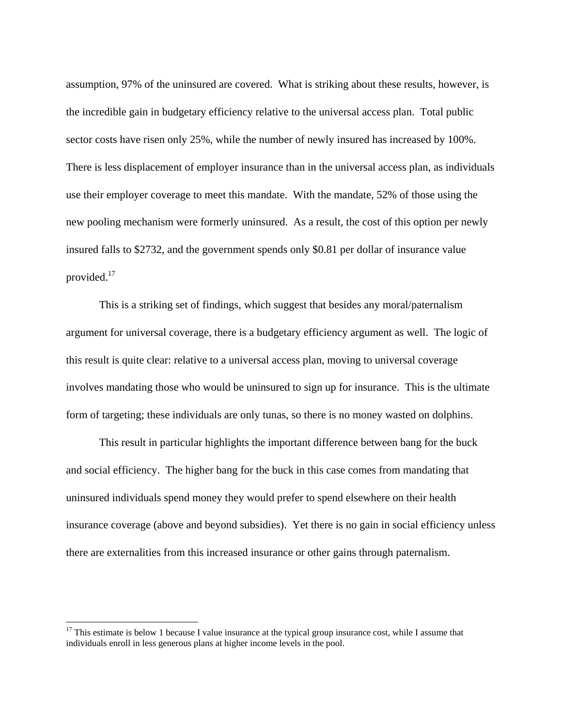assumption, 97% of the uninsured are covered. What is striking about these results, however, is the incredible gain in budgetary efficiency relative to the universal access plan. Total public sector costs have risen only 25%, while the number of newly insured has increased by 100%. There is less displacement of employer insurance than in the universal access plan, as individuals use their employer coverage to meet this mandate. With the mandate, 52% of those using the new pooling mechanism were formerly uninsured. As a result, the cost of this option per newly insured falls to $2732, and the government spends only $0.81 per dollar of insurance value provided.[17]

This is a striking set of findings, which suggest that besides any moral/paternalism argument for universal coverage, there is a budgetary efficiency argument as well. The logic of this result is quite clear: relative to a universal access plan, moving to universal coverage involves mandating those who would be uninsured to sign up for insurance. This is the ultimate form of targeting; these individuals are only tunas, so there is no money wasted on dolphins.

This result in particular highlights the important difference between bang for the buck and social efficiency. The higher bang for the buck in this case comes from mandating that uninsured individuals spend money they would prefer to spend elsewhere on their health insurance coverage (above and beyond subsidies). Yet there is no gain in social efficiency unless there are externalities from this increased insurance or other gains through paternalism.

[17] This estimate is below 1 because I value insurance at the typical group insurance cost, while I assume that individuals enroll in less generous plans at higher income levels in the pool.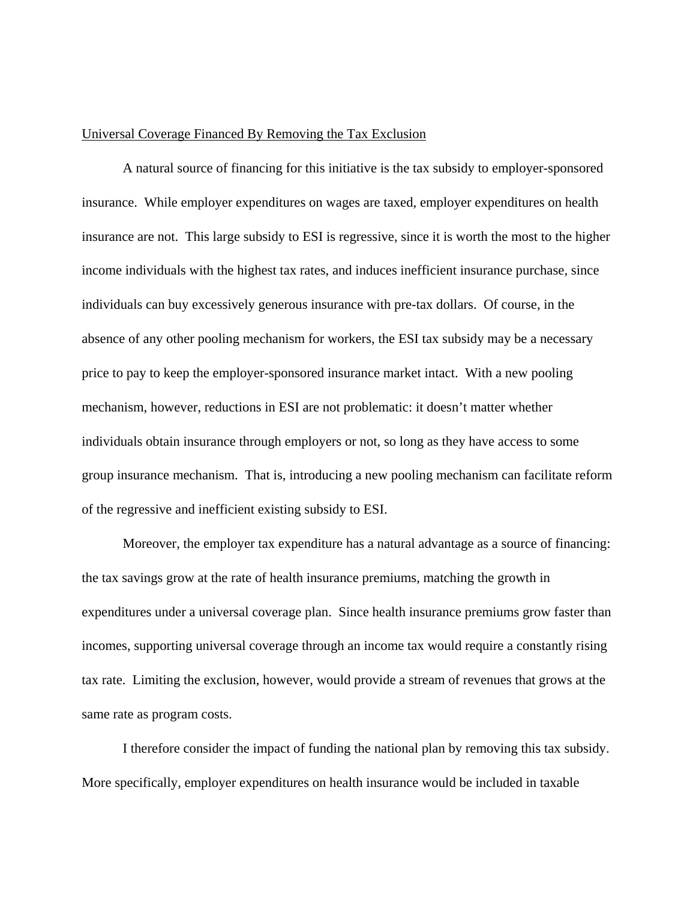## Universal Coverage Financed By Removing the Tax Exclusion

A natural source of financing for this initiative is the tax subsidy to employer-sponsored insurance. While employer expenditures on wages are taxed, employer expenditures on health insurance are not. This large subsidy to ESI is regressive, since it is worth the most to the higher income individuals with the highest tax rates, and induces inefficient insurance purchase, since individuals can buy excessively generous insurance with pre-tax dollars. Of course, in the absence of any other pooling mechanism for workers, the ESI tax subsidy may be a necessary price to pay to keep the employer-sponsored insurance market intact. With a new pooling mechanism, however, reductions in ESI are not problematic: it doesn't matter whether individuals obtain insurance through employers or not, so long as they have access to some group insurance mechanism. That is, introducing a new pooling mechanism can facilitate reform of the regressive and inefficient existing subsidy to ESI.

Moreover, the employer tax expenditure has a natural advantage as a source of financing: the tax savings grow at the rate of health insurance premiums, matching the growth in expenditures under a universal coverage plan. Since health insurance premiums grow faster than incomes, supporting universal coverage through an income tax would require a constantly rising tax rate. Limiting the exclusion, however, would provide a stream of revenues that grows at the same rate as program costs.

I therefore consider the impact of funding the national plan by removing this tax subsidy. More specifically, employer expenditures on health insurance would be included in taxable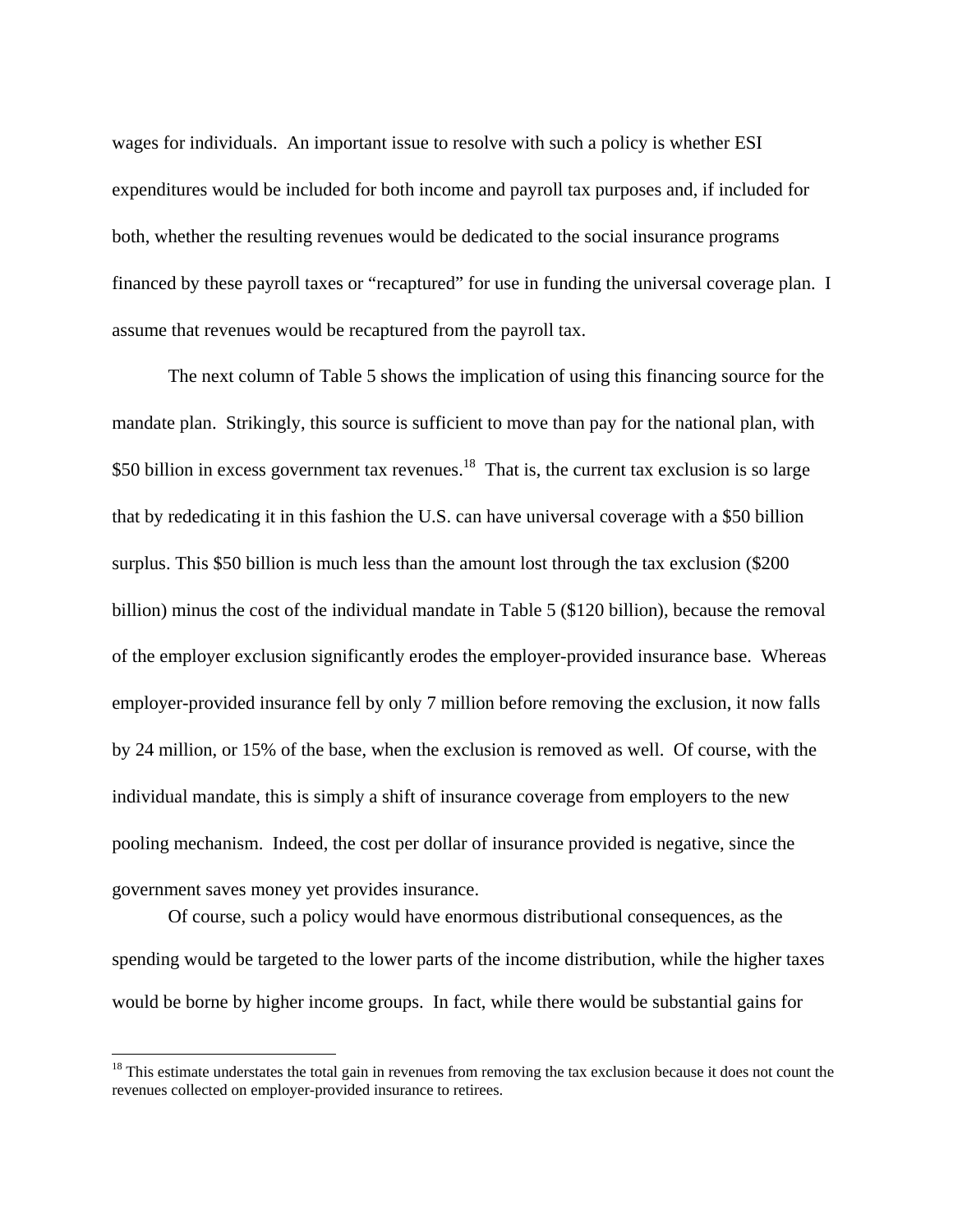wages for individuals. An important issue to resolve with such a policy is whether ESI expenditures would be included for both income and payroll tax purposes and, if included for both, whether the resulting revenues would be dedicated to the social insurance programs financed by these payroll taxes or "recaptured" for use in funding the universal coverage plan. I assume that revenues would be recaptured from the payroll tax.

The next column of Table 5 shows the implication of using this financing source for the mandate plan. Strikingly, this source is sufficient to move than pay for the national plan, with \$50 billion in excess government tax revenues.[18] That is, the current tax exclusion is so large that by rededicating it in this fashion the U.S. can have universal coverage with a \$50 billion surplus. This \$50 billion is much less than the amount lost through the tax exclusion (\$200 billion) minus the cost of the individual mandate in Table 5 (\$120 billion), because the removal of the employer exclusion significantly erodes the employer-provided insurance base. Whereas employer-provided insurance fell by only 7 million before removing the exclusion, it now falls by 24 million, or 15% of the base, when the exclusion is removed as well. Of course, with the individual mandate, this is simply a shift of insurance coverage from employers to the new pooling mechanism. Indeed, the cost per dollar of insurance provided is negative, since the government saves money yet provides insurance.

Of course, such a policy would have enormous distributional consequences, as the spending would be targeted to the lower parts of the income distribution, while the higher taxes would be borne by higher income groups. In fact, while there would be substantial gains for

---

[18] This estimate understates the total gain in revenues from removing the tax exclusion because it does not count the revenues collected on employer-provided insurance to retirees.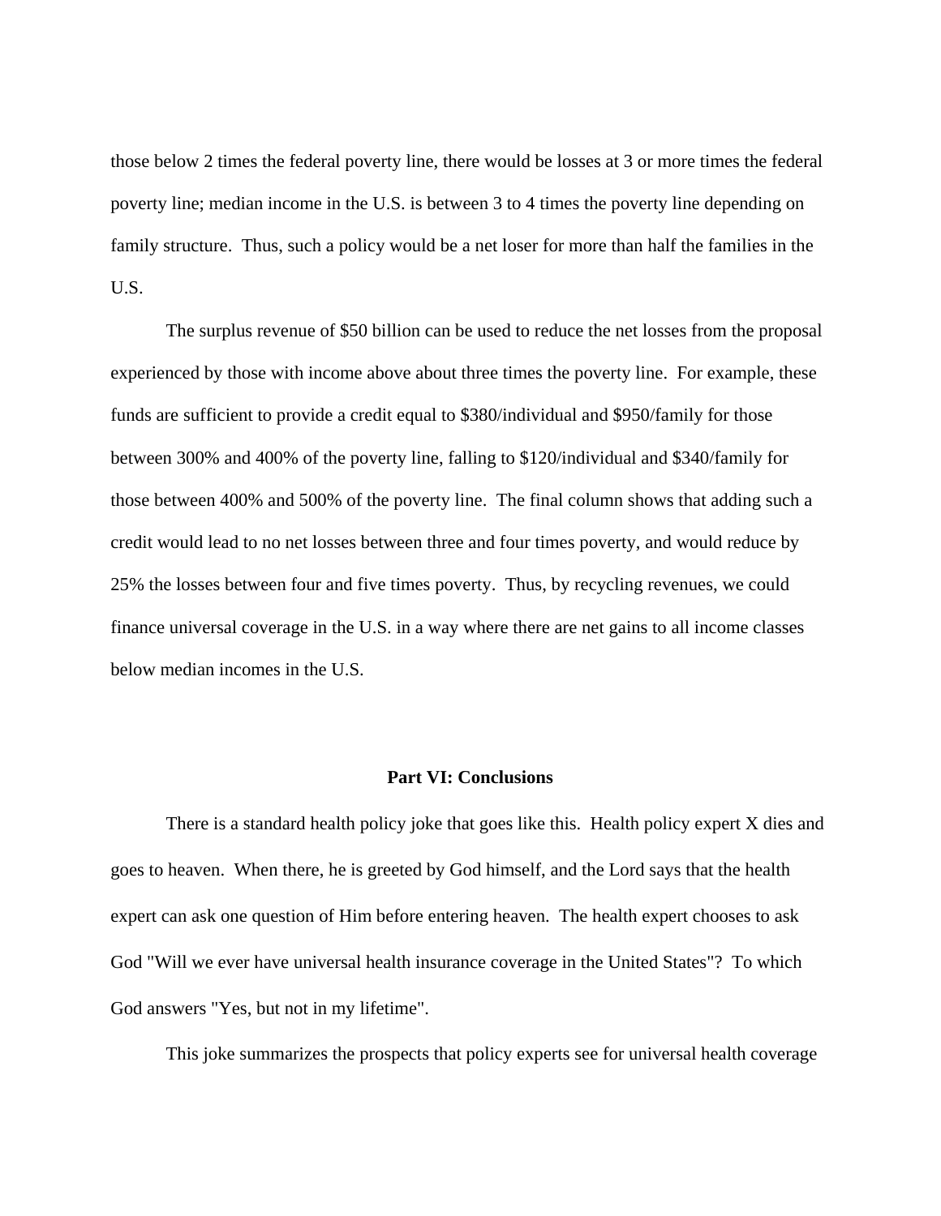those below 2 times the federal poverty line, there would be losses at 3 or more times the federal poverty line; median income in the U.S. is between 3 to 4 times the poverty line depending on family structure. Thus, such a policy would be a net loser for more than half the families in the U.S.

The surplus revenue of $50 billion can be used to reduce the net losses from the proposal experienced by those with income above about three times the poverty line. For example, these funds are sufficient to provide a credit equal to $380/individual and $950/family for those between 300% and 400% of the poverty line, falling to $120/individual and $340/family for those between 400% and 500% of the poverty line. The final column shows that adding such a credit would lead to no net losses between three and four times poverty, and would reduce by 25% the losses between four and five times poverty. Thus, by recycling revenues, we could finance universal coverage in the U.S. in a way where there are net gains to all income classes below median incomes in the U.S.

## Part VI: Conclusions

There is a standard health policy joke that goes like this. Health policy expert X dies and goes to heaven. When there, he is greeted by God himself, and the Lord says that the health expert can ask one question of Him before entering heaven. The health expert chooses to ask God "Will we ever have universal health insurance coverage in the United States"? To which God answers "Yes, but not in my lifetime".

This joke summarizes the prospects that policy experts see for universal health coverage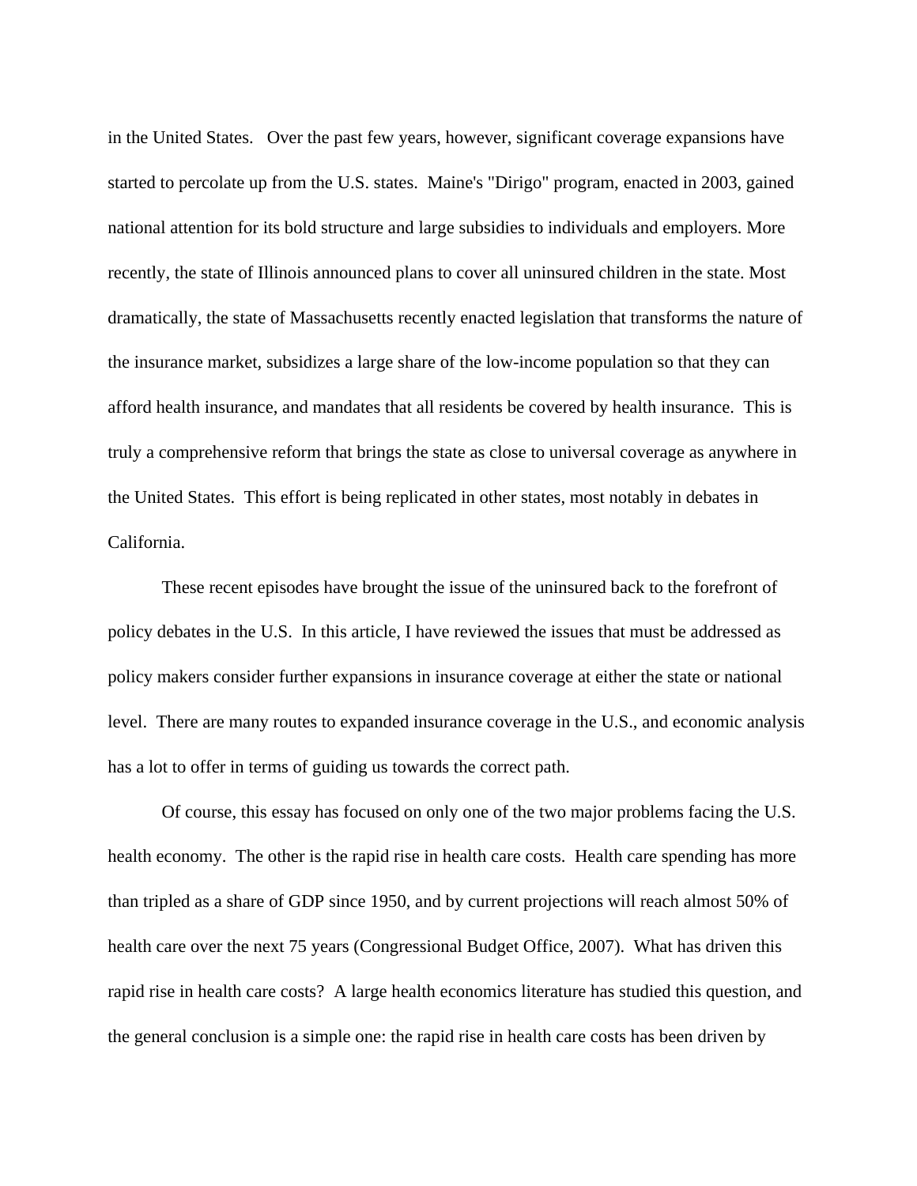in the United States. Over the past few years, however, significant coverage expansions have started to percolate up from the U.S. states. Maine's "Dirigo" program, enacted in 2003, gained national attention for its bold structure and large subsidies to individuals and employers. More recently, the state of Illinois announced plans to cover all uninsured children in the state. Most dramatically, the state of Massachusetts recently enacted legislation that transforms the nature of the insurance market, subsidizes a large share of the low-income population so that they can afford health insurance, and mandates that all residents be covered by health insurance. This is truly a comprehensive reform that brings the state as close to universal coverage as anywhere in the United States. This effort is being replicated in other states, most notably in debates in California.

These recent episodes have brought the issue of the uninsured back to the forefront of policy debates in the U.S. In this article, I have reviewed the issues that must be addressed as policy makers consider further expansions in insurance coverage at either the state or national level. There are many routes to expanded insurance coverage in the U.S., and economic analysis has a lot to offer in terms of guiding us towards the correct path.

Of course, this essay has focused on only one of the two major problems facing the U.S. health economy. The other is the rapid rise in health care costs. Health care spending has more than tripled as a share of GDP since 1950, and by current projections will reach almost 50% of health care over the next 75 years (Congressional Budget Office, 2007). What has driven this rapid rise in health care costs? A large health economics literature has studied this question, and the general conclusion is a simple one: the rapid rise in health care costs has been driven by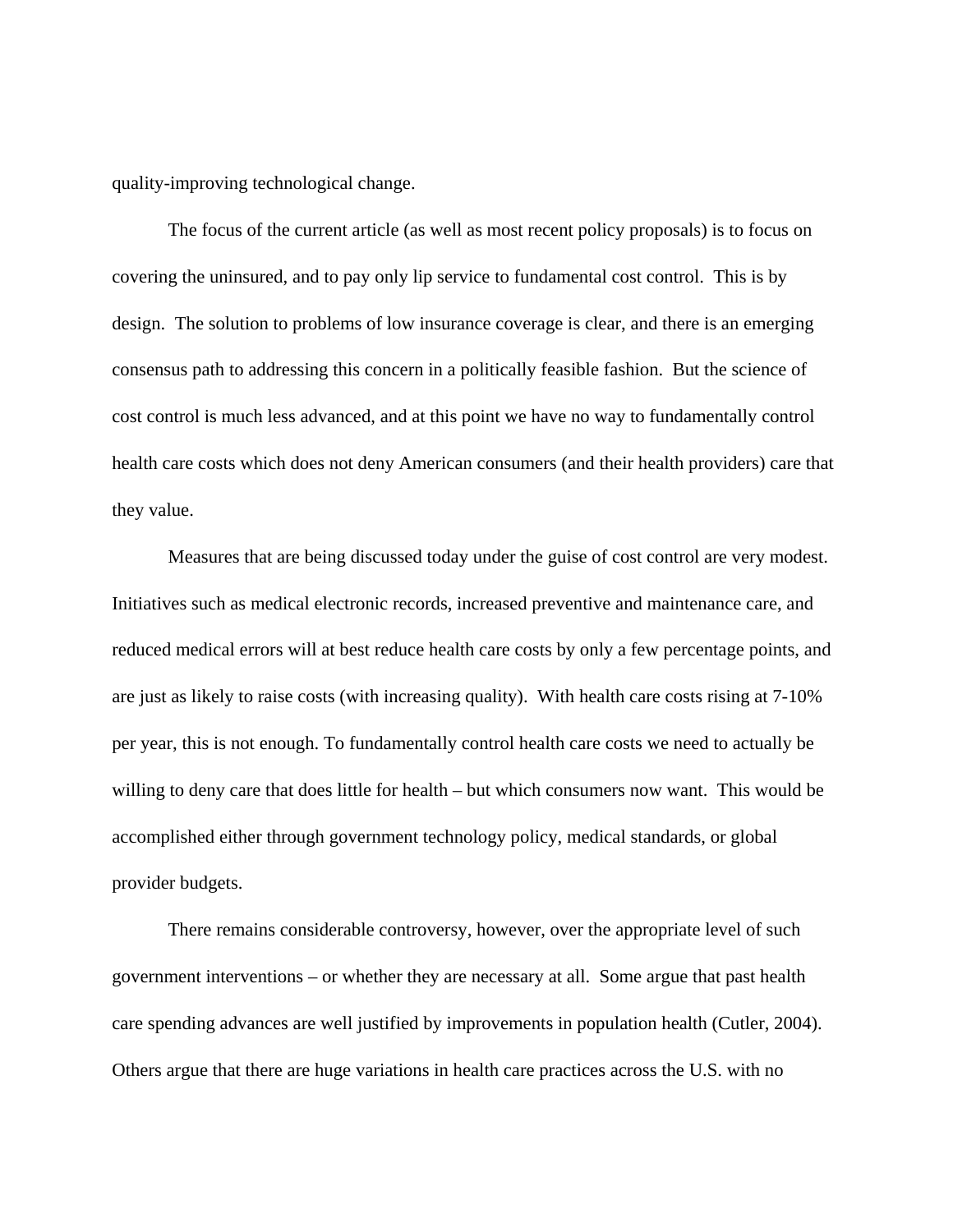quality-improving technological change.

The focus of the current article (as well as most recent policy proposals) is to focus on covering the uninsured, and to pay only lip service to fundamental cost control. This is by design. The solution to problems of low insurance coverage is clear, and there is an emerging consensus path to addressing this concern in a politically feasible fashion. But the science of cost control is much less advanced, and at this point we have no way to fundamentally control health care costs which does not deny American consumers (and their health providers) care that they value.

Measures that are being discussed today under the guise of cost control are very modest. Initiatives such as medical electronic records, increased preventive and maintenance care, and reduced medical errors will at best reduce health care costs by only a few percentage points, and are just as likely to raise costs (with increasing quality). With health care costs rising at 7-10% per year, this is not enough. To fundamentally control health care costs we need to actually be willing to deny care that does little for health – but which consumers now want. This would be accomplished either through government technology policy, medical standards, or global provider budgets.

There remains considerable controversy, however, over the appropriate level of such government interventions – or whether they are necessary at all. Some argue that past health care spending advances are well justified by improvements in population health (Cutler, 2004). Others argue that there are huge variations in health care practices across the U.S. with no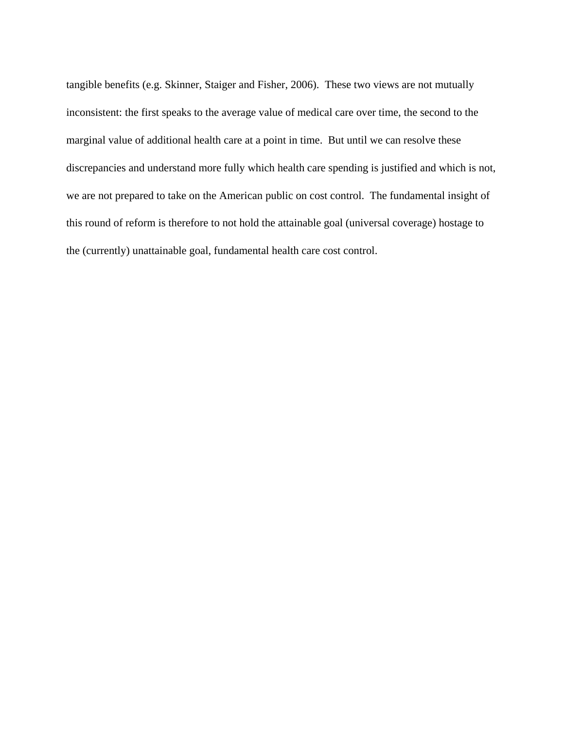tangible benefits (e.g. Skinner, Staiger and Fisher, 2006). These two views are not mutually inconsistent: the first speaks to the average value of medical care over time, the second to the marginal value of additional health care at a point in time. But until we can resolve these discrepancies and understand more fully which health care spending is justified and which is not, we are not prepared to take on the American public on cost control. The fundamental insight of this round of reform is therefore to not hold the attainable goal (universal coverage) hostage to the (currently) unattainable goal, fundamental health care cost control.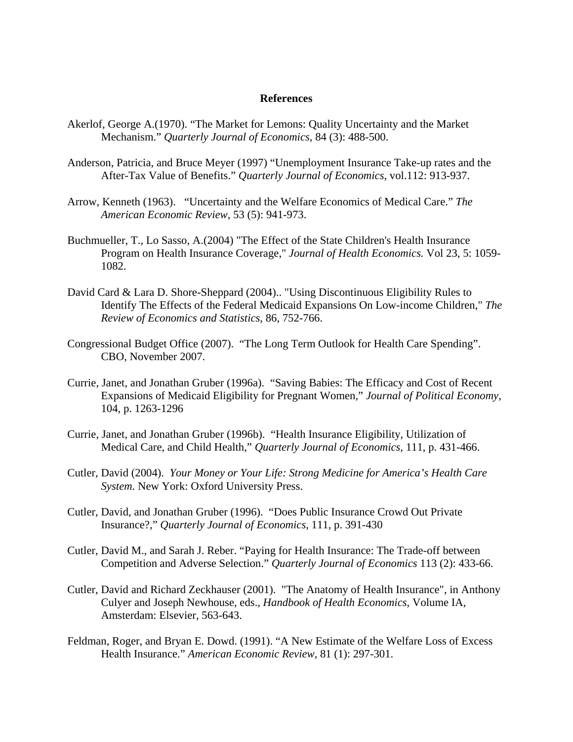**References**

Akerlof, George A.(1970). "The Market for Lemons: Quality Uncertainty and the Market Mechanism." *Quarterly Journal of Economics,* 84 (3): 488-500.

Anderson, Patricia, and Bruce Meyer (1997) "Unemployment Insurance Take-up rates and the After-Tax Value of Benefits." *Quarterly Journal of Economics*, vol.112: 913-937.

Arrow, Kenneth (1963). "Uncertainty and the Welfare Economics of Medical Care." *The American Economic Review*, 53 (5): 941-973.

Buchmueller, T., Lo Sasso, A.(2004) "The Effect of the State Children's Health Insurance Program on Health Insurance Coverage," *Journal of Health Economics.* Vol 23, 5: 1059-1082.

David Card & Lara D. Shore-Sheppard (2004).. "Using Discontinuous Eligibility Rules to Identify The Effects of the Federal Medicaid Expansions On Low-income Children," *The Review of Economics and Statistics*, 86, 752-766.

Congressional Budget Office (2007). "The Long Term Outlook for Health Care Spending". CBO, November 2007.

Currie, Janet, and Jonathan Gruber (1996a). "Saving Babies: The Efficacy and Cost of Recent Expansions of Medicaid Eligibility for Pregnant Women," *Journal of Political Economy*, 104, p. 1263-1296

Currie, Janet, and Jonathan Gruber (1996b). "Health Insurance Eligibility, Utilization of Medical Care, and Child Health," *Quarterly Journal of Economics*, 111, p. 431-466.

Cutler, David (2004). *Your Money or Your Life: Strong Medicine for America's Health Care System*. New York: Oxford University Press.

Cutler, David, and Jonathan Gruber (1996). "Does Public Insurance Crowd Out Private Insurance?," *Quarterly Journal of Economics*, 111, p. 391-430

Cutler, David M., and Sarah J. Reber. "Paying for Health Insurance: The Trade-off between Competition and Adverse Selection." *Quarterly Journal of Economics* 113 (2): 433-66.

Cutler, David and Richard Zeckhauser (2001). "The Anatomy of Health Insurance", in Anthony Culyer and Joseph Newhouse, eds., *Handbook of Health Economics*, Volume IA, Amsterdam: Elsevier, 563-643.

Feldman, Roger, and Bryan E. Dowd. (1991). "A New Estimate of the Welfare Loss of Excess Health Insurance." *American Economic Review,* 81 (1): 297-301.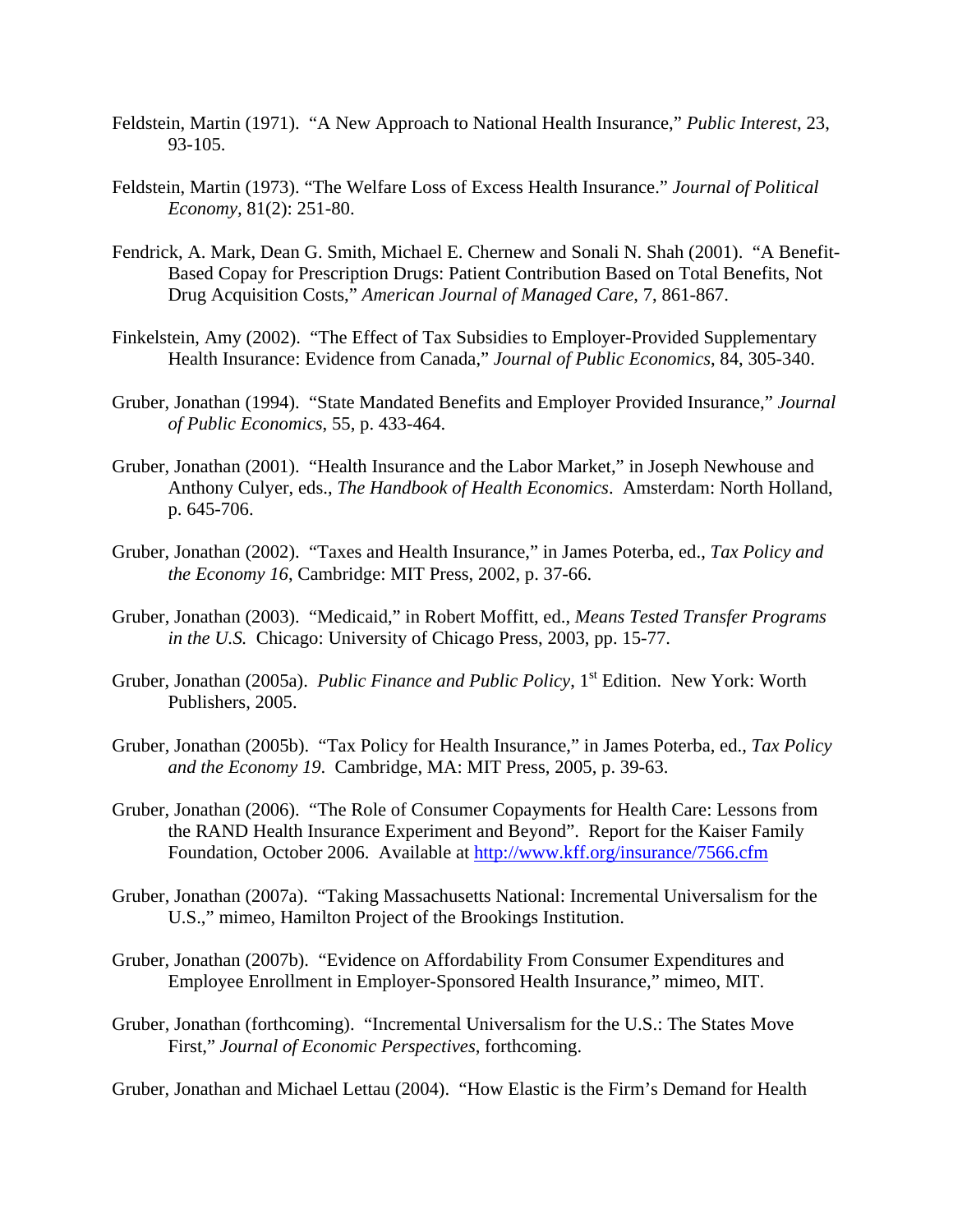Feldstein, Martin (1971). "A New Approach to National Health Insurance," *Public Interest*, 23, 93-105.

Feldstein, Martin (1973). "The Welfare Loss of Excess Health Insurance." *Journal of Political Economy*, 81(2): 251-80.

Fendrick, A. Mark, Dean G. Smith, Michael E. Chernew and Sonali N. Shah (2001). "A Benefit-Based Copay for Prescription Drugs: Patient Contribution Based on Total Benefits, Not Drug Acquisition Costs," *American Journal of Managed Care*, 7, 861-867.

Finkelstein, Amy (2002). "The Effect of Tax Subsidies to Employer-Provided Supplementary Health Insurance: Evidence from Canada," *Journal of Public Economics*, 84, 305-340.

Gruber, Jonathan (1994). "State Mandated Benefits and Employer Provided Insurance," *Journal of Public Economics*, 55, p. 433-464.

Gruber, Jonathan (2001). "Health Insurance and the Labor Market," in Joseph Newhouse and Anthony Culyer, eds., *The Handbook of Health Economics*. Amsterdam: North Holland, p. 645-706.

Gruber, Jonathan (2002). "Taxes and Health Insurance," in James Poterba, ed., *Tax Policy and the Economy 16*, Cambridge: MIT Press, 2002, p. 37-66.

Gruber, Jonathan (2003). "Medicaid," in Robert Moffitt, ed., *Means Tested Transfer Programs in the U.S.* Chicago: University of Chicago Press, 2003, pp. 15-77.

Gruber, Jonathan (2005a). *Public Finance and Public Policy*, 1st Edition. New York: Worth Publishers, 2005.

Gruber, Jonathan (2005b). "Tax Policy for Health Insurance," in James Poterba, ed., *Tax Policy and the Economy 19*. Cambridge, MA: MIT Press, 2005, p. 39-63.

Gruber, Jonathan (2006). "The Role of Consumer Copayments for Health Care: Lessons from the RAND Health Insurance Experiment and Beyond". Report for the Kaiser Family Foundation, October 2006. Available at http://www.kff.org/insurance/7566.cfm

Gruber, Jonathan (2007a). "Taking Massachusetts National: Incremental Universalism for the U.S.," mimeo, Hamilton Project of the Brookings Institution.

Gruber, Jonathan (2007b). "Evidence on Affordability From Consumer Expenditures and Employee Enrollment in Employer-Sponsored Health Insurance," mimeo, MIT.

Gruber, Jonathan (forthcoming). "Incremental Universalism for the U.S.: The States Move First," *Journal of Economic Perspectives*, forthcoming.

Gruber, Jonathan and Michael Lettau (2004). "How Elastic is the Firm's Demand for Health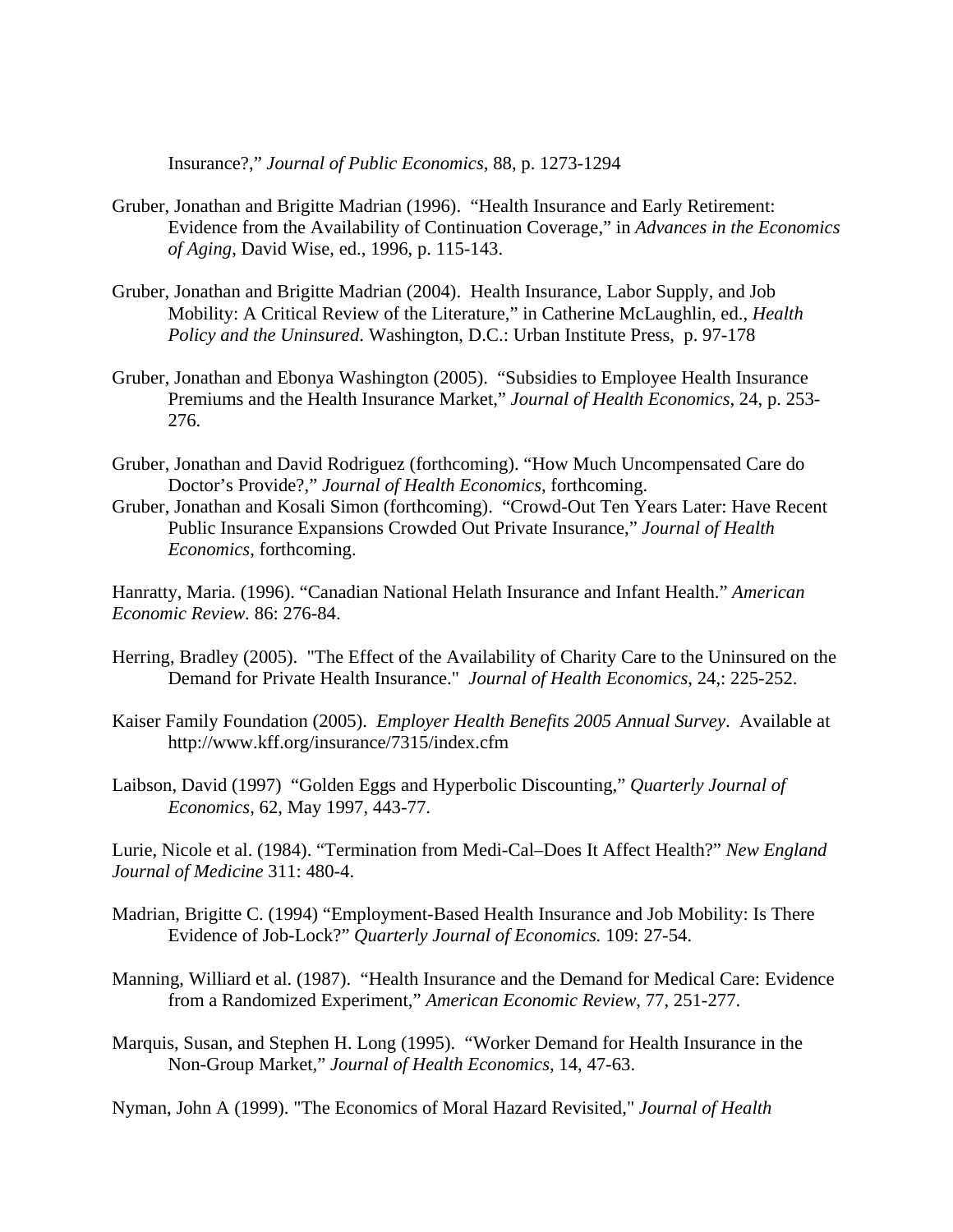Insurance?," *Journal of Public Economics*, 88, p. 1273-1294

Gruber, Jonathan and Brigitte Madrian (1996). "Health Insurance and Early Retirement: Evidence from the Availability of Continuation Coverage," in *Advances in the Economics of Aging*, David Wise, ed., 1996, p. 115-143.

Gruber, Jonathan and Brigitte Madrian (2004). Health Insurance, Labor Supply, and Job Mobility: A Critical Review of the Literature," in Catherine McLaughlin, ed., *Health Policy and the Uninsured*. Washington, D.C.: Urban Institute Press, p. 97-178

Gruber, Jonathan and Ebonya Washington (2005). "Subsidies to Employee Health Insurance Premiums and the Health Insurance Market," *Journal of Health Economics*, 24, p. 253-276.

Gruber, Jonathan and David Rodriguez (forthcoming). "How Much Uncompensated Care do Doctor's Provide?," *Journal of Health Economics*, forthcoming.

Gruber, Jonathan and Kosali Simon (forthcoming). "Crowd-Out Ten Years Later: Have Recent Public Insurance Expansions Crowded Out Private Insurance," *Journal of Health Economics*, forthcoming.

Hanratty, Maria. (1996). "Canadian National Helath Insurance and Infant Health." *American Economic Review.* 86: 276-84.

Herring, Bradley (2005). "The Effect of the Availability of Charity Care to the Uninsured on the Demand for Private Health Insurance." *Journal of Health Economics*, 24,: 225-252.

Kaiser Family Foundation (2005). *Employer Health Benefits 2005 Annual Survey*. Available at http://www.kff.org/insurance/7315/index.cfm

Laibson, David (1997) "Golden Eggs and Hyperbolic Discounting," *Quarterly Journal of Economics*, 62, May 1997, 443-77.

Lurie, Nicole et al. (1984). "Termination from Medi-Cal–Does It Affect Health?" *New England Journal of Medicine* 311: 480-4.

Madrian, Brigitte C. (1994) "Employment-Based Health Insurance and Job Mobility: Is There Evidence of Job-Lock?" *Quarterly Journal of Economics.* 109: 27-54.

Manning, Williard et al. (1987). "Health Insurance and the Demand for Medical Care: Evidence from a Randomized Experiment," *American Economic Review*, 77, 251-277.

Marquis, Susan, and Stephen H. Long (1995). "Worker Demand for Health Insurance in the Non-Group Market," *Journal of Health Economics*, 14, 47-63.

Nyman, John A (1999). "The Economics of Moral Hazard Revisited," *Journal of Health*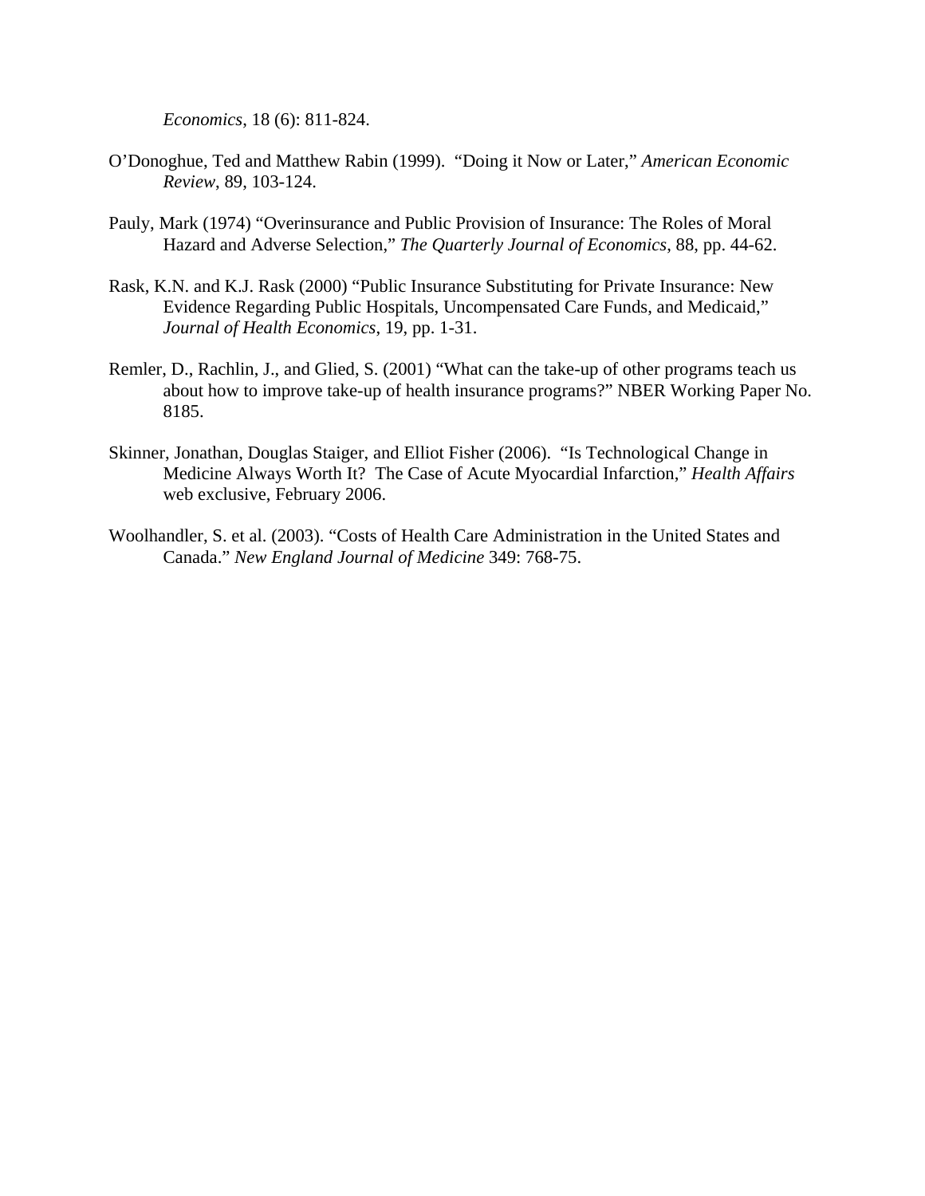*Economics*, 18 (6): 811-824.

O'Donoghue, Ted and Matthew Rabin (1999). "Doing it Now or Later," *American Economic Review*, 89, 103-124.

Pauly, Mark (1974) "Overinsurance and Public Provision of Insurance: The Roles of Moral Hazard and Adverse Selection," *The Quarterly Journal of Economics*, 88, pp. 44-62.

Rask, K.N. and K.J. Rask (2000) "Public Insurance Substituting for Private Insurance: New Evidence Regarding Public Hospitals, Uncompensated Care Funds, and Medicaid," *Journal of Health Economics*, 19, pp. 1-31.

Remler, D., Rachlin, J., and Glied, S. (2001) "What can the take-up of other programs teach us about how to improve take-up of health insurance programs?" NBER Working Paper No. 8185.

Skinner, Jonathan, Douglas Staiger, and Elliot Fisher (2006). "Is Technological Change in Medicine Always Worth It? The Case of Acute Myocardial Infarction," *Health Affairs* web exclusive, February 2006.

Woolhandler, S. et al. (2003). "Costs of Health Care Administration in the United States and Canada." *New England Journal of Medicine* 349: 768-75.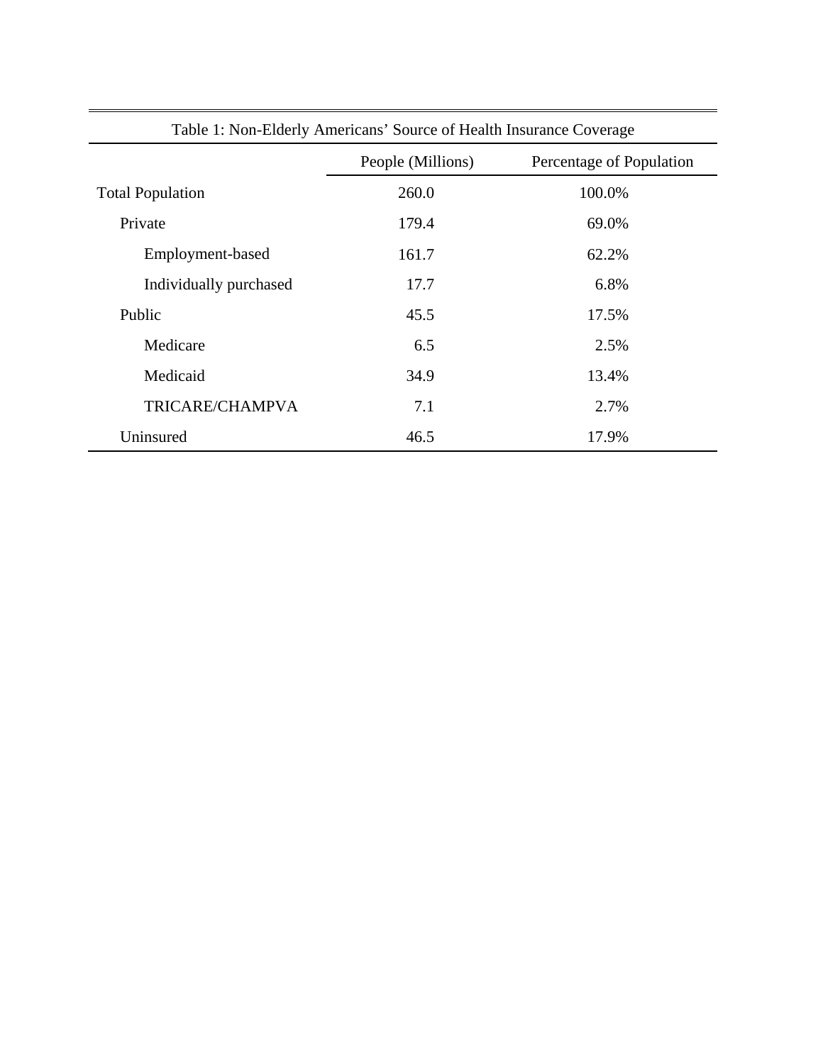Table 1: Non-Elderly Americans' Source of Health Insurance Coverage

| | People (Millions) | Percentage of Population |
|---|---|---|
| Total Population | 260.0 | 100.0% |
| Private | 179.4 | 69.0% |
| Employment-based | 161.7 | 62.2% |
| Individually purchased | 17.7 | 6.8% |
| Public | 45.5 | 17.5% |
| Medicare | 6.5 | 2.5% |
| Medicaid | 34.9 | 13.4% |
| TRICARE/CHAMPVA | 7.1 | 2.7% |
| Uninsured | 46.5 | 17.9% |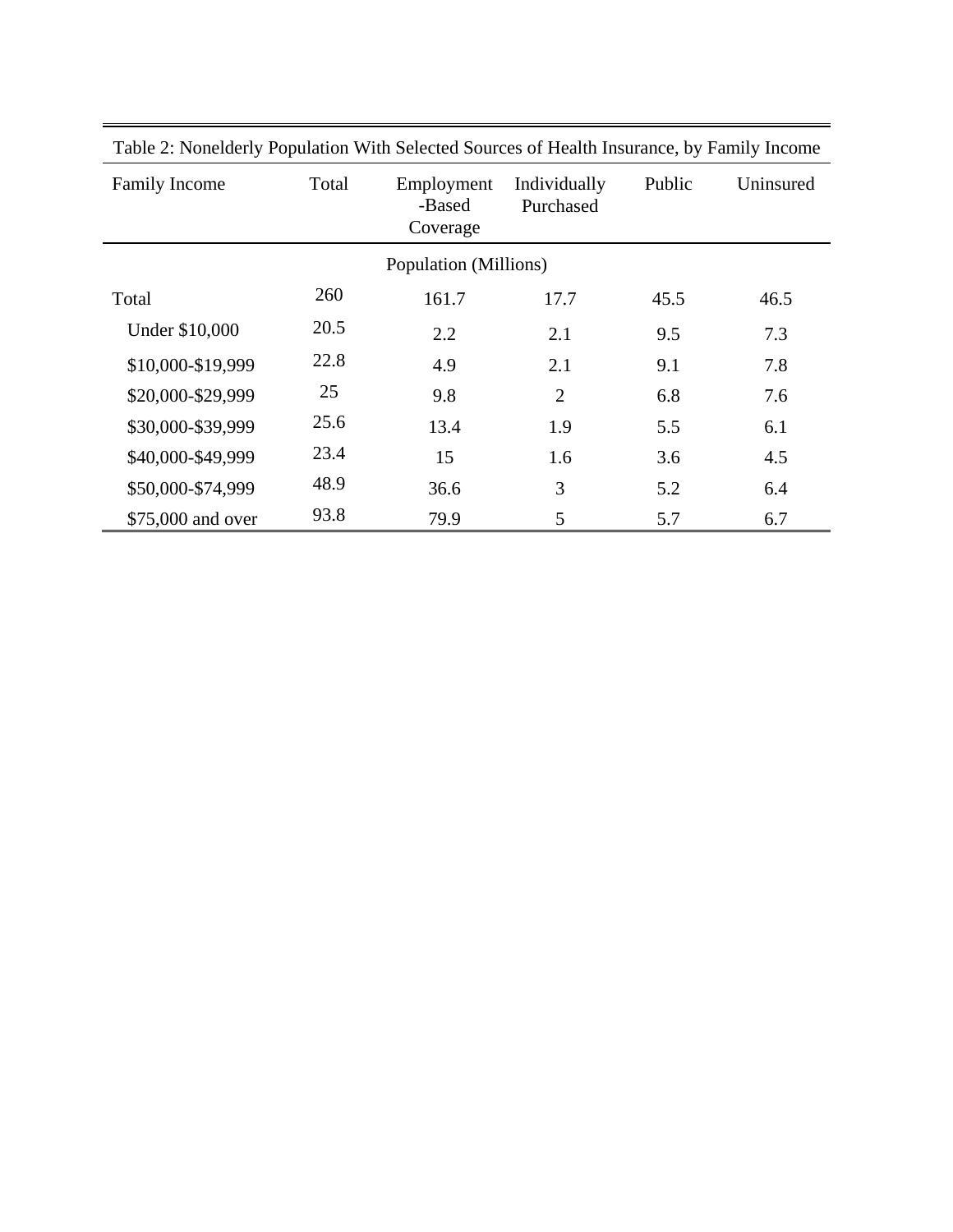Table 2: Nonelderly Population With Selected Sources of Health Insurance, by Family Income

| Family Income | Total | Employment -Based Coverage | Individually Purchased | Public | Uninsured |
|---|---|---|---|---|---|
| | | Population (Millions) | | | |
| Total | 260 | 161.7 | 17.7 | 45.5 | 46.5 |
| Under $10,000 | 20.5 | 2.2 | 2.1 | 9.5 | 7.3 |
| $10,000-$19,999 | 22.8 | 4.9 | 2.1 | 9.1 | 7.8 |
| $20,000-$29,999 | 25 | 9.8 | 2 | 6.8 | 7.6 |
| $30,000-$39,999 | 25.6 | 13.4 | 1.9 | 5.5 | 6.1 |
| $40,000-$49,999 | 23.4 | 15 | 1.6 | 3.6 | 4.5 |
| $50,000-$74,999 | 48.9 | 36.6 | 3 | 5.2 | 6.4 |
| $75,000 and over | 93.8 | 79.9 | 5 | 5.7 | 6.7 |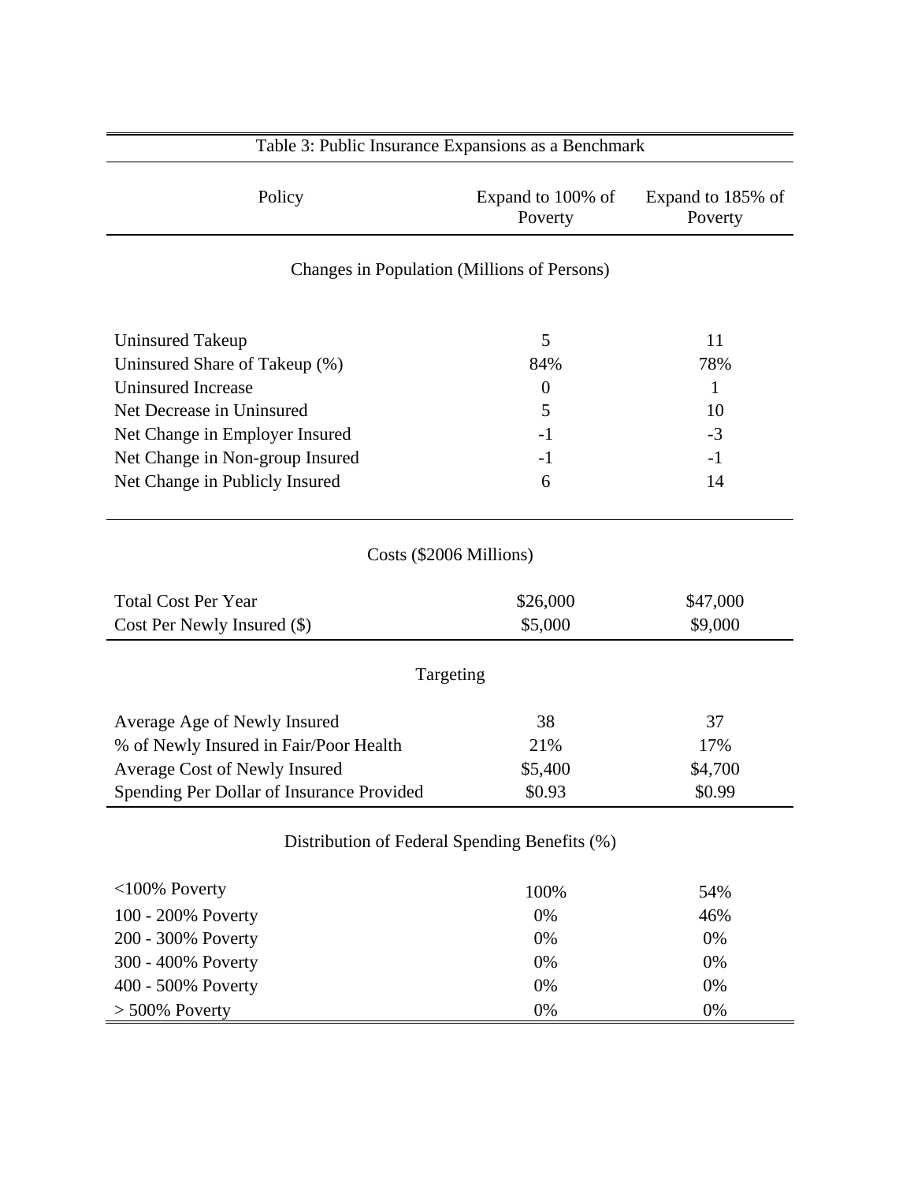Table 3: Public Insurance Expansions as a Benchmark

| Policy | Expand to 100% of Poverty | Expand to 185% of Poverty |
|---|---|---|
| **Changes in Population (Millions of Persons)** | | |
| Uninsured Takeup | 5 | 11 |
| Uninsured Share of Takeup (%) | 84% | 78% |
| Uninsured Increase | 0 | 1 |
| Net Decrease in Uninsured | 5 | 10 |
| Net Change in Employer Insured | -1 | -3 |
| Net Change in Non-group Insured | -1 | -1 |
| Net Change in Publicly Insured | 6 | 14 |
| **Costs ($2006 Millions)** | | |
| Total Cost Per Year | $26,000 | $47,000 |
| Cost Per Newly Insured ($) | $5,000 | $9,000 |
| **Targeting** | | |
| Average Age of Newly Insured | 38 | 37 |
| % of Newly Insured in Fair/Poor Health | 21% | 17% |
| Average Cost of Newly Insured | $5,400 | $4,700 |
| Spending Per Dollar of Insurance Provided | $0.93 | $0.99 |
| **Distribution of Federal Spending Benefits (%)** | | |
| <100% Poverty | 100% | 54% |
| 100 - 200% Poverty | 0% | 46% |
| 200 - 300% Poverty | 0% | 0% |
| 300 - 400% Poverty | 0% | 0% |
| 400 - 500% Poverty | 0% | 0% |
| > 500% Poverty | 0% | 0% |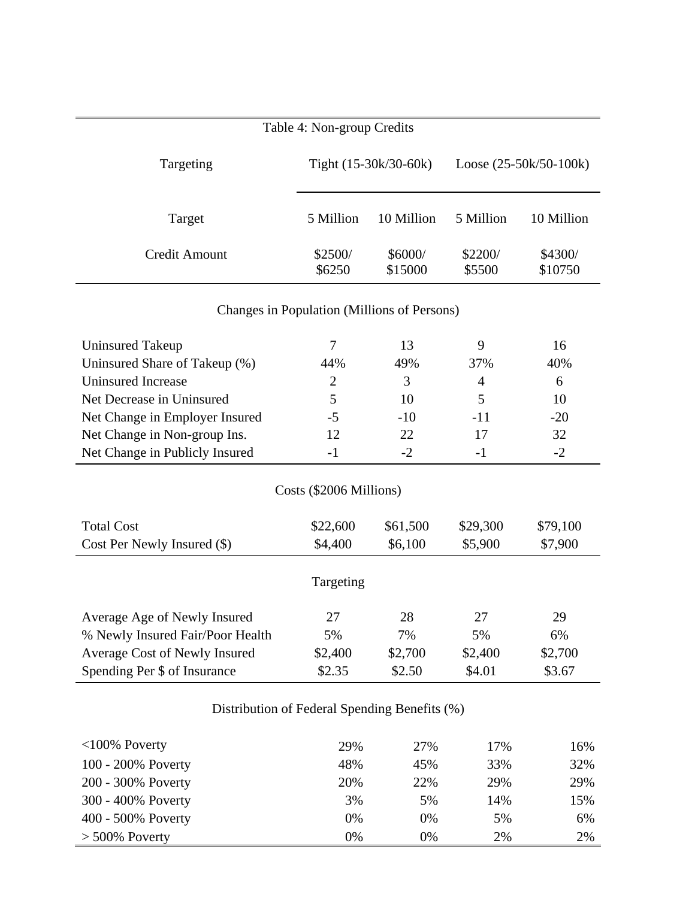Table 4: Non-group Credits

| Targeting | Tight (15-30k/30-60k) | | Loose (25-50k/50-100k) | |
|---|---|---|---|---|
| Target | 5 Million | 10 Million | 5 Million | 10 Million |
| Credit Amount | $2500/ $6250 | $6000/ $15000 | $2200/ $5500 | $4300/ $10750 |
| **Changes in Population (Millions of Persons)** | | | | |
| Uninsured Takeup | 7 | 13 | 9 | 16 |
| Uninsured Share of Takeup (%) | 44% | 49% | 37% | 40% |
| Uninsured Increase | 2 | 3 | 4 | 6 |
| Net Decrease in Uninsured | 5 | 10 | 5 | 10 |
| Net Change in Employer Insured | -5 | -10 | -11 | -20 |
| Net Change in Non-group Ins. | 12 | 22 | 17 | 32 |
| Net Change in Publicly Insured | -1 | -2 | -1 | -2 |
| **Costs ($2006 Millions)** | | | | |
| Total Cost | $22,600 | $61,500 | $29,300 | $79,100 |
| Cost Per Newly Insured ($) | $4,400 | $6,100 | $5,900 | $7,900 |
| **Targeting** | | | | |
| Average Age of Newly Insured | 27 | 28 | 27 | 29 |
| % Newly Insured Fair/Poor Health | 5% | 7% | 5% | 6% |
| Average Cost of Newly Insured | $2,400 | $2,700 | $2,400 | $2,700 |
| Spending Per $ of Insurance | $2.35 | $2.50 | $4.01 | $3.67 |
| **Distribution of Federal Spending Benefits (%)** | | | | |
| <100% Poverty | 29% | 27% | 17% | 16% |
| 100 - 200% Poverty | 48% | 45% | 33% | 32% |
| 200 - 300% Poverty | 20% | 22% | 29% | 29% |
| 300 - 400% Poverty | 3% | 5% | 14% | 15% |
| 400 - 500% Poverty | 0% | 0% | 5% | 6% |
| > 500% Poverty | 0% | 0% | 2% | 2% |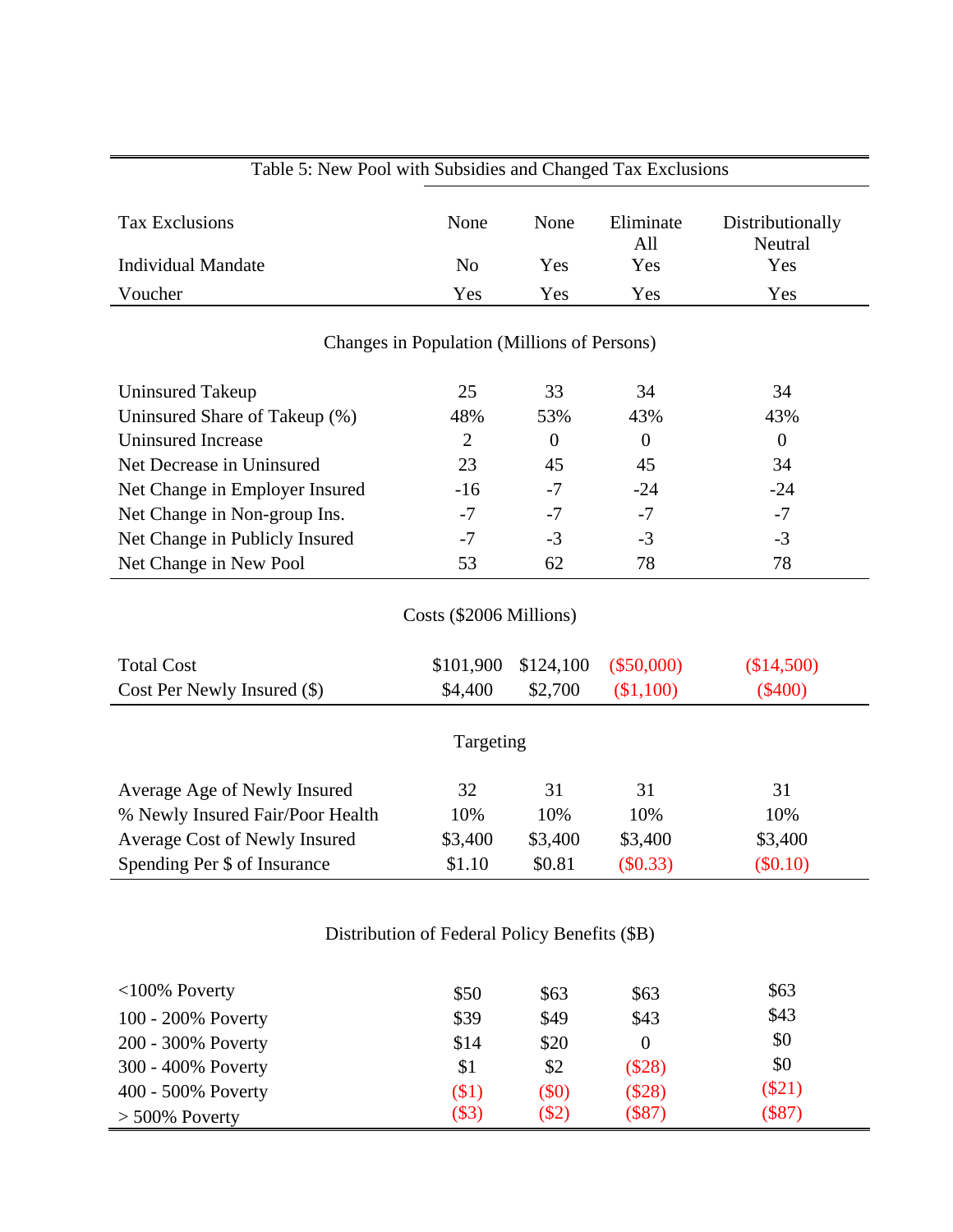Table 5: New Pool with Subsidies and Changed Tax Exclusions

| | | | | |
|---|---|---|---|---|
| Tax Exclusions | None | None | Eliminate All | Distributionally Neutral |
| Individual Mandate | No | Yes | Yes | Yes |
| Voucher | Yes | Yes | Yes | Yes |
| **Changes in Population (Millions of Persons)** | | | | |
| Uninsured Takeup | 25 | 33 | 34 | 34 |
| Uninsured Share of Takeup (%) | 48% | 53% | 43% | 43% |
| Uninsured Increase | 2 | 0 | 0 | 0 |
| Net Decrease in Uninsured | 23 | 45 | 45 | 34 |
| Net Change in Employer Insured | -16 | -7 | -24 | -24 |
| Net Change in Non-group Ins. | -7 | -7 | -7 | -7 |
| Net Change in Publicly Insured | -7 | -3 | -3 | -3 |
| Net Change in New Pool | 53 | 62 | 78 | 78 |
| **Costs ($2006 Millions)** | | | | |
| Total Cost | $101,900 | $124,100 | ($50,000) | ($14,500) |
| Cost Per Newly Insured ($) | $4,400 | $2,700 | ($1,100) | ($400) |
| **Targeting** | | | | |
| Average Age of Newly Insured | 32 | 31 | 31 | 31 |
| % Newly Insured Fair/Poor Health | 10% | 10% | 10% | 10% |
| Average Cost of Newly Insured | $3,400 | $3,400 | $3,400 | $3,400 |
| Spending Per $ of Insurance | $1.10 | $0.81 | ($0.33) | ($0.10) |
| **Distribution of Federal Policy Benefits ($B)** | | | | |
| <100% Poverty | $50 | $63 | $63 | $63 |
| 100 - 200% Poverty | $39 | $49 | $43 | $43 |
| 200 - 300% Poverty | $14 | $20 | 0 | $0 |
| 300 - 400% Poverty | $1 | $2 | ($28) | $0 |
| 400 - 500% Poverty | ($1) | ($0) | ($28) | ($21) |
| > 500% Poverty | ($3) | ($2) | ($87) | ($87) |